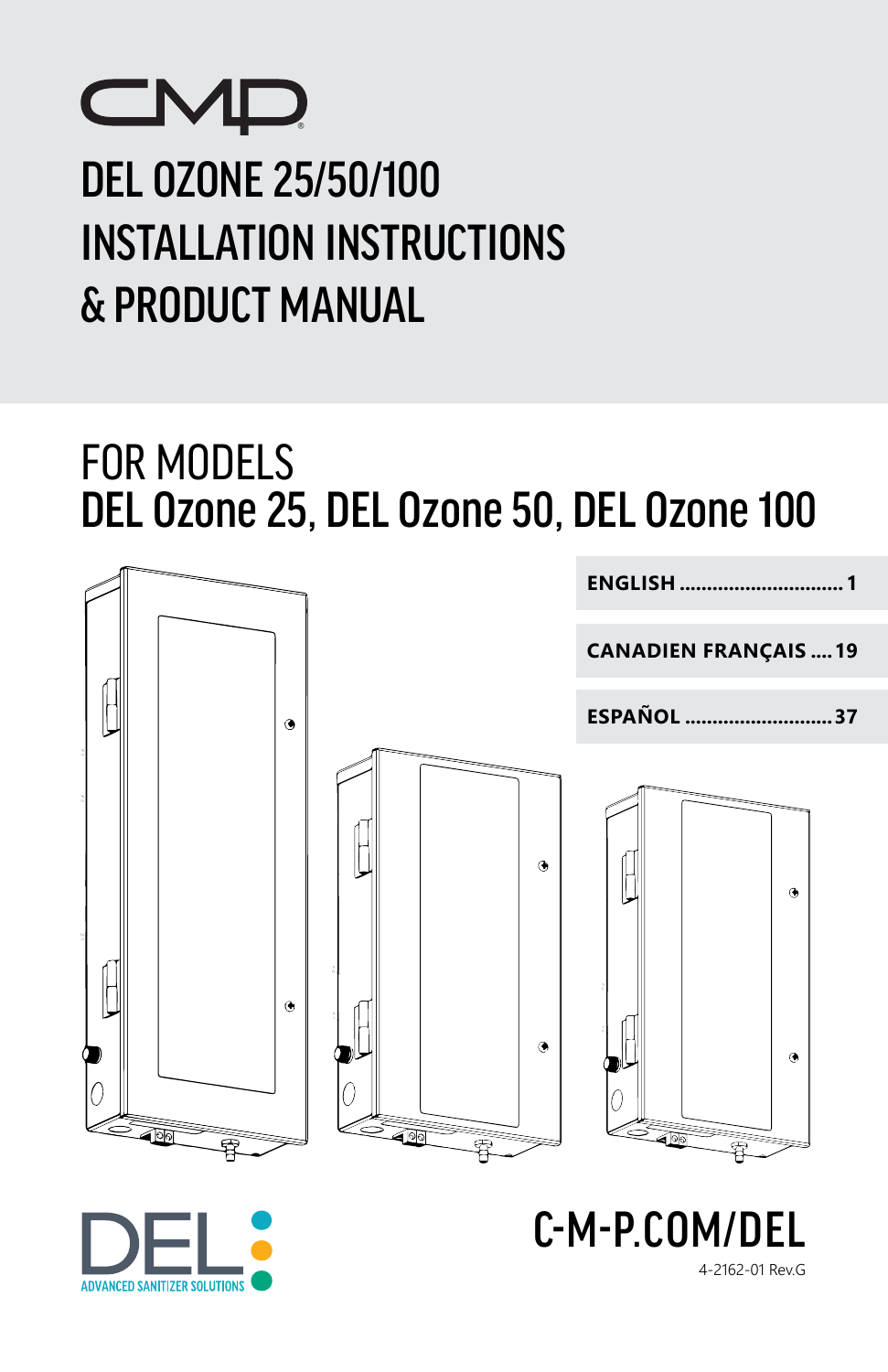CMP

# DEL OZONE 25/50/100 INSTALLATION INSTRUCTIONS & PRODUCT MANUAL

## FOR MODELS
## DEL Ozone 25, DEL Ozone 50, DEL Ozone 100

| | |
|---|---|
| **ENGLISH** | **1** |
| **CANADIEN FRANÇAIS** | **19** |
| **ESPAÑOL** | **37** |

DEL ADVANCED SANITIZER SOLUTIONS

C-M-P.COM/DEL

4-2162-01 Rev.G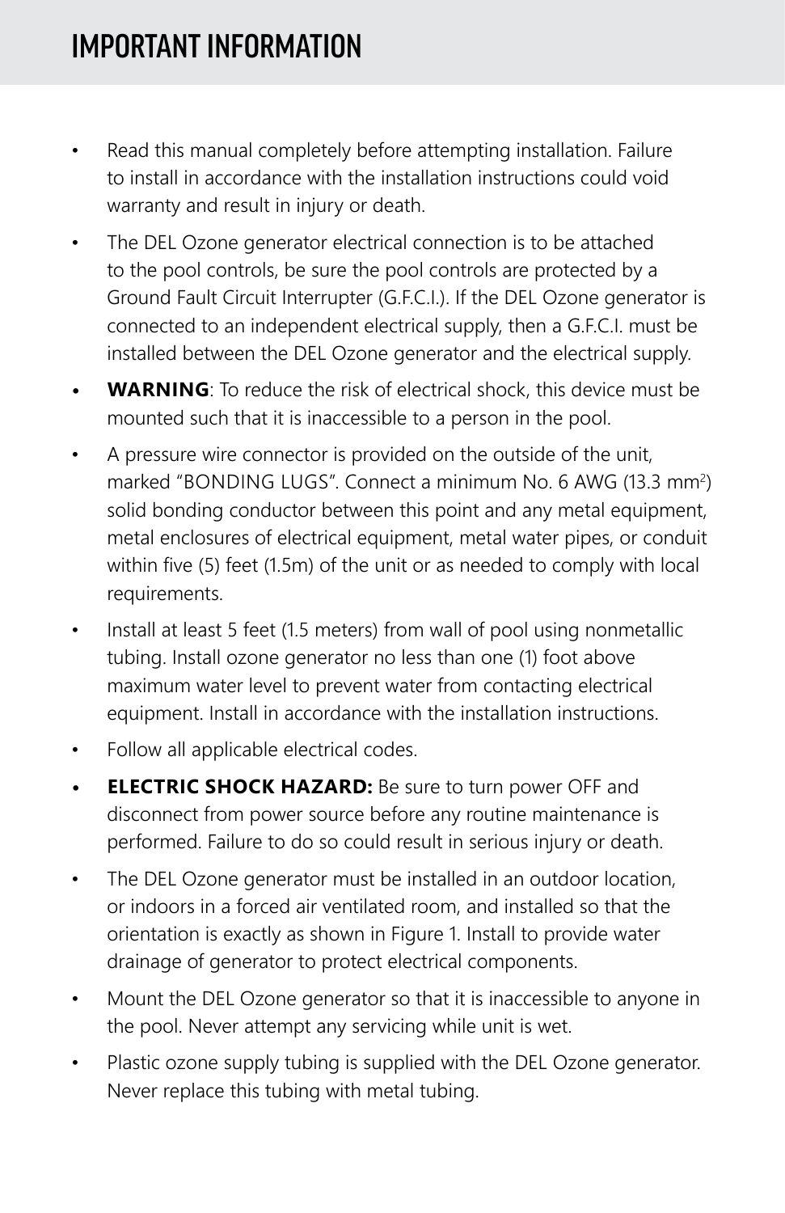# IMPORTANT INFORMATION

- Read this manual completely before attempting installation. Failure to install in accordance with the installation instructions could void warranty and result in injury or death.
- The DEL Ozone generator electrical connection is to be attached to the pool controls, be sure the pool controls are protected by a Ground Fault Circuit Interrupter (G.F.C.I.). If the DEL Ozone generator is connected to an independent electrical supply, then a G.F.C.I. must be installed between the DEL Ozone generator and the electrical supply.
- **WARNING**: To reduce the risk of electrical shock, this device must be mounted such that it is inaccessible to a person in the pool.
- A pressure wire connector is provided on the outside of the unit, marked "BONDING LUGS". Connect a minimum No. 6 AWG (13.3 $mm^2$) solid bonding conductor between this point and any metal equipment, metal enclosures of electrical equipment, metal water pipes, or conduit within five (5) feet (1.5m) of the unit or as needed to comply with local requirements.
- Install at least 5 feet (1.5 meters) from wall of pool using nonmetallic tubing. Install ozone generator no less than one (1) foot above maximum water level to prevent water from contacting electrical equipment. Install in accordance with the installation instructions.
- Follow all applicable electrical codes.
- **ELECTRIC SHOCK HAZARD:** Be sure to turn power OFF and disconnect from power source before any routine maintenance is performed. Failure to do so could result in serious injury or death.
- The DEL Ozone generator must be installed in an outdoor location, or indoors in a forced air ventilated room, and installed so that the orientation is exactly as shown in Figure 1. Install to provide water drainage of generator to protect electrical components.
- Mount the DEL Ozone generator so that it is inaccessible to anyone in the pool. Never attempt any servicing while unit is wet.
- Plastic ozone supply tubing is supplied with the DEL Ozone generator. Never replace this tubing with metal tubing.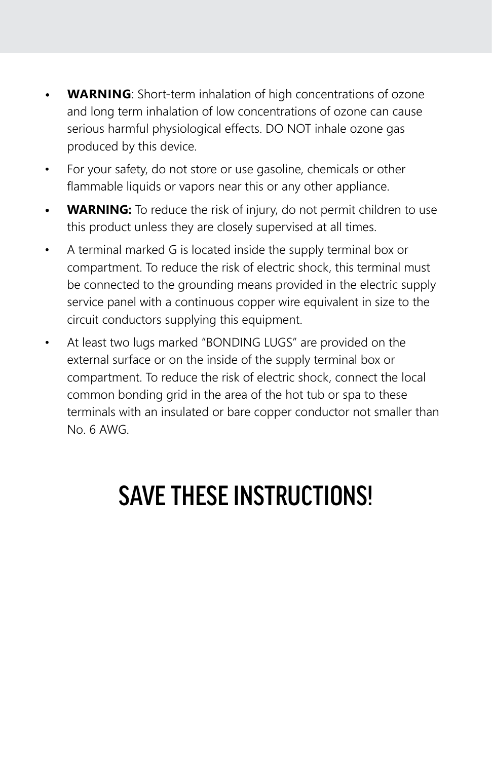- **WARNING**: Short-term inhalation of high concentrations of ozone and long term inhalation of low concentrations of ozone can cause serious harmful physiological effects. DO NOT inhale ozone gas produced by this device.
- For your safety, do not store or use gasoline, chemicals or other flammable liquids or vapors near this or any other appliance.
- **WARNING:** To reduce the risk of injury, do not permit children to use this product unless they are closely supervised at all times.
- A terminal marked G is located inside the supply terminal box or compartment. To reduce the risk of electric shock, this terminal must be connected to the grounding means provided in the electric supply service panel with a continuous copper wire equivalent in size to the circuit conductors supplying this equipment.
- At least two lugs marked "BONDING LUGS" are provided on the external surface or on the inside of the supply terminal box or compartment. To reduce the risk of electric shock, connect the local common bonding grid in the area of the hot tub or spa to these terminals with an insulated or bare copper conductor not smaller than No. 6 AWG.

# SAVE THESE INSTRUCTIONS!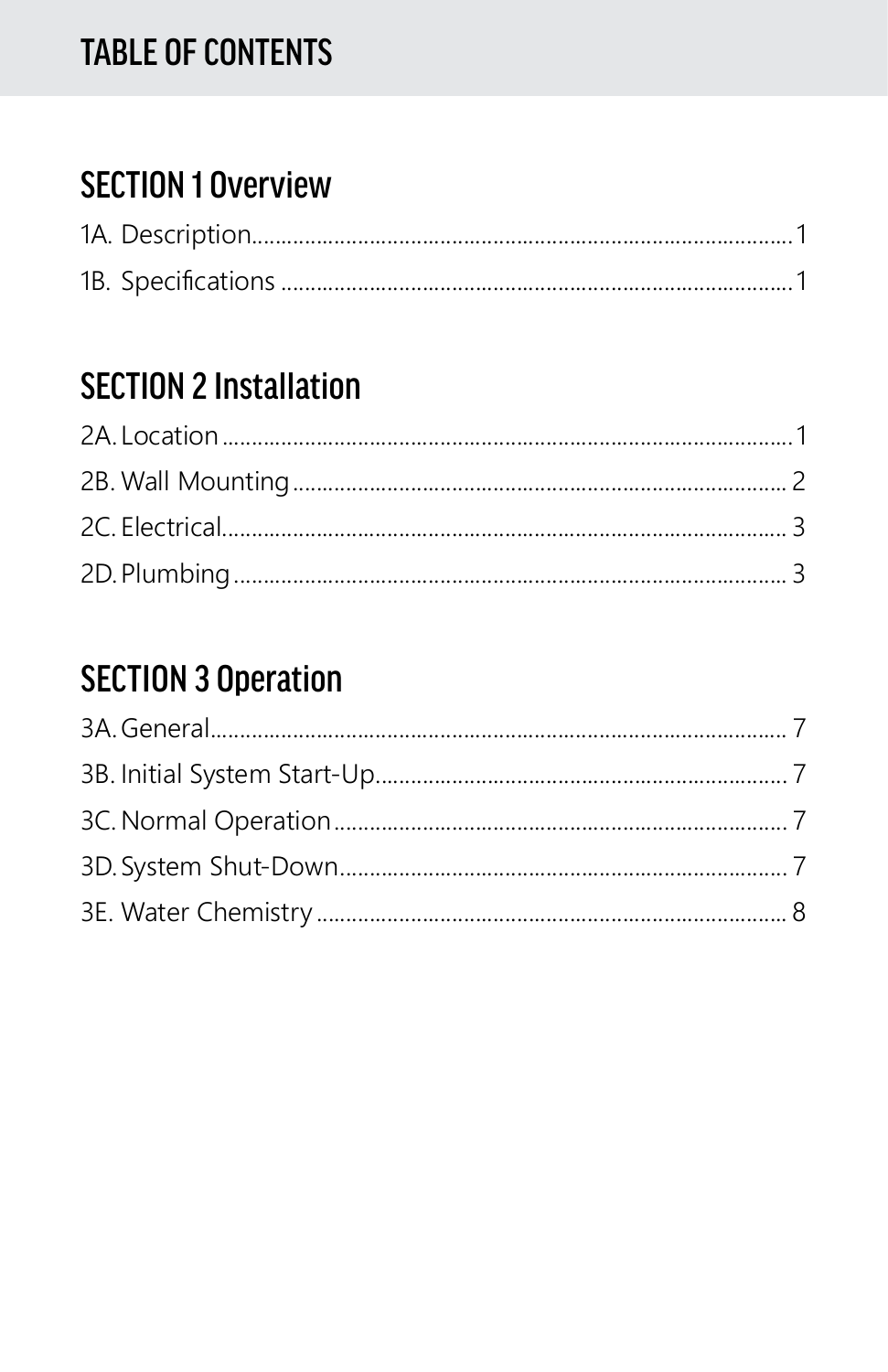# TABLE OF CONTENTS

## SECTION 1 Overview

1A. Description....................................................................................1

1B. Specifications ..................................................................................1

## SECTION 2 Installation

2A. Location..........................................................................................1

2B. Wall Mounting................................................................................2

2C. Electrical.........................................................................................3

2D. Plumbing........................................................................................3

## SECTION 3 Operation

3A. General...........................................................................................7

3B. Initial System Start-Up...................................................................7

3C. Normal Operation..........................................................................7

3D. System Shut-Down........................................................................7

3E. Water Chemistry............................................................................8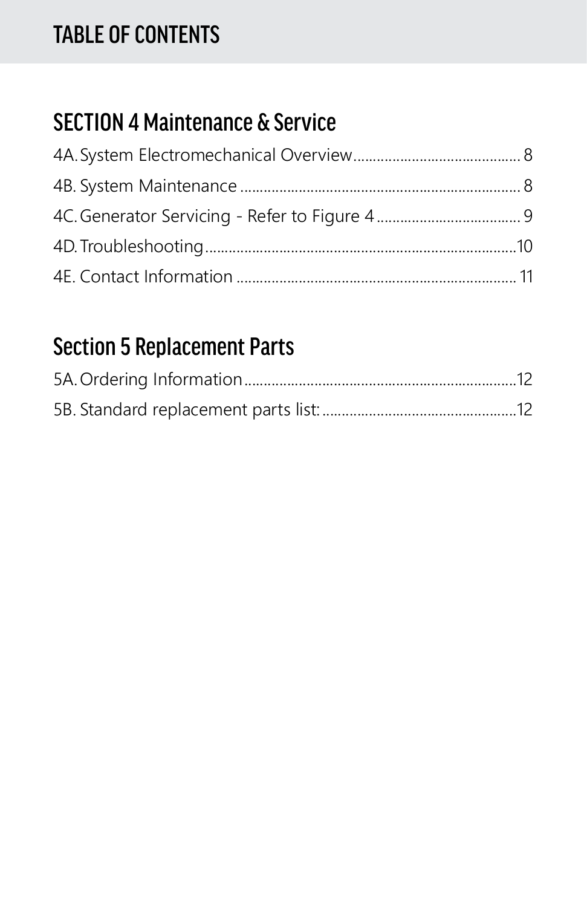# TABLE OF CONTENTS

## SECTION 4 Maintenance & Service

4A. System Electromechanical Overview .......................................... 8

4B. System Maintenance .......................................................................... 8

4C. Generator Servicing - Refer to Figure 4 ..................................... 9

4D. Troubleshooting ................................................................................ 10

4E. Contact Information ......................................................................... 11

## Section 5 Replacement Parts

5A. Ordering Information ....................................................................... 12

5B. Standard replacement parts list: ................................................. 12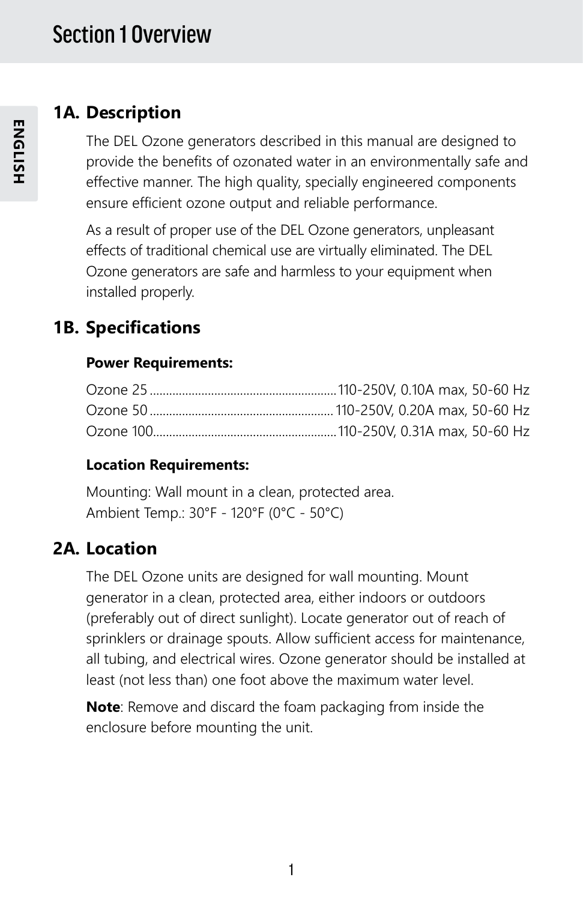# Section 1 Overview

## 1A. Description

The DEL Ozone generators described in this manual are designed to provide the benefits of ozonated water in an environmentally safe and effective manner. The high quality, specially engineered components ensure efficient ozone output and reliable performance.

As a result of proper use of the DEL Ozone generators, unpleasant effects of traditional chemical use are virtually eliminated. The DEL Ozone generators are safe and harmless to your equipment when installed properly.

## 1B. Specifications

**Power Requirements:**

Ozone 25 ........................................................ 110-250V, 0.10A max, 50-60 Hz
Ozone 50 ........................................................ 110-250V, 0.20A max, 50-60 Hz
Ozone 100........................................................ 110-250V, 0.31A max, 50-60 Hz

**Location Requirements:**

Mounting: Wall mount in a clean, protected area.
Ambient Temp.: 30°F - 120°F (0°C - 50°C)

## 2A. Location

The DEL Ozone units are designed for wall mounting. Mount generator in a clean, protected area, either indoors or outdoors (preferably out of direct sunlight). Locate generator out of reach of sprinklers or drainage spouts. Allow sufficient access for maintenance, all tubing, and electrical wires. Ozone generator should be installed at least (not less than) one foot above the maximum water level.

**Note**: Remove and discard the foam packaging from inside the enclosure before mounting the unit.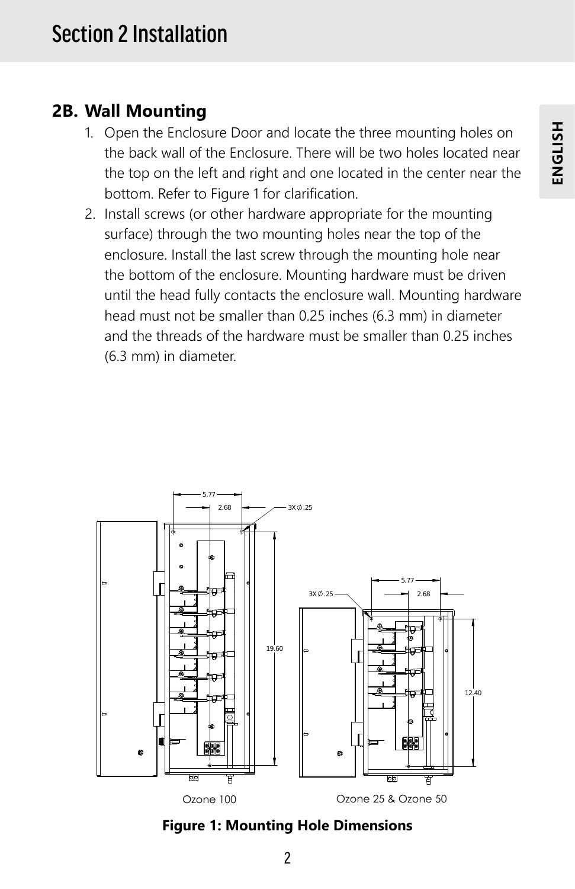## 2B. Wall Mounting

1. Open the Enclosure Door and locate the three mounting holes on the back wall of the Enclosure. There will be two holes located near the top on the left and right and one located in the center near the bottom. Refer to Figure 1 for clarification.
2. Install screws (or other hardware appropriate for the mounting surface) through the two mounting holes near the top of the enclosure. Install the last screw through the mounting hole near the bottom of the enclosure. Mounting hardware must be driven until the head fully contacts the enclosure wall. Mounting hardware head must not be smaller than 0.25 inches (6.3 mm) in diameter and the threads of the hardware must be smaller than 0.25 inches (6.3 mm) in diameter.

5.77 2.68 3X∅.25 19.60

Ozone 100

5.77 2.68 3X∅.25 12.40

Ozone 25 & Ozone 50

**Figure 1: Mounting Hole Dimensions**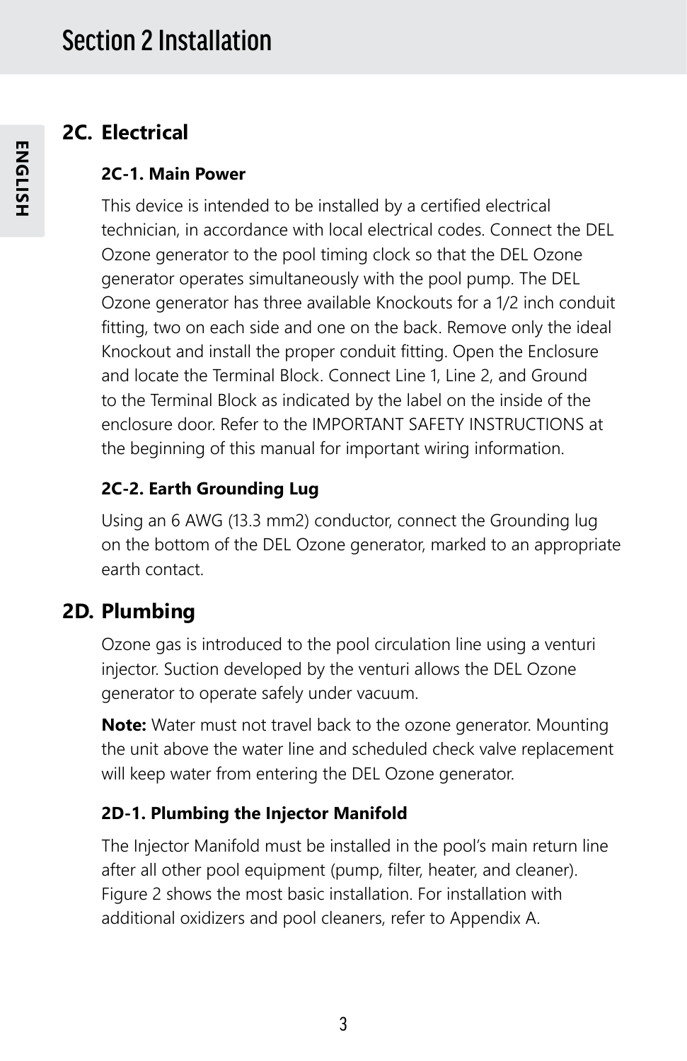# Section 2 Installation

## 2C. Electrical

### 2C-1. Main Power

This device is intended to be installed by a certified electrical technician, in accordance with local electrical codes. Connect the DEL Ozone generator to the pool timing clock so that the DEL Ozone generator operates simultaneously with the pool pump. The DEL Ozone generator has three available Knockouts for a 1/2 inch conduit fitting, two on each side and one on the back. Remove only the ideal Knockout and install the proper conduit fitting. Open the Enclosure and locate the Terminal Block. Connect Line 1, Line 2, and Ground to the Terminal Block as indicated by the label on the inside of the enclosure door. Refer to the IMPORTANT SAFETY INSTRUCTIONS at the beginning of this manual for important wiring information.

### 2C-2. Earth Grounding Lug

Using an 6 AWG (13.3 mm2) conductor, connect the Grounding lug on the bottom of the DEL Ozone generator, marked to an appropriate earth contact.

## 2D. Plumbing

Ozone gas is introduced to the pool circulation line using a venturi injector. Suction developed by the venturi allows the DEL Ozone generator to operate safely under vacuum.

**Note:** Water must not travel back to the ozone generator. Mounting the unit above the water line and scheduled check valve replacement will keep water from entering the DEL Ozone generator.

### 2D-1. Plumbing the Injector Manifold

The Injector Manifold must be installed in the pool's main return line after all other pool equipment (pump, filter, heater, and cleaner). Figure 2 shows the most basic installation. For installation with additional oxidizers and pool cleaners, refer to Appendix A.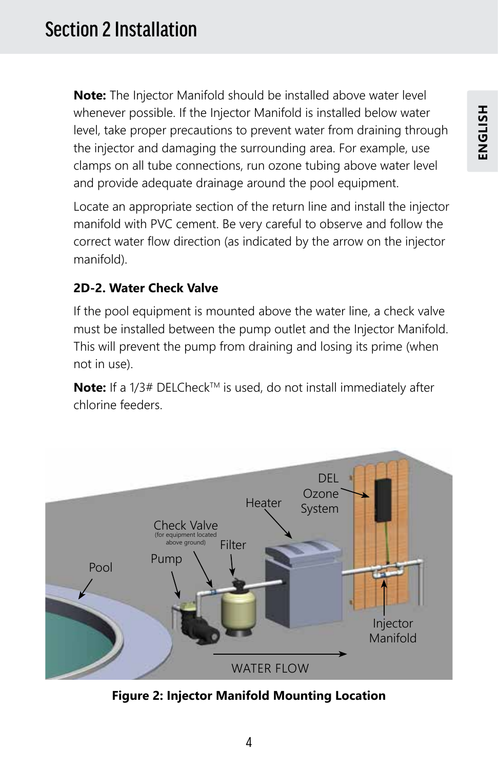# Section 2 Installation

**Note:** The Injector Manifold should be installed above water level whenever possible. If the Injector Manifold is installed below water level, take proper precautions to prevent water from draining through the injector and damaging the surrounding area. For example, use clamps on all tube connections, run ozone tubing above water level and provide adequate drainage around the pool equipment.

Locate an appropriate section of the return line and install the injector manifold with PVC cement. Be very careful to observe and follow the correct water flow direction (as indicated by the arrow on the injector manifold).

### 2D-2. Water Check Valve

If the pool equipment is mounted above the water line, a check valve must be installed between the pump outlet and the Injector Manifold. This will prevent the pump from draining and losing its prime (when not in use).

**Note:** If a 1/3# DELCheck™ is used, do not install immediately after chlorine feeders.

**Figure 2: Injector Manifold Mounting Location**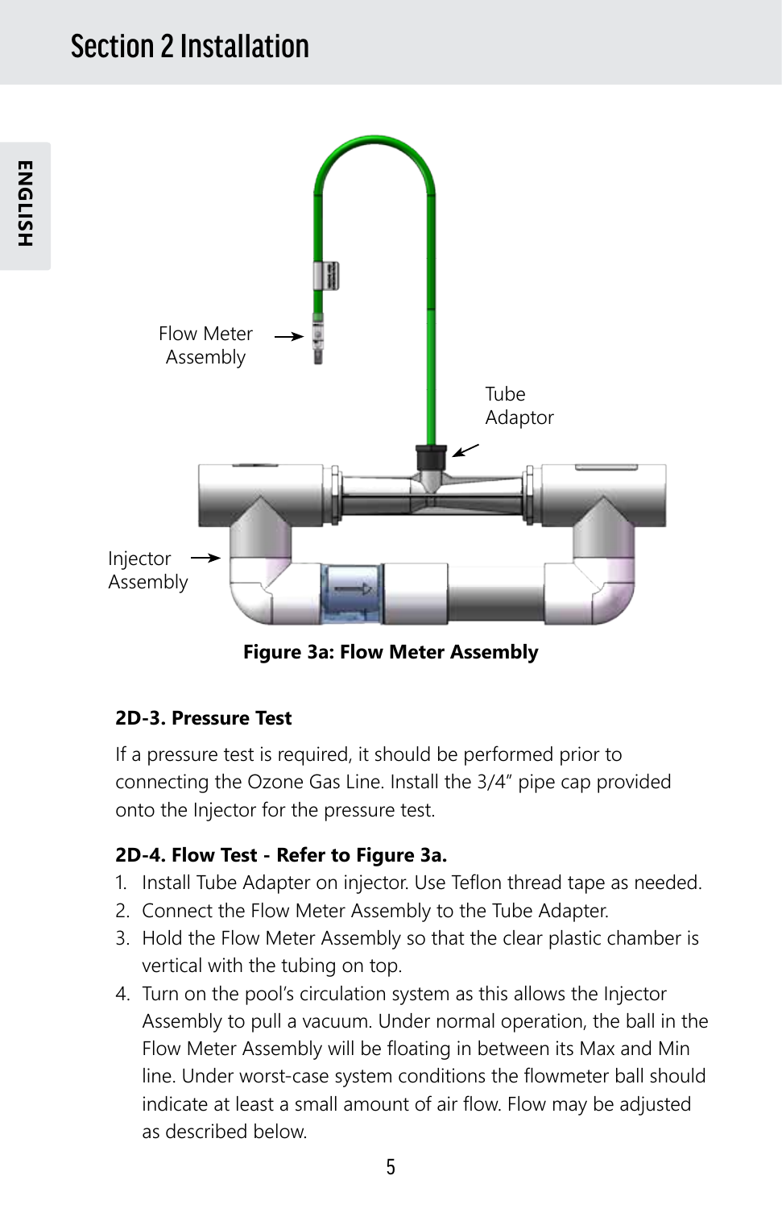# Section 2 Installation

Flow Meter Assembly

Tube Adaptor

Injector Assembly

**Figure 3a: Flow Meter Assembly**

### 2D-3. Pressure Test

If a pressure test is required, it should be performed prior to connecting the Ozone Gas Line. Install the 3/4" pipe cap provided onto the Injector for the pressure test.

### 2D-4. Flow Test - Refer to Figure 3a.

1. Install Tube Adapter on injector. Use Teflon thread tape as needed.
2. Connect the Flow Meter Assembly to the Tube Adapter.
3. Hold the Flow Meter Assembly so that the clear plastic chamber is vertical with the tubing on top.
4. Turn on the pool's circulation system as this allows the Injector Assembly to pull a vacuum. Under normal operation, the ball in the Flow Meter Assembly will be floating in between its Max and Min line. Under worst-case system conditions the flowmeter ball should indicate at least a small amount of air flow. Flow may be adjusted as described below.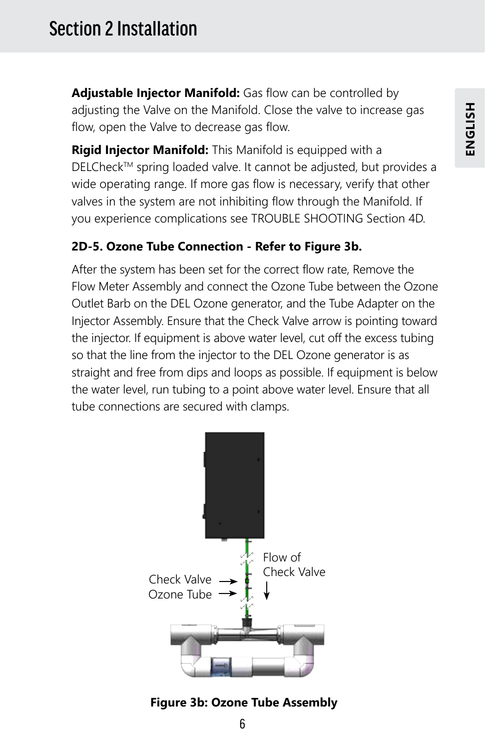**Adjustable Injector Manifold:** Gas flow can be controlled by adjusting the Valve on the Manifold. Close the valve to increase gas flow, open the Valve to decrease gas flow.

**Rigid Injector Manifold:** This Manifold is equipped with a DELCheck™ spring loaded valve. It cannot be adjusted, but provides a wide operating range. If more gas flow is necessary, verify that other valves in the system are not inhibiting flow through the Manifold. If you experience complications see TROUBLE SHOOTING Section 4D.

### 2D-5. Ozone Tube Connection - Refer to Figure 3b.

After the system has been set for the correct flow rate, Remove the Flow Meter Assembly and connect the Ozone Tube between the Ozone Outlet Barb on the DEL Ozone generator, and the Tube Adapter on the Injector Assembly. Ensure that the Check Valve arrow is pointing toward the injector. If equipment is above water level, cut off the excess tubing so that the line from the injector to the DEL Ozone generator is as straight and free from dips and loops as possible. If equipment is below the water level, run tubing to a point above water level. Ensure that all tube connections are secured with clamps.

Check Valve

Ozone Tube

Flow of Check Valve

**Figure 3b: Ozone Tube Assembly**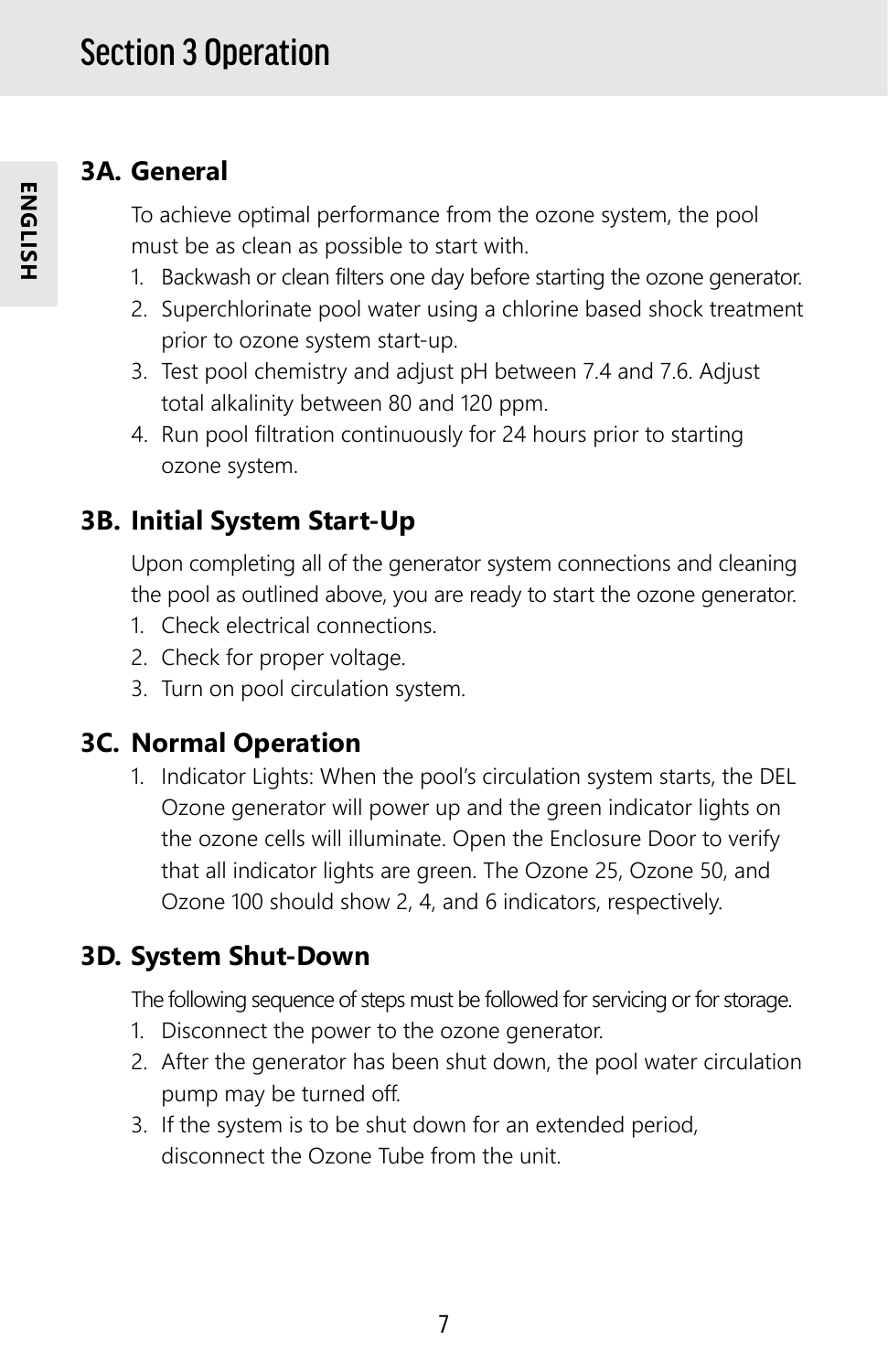# Section 3 Operation

## 3A. General

To achieve optimal performance from the ozone system, the pool must be as clean as possible to start with.

1. Backwash or clean filters one day before starting the ozone generator.
2. Superchlorinate pool water using a chlorine based shock treatment prior to ozone system start-up.
3. Test pool chemistry and adjust pH between 7.4 and 7.6. Adjust total alkalinity between 80 and 120 ppm.
4. Run pool filtration continuously for 24 hours prior to starting ozone system.

## 3B. Initial System Start-Up

Upon completing all of the generator system connections and cleaning the pool as outlined above, you are ready to start the ozone generator.

1. Check electrical connections.
2. Check for proper voltage.
3. Turn on pool circulation system.

## 3C. Normal Operation

1. Indicator Lights: When the pool's circulation system starts, the DEL Ozone generator will power up and the green indicator lights on the ozone cells will illuminate. Open the Enclosure Door to verify that all indicator lights are green. The Ozone 25, Ozone 50, and Ozone 100 should show 2, 4, and 6 indicators, respectively.

## 3D. System Shut-Down

The following sequence of steps must be followed for servicing or for storage.

1. Disconnect the power to the ozone generator.
2. After the generator has been shut down, the pool water circulation pump may be turned off.
3. If the system is to be shut down for an extended period, disconnect the Ozone Tube from the unit.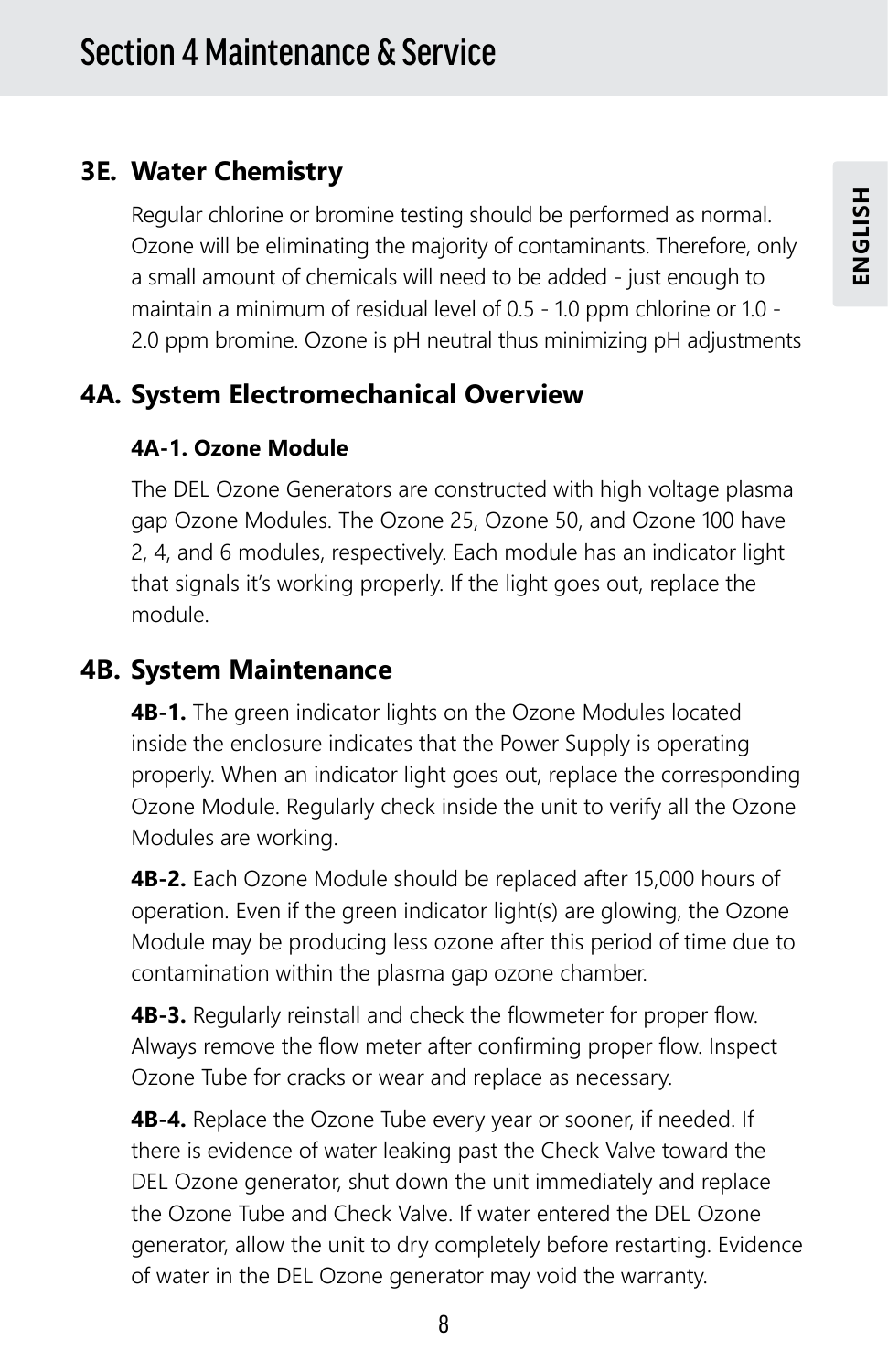# Section 4 Maintenance & Service

## 3E. Water Chemistry

Regular chlorine or bromine testing should be performed as normal. Ozone will be eliminating the majority of contaminants. Therefore, only a small amount of chemicals will need to be added - just enough to maintain a minimum of residual level of 0.5 - 1.0 ppm chlorine or 1.0 - 2.0 ppm bromine. Ozone is pH neutral thus minimizing pH adjustments

## 4A. System Electromechanical Overview

### 4A-1. Ozone Module

The DEL Ozone Generators are constructed with high voltage plasma gap Ozone Modules. The Ozone 25, Ozone 50, and Ozone 100 have 2, 4, and 6 modules, respectively. Each module has an indicator light that signals it's working properly. If the light goes out, replace the module.

## 4B. System Maintenance

**4B-1.** The green indicator lights on the Ozone Modules located inside the enclosure indicates that the Power Supply is operating properly. When an indicator light goes out, replace the corresponding Ozone Module. Regularly check inside the unit to verify all the Ozone Modules are working.

**4B-2.** Each Ozone Module should be replaced after 15,000 hours of operation. Even if the green indicator light(s) are glowing, the Ozone Module may be producing less ozone after this period of time due to contamination within the plasma gap ozone chamber.

**4B-3.** Regularly reinstall and check the flowmeter for proper flow. Always remove the flow meter after confirming proper flow. Inspect Ozone Tube for cracks or wear and replace as necessary.

**4B-4.** Replace the Ozone Tube every year or sooner, if needed. If there is evidence of water leaking past the Check Valve toward the DEL Ozone generator, shut down the unit immediately and replace the Ozone Tube and Check Valve. If water entered the DEL Ozone generator, allow the unit to dry completely before restarting. Evidence of water in the DEL Ozone generator may void the warranty.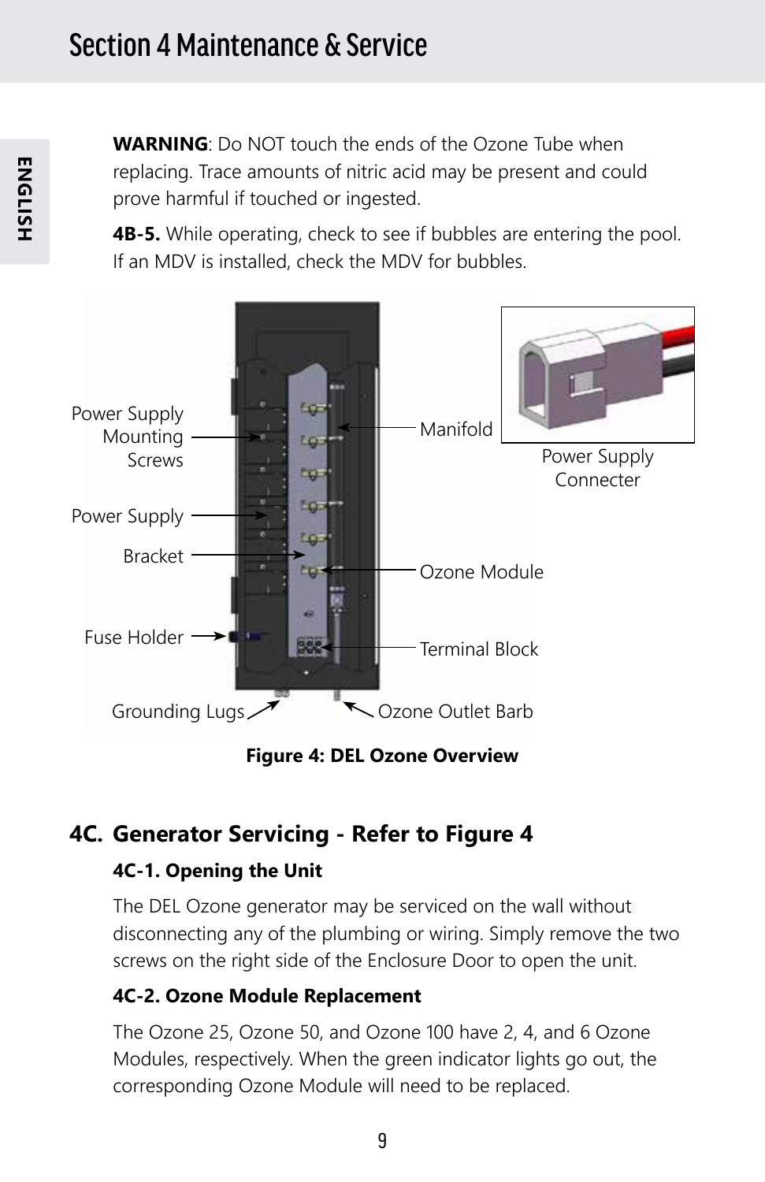**WARNING**: Do NOT touch the ends of the Ozone Tube when replacing. Trace amounts of nitric acid may be present and could prove harmful if touched or ingested.

**4B-5.** While operating, check to see if bubbles are entering the pool. If an MDV is installed, check the MDV for bubbles.

**Figure 4: DEL Ozone Overview**

## 4C. Generator Servicing - Refer to Figure 4

### 4C-1. Opening the Unit

The DEL Ozone generator may be serviced on the wall without disconnecting any of the plumbing or wiring. Simply remove the two screws on the right side of the Enclosure Door to open the unit.

### 4C-2. Ozone Module Replacement

The Ozone 25, Ozone 50, and Ozone 100 have 2, 4, and 6 Ozone Modules, respectively. When the green indicator lights go out, the corresponding Ozone Module will need to be replaced.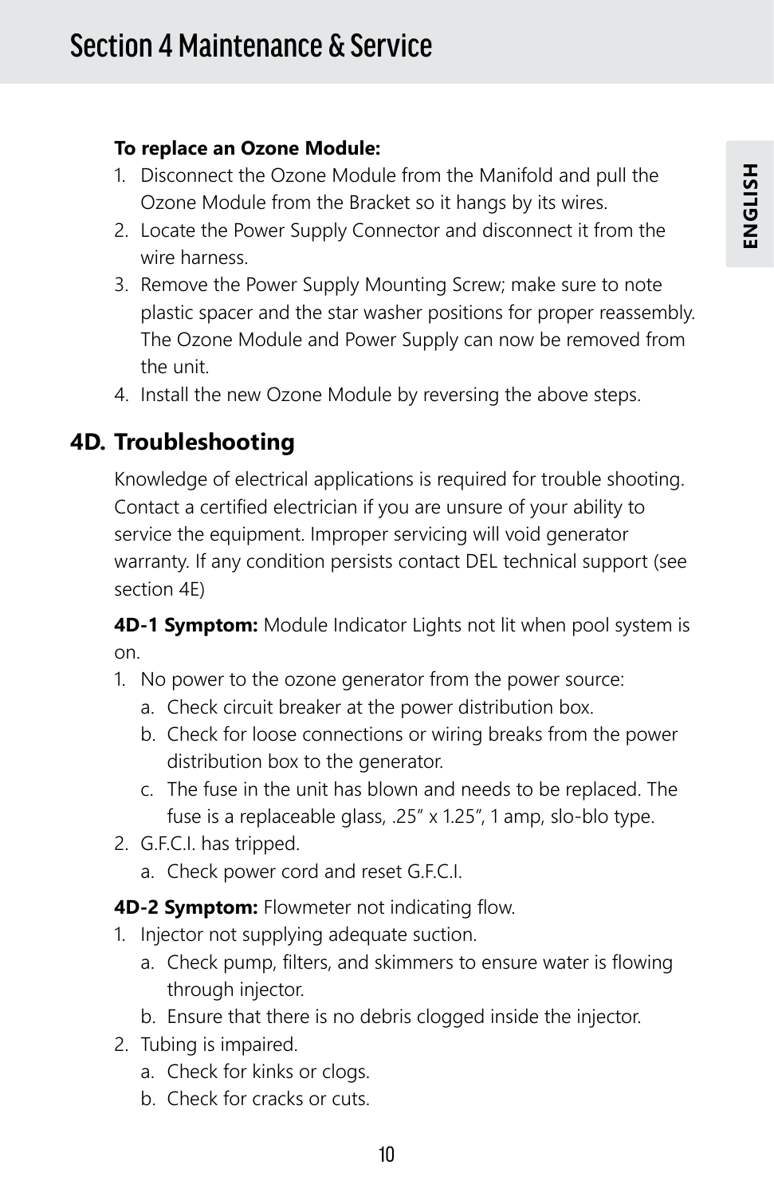**To replace an Ozone Module:**

1. Disconnect the Ozone Module from the Manifold and pull the Ozone Module from the Bracket so it hangs by its wires.
2. Locate the Power Supply Connector and disconnect it from the wire harness.
3. Remove the Power Supply Mounting Screw; make sure to note plastic spacer and the star washer positions for proper reassembly. The Ozone Module and Power Supply can now be removed from the unit.
4. Install the new Ozone Module by reversing the above steps.

## 4D. Troubleshooting

Knowledge of electrical applications is required for trouble shooting. Contact a certified electrician if you are unsure of your ability to service the equipment. Improper servicing will void generator warranty. If any condition persists contact DEL technical support (see section 4E)

**4D-1 Symptom:** Module Indicator Lights not lit when pool system is on.

1. No power to the ozone generator from the power source:
   a. Check circuit breaker at the power distribution box.
   b. Check for loose connections or wiring breaks from the power distribution box to the generator.
   c. The fuse in the unit has blown and needs to be replaced. The fuse is a replaceable glass, .25" x 1.25", 1 amp, slo-blo type.
2. G.F.C.I. has tripped.
   a. Check power cord and reset G.F.C.I.

**4D-2 Symptom:** Flowmeter not indicating flow.

1. Injector not supplying adequate suction.
   a. Check pump, filters, and skimmers to ensure water is flowing through injector.
   b. Ensure that there is no debris clogged inside the injector.
2. Tubing is impaired.
   a. Check for kinks or clogs.
   b. Check for cracks or cuts.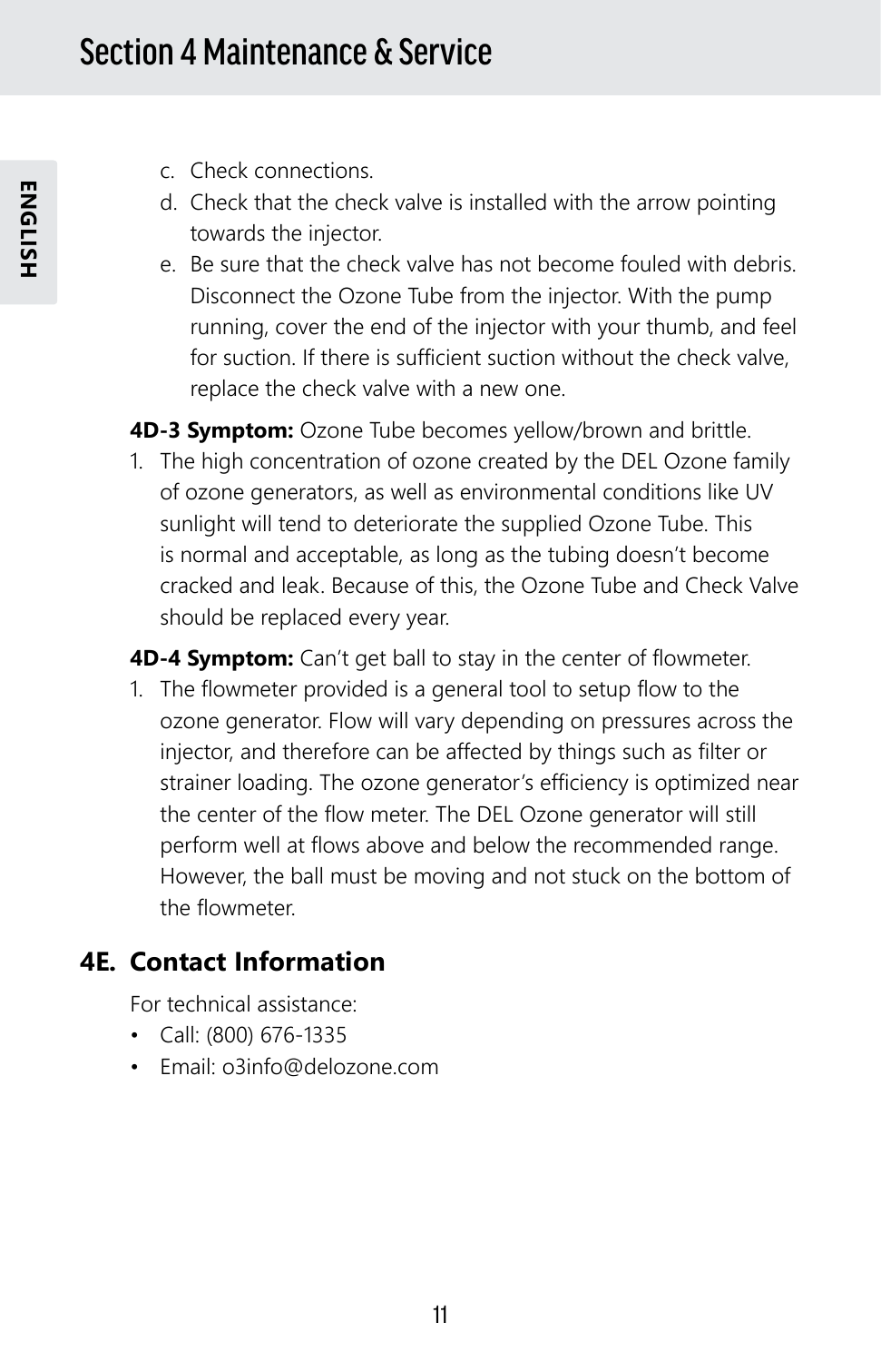c. Check connections.
d. Check that the check valve is installed with the arrow pointing towards the injector.
e. Be sure that the check valve has not become fouled with debris. Disconnect the Ozone Tube from the injector. With the pump running, cover the end of the injector with your thumb, and feel for suction. If there is sufficient suction without the check valve, replace the check valve with a new one.

**4D-3 Symptom:** Ozone Tube becomes yellow/brown and brittle.

1. The high concentration of ozone created by the DEL Ozone family of ozone generators, as well as environmental conditions like UV sunlight will tend to deteriorate the supplied Ozone Tube. This is normal and acceptable, as long as the tubing doesn't become cracked and leak. Because of this, the Ozone Tube and Check Valve should be replaced every year.

**4D-4 Symptom:** Can't get ball to stay in the center of flowmeter.

1. The flowmeter provided is a general tool to setup flow to the ozone generator. Flow will vary depending on pressures across the injector, and therefore can be affected by things such as filter or strainer loading. The ozone generator's efficiency is optimized near the center of the flow meter. The DEL Ozone generator will still perform well at flows above and below the recommended range. However, the ball must be moving and not stuck on the bottom of the flowmeter.

## 4E. Contact Information

For technical assistance:

- Call: (800) 676-1335
- Email: o3info@delozone.com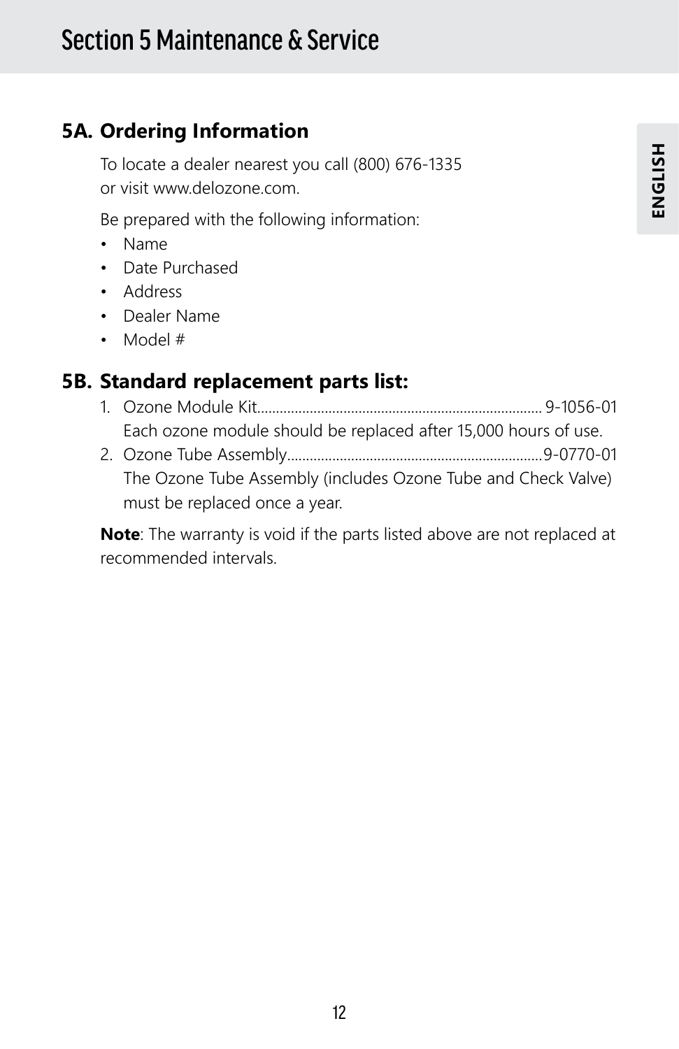# Section 5 Maintenance & Service

## 5A. Ordering Information

To locate a dealer nearest you call (800) 676-1335 or visit www.delozone.com.

Be prepared with the following information:

- Name
- Date Purchased
- Address
- Dealer Name
- Model #

## 5B. Standard replacement parts list:

1. Ozone Module Kit........................................................................... 9-1056-01
   Each ozone module should be replaced after 15,000 hours of use.
2. Ozone Tube Assembly...................................................................9-0770-01
   The Ozone Tube Assembly (includes Ozone Tube and Check Valve) must be replaced once a year.

**Note**: The warranty is void if the parts listed above are not replaced at recommended intervals.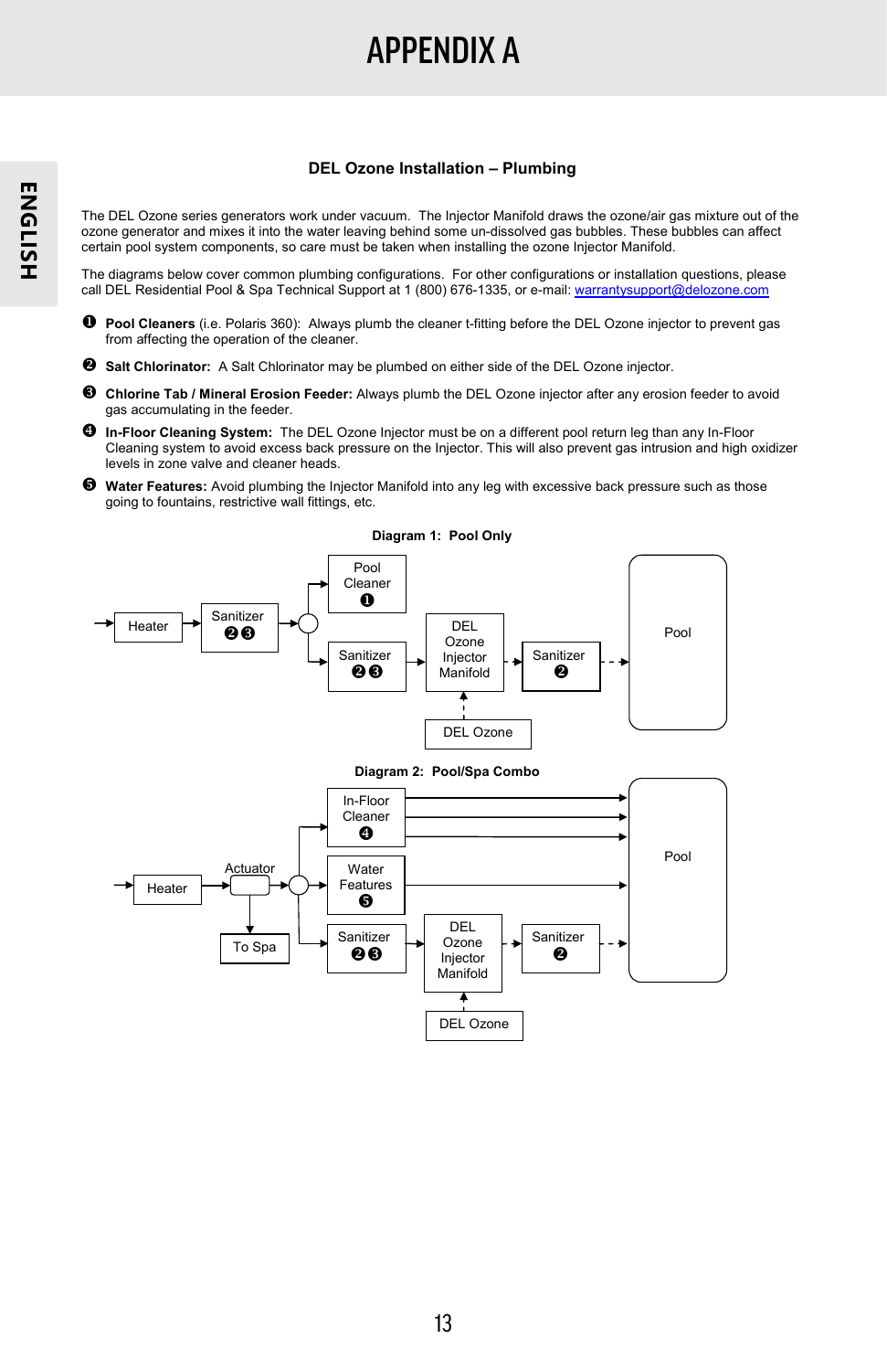# APPENDIX A

## DEL Ozone Installation – Plumbing

The DEL Ozone series generators work under vacuum. The Injector Manifold draws the ozone/air gas mixture out of the ozone generator and mixes it into the water leaving behind some un-dissolved gas bubbles. These bubbles can affect certain pool system components, so care must be taken when installing the ozone Injector Manifold.

The diagrams below cover common plumbing configurations. For other configurations or installation questions, please call DEL Residential Pool & Spa Technical Support at 1 (800) 676-1335, or e-mail: warrantysupport@delozone.com

❶ **Pool Cleaners** (i.e. Polaris 360): Always plumb the cleaner t-fitting before the DEL Ozone injector to prevent gas from affecting the operation of the cleaner.

❷ **Salt Chlorinator:** A Salt Chlorinator may be plumbed on either side of the DEL Ozone injector.

❸ **Chlorine Tab / Mineral Erosion Feeder:** Always plumb the DEL Ozone injector after any erosion feeder to avoid gas accumulating in the feeder.

❹ **In-Floor Cleaning System:** The DEL Ozone Injector must be on a different pool return leg than any In-Floor Cleaning system to avoid excess back pressure on the Injector. This will also prevent gas intrusion and high oxidizer levels in zone valve and cleaner heads.

❺ **Water Features:** Avoid plumbing the Injector Manifold into any leg with excessive back pressure such as those going to fountains, restrictive wall fittings, etc.

**Diagram 1: Pool Only**

Heater → Sanitizer ❷❸ → Pool Cleaner ❶ / Sanitizer ❷❸ → DEL Ozone Injector Manifold (← DEL Ozone) → Sanitizer ❷ → Pool

**Diagram 2: Pool/Spa Combo**

Heater → Actuator (→ To Spa) → In-Floor Cleaner ❹ / Water Features ❺ / Sanitizer ❷❸ → DEL Ozone Injector Manifold (← DEL Ozone) → Sanitizer ❷ → Pool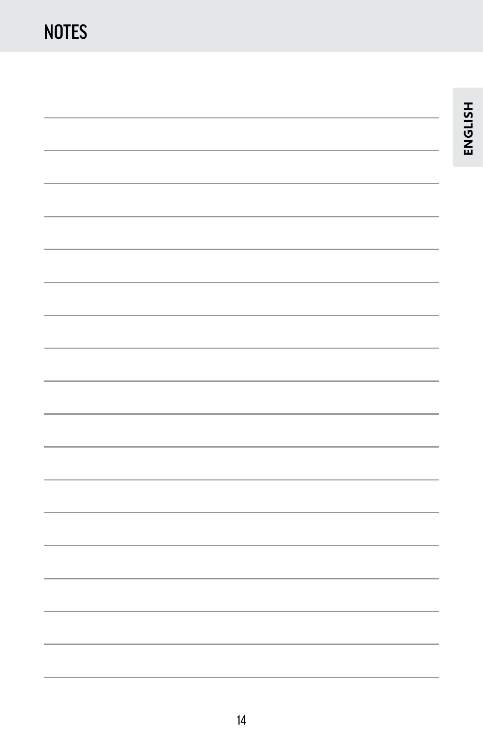# NOTES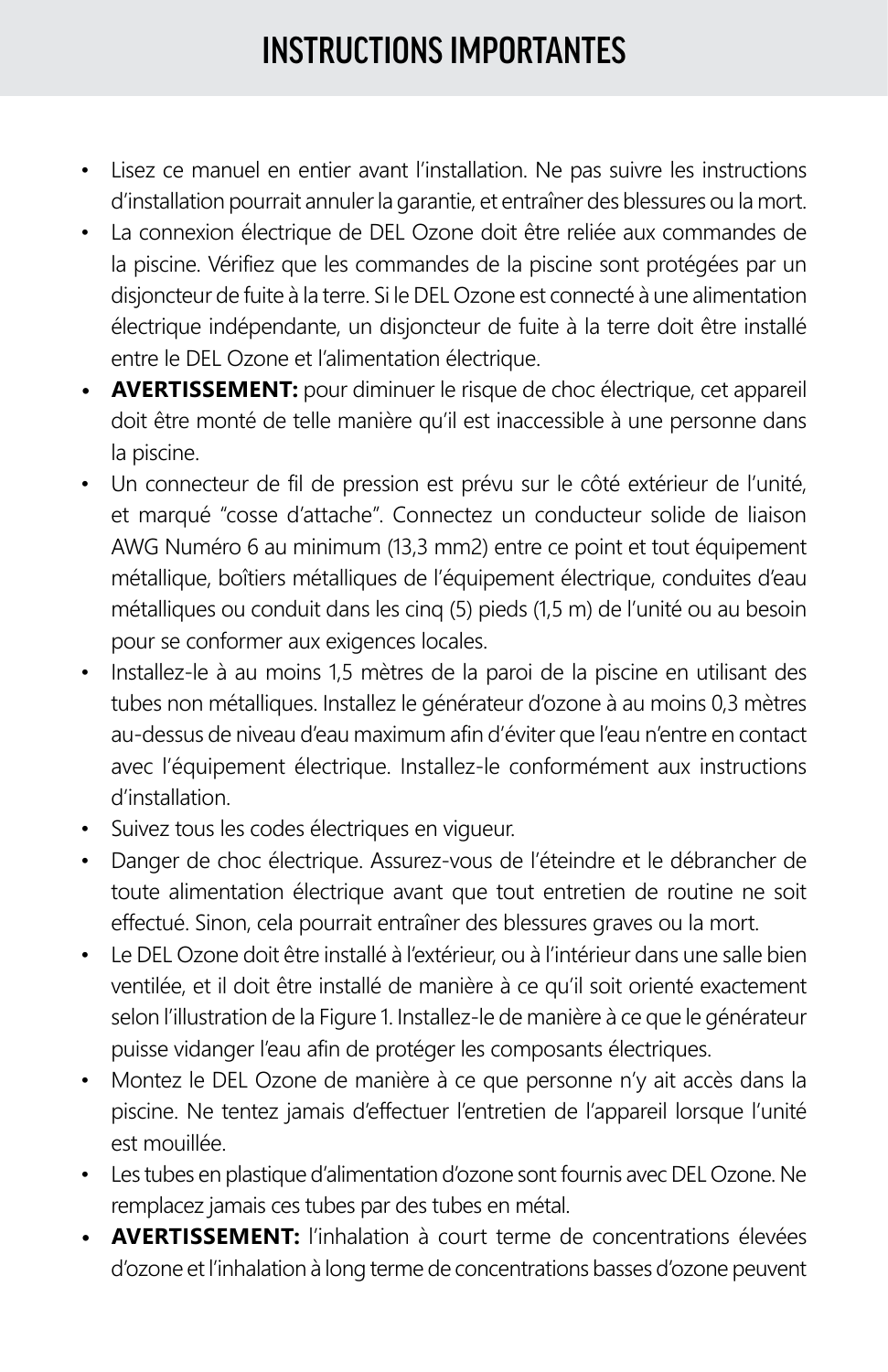# INSTRUCTIONS IMPORTANTES

- Lisez ce manuel en entier avant l'installation. Ne pas suivre les instructions d'installation pourrait annuler la garantie, et entraîner des blessures ou la mort.
- La connexion électrique de DEL Ozone doit être reliée aux commandes de la piscine. Vérifiez que les commandes de la piscine sont protégées par un disjoncteur de fuite à la terre. Si le DEL Ozone est connecté à une alimentation électrique indépendante, un disjoncteur de fuite à la terre doit être installé entre le DEL Ozone et l'alimentation électrique.
- **AVERTISSEMENT:** pour diminuer le risque de choc électrique, cet appareil doit être monté de telle manière qu'il est inaccessible à une personne dans la piscine.
- Un connecteur de fil de pression est prévu sur le côté extérieur de l'unité, et marqué "cosse d'attache". Connectez un conducteur solide de liaison AWG Numéro 6 au minimum (13,3 mm2) entre ce point et tout équipement métallique, boîtiers métalliques de l'équipement électrique, conduites d'eau métalliques ou conduit dans les cinq (5) pieds (1,5 m) de l'unité ou au besoin pour se conformer aux exigences locales.
- Installez-le à au moins 1,5 mètres de la paroi de la piscine en utilisant des tubes non métalliques. Installez le générateur d'ozone à au moins 0,3 mètres au-dessus de niveau d'eau maximum afin d'éviter que l'eau n'entre en contact avec l'équipement électrique. Installez-le conformément aux instructions d'installation.
- Suivez tous les codes électriques en vigueur.
- Danger de choc électrique. Assurez-vous de l'éteindre et le débrancher de toute alimentation électrique avant que tout entretien de routine ne soit effectué. Sinon, cela pourrait entraîner des blessures graves ou la mort.
- Le DEL Ozone doit être installé à l'extérieur, ou à l'intérieur dans une salle bien ventilée, et il doit être installé de manière à ce qu'il soit orienté exactement selon l'illustration de la Figure 1. Installez-le de manière à ce que le générateur puisse vidanger l'eau afin de protéger les composants électriques.
- Montez le DEL Ozone de manière à ce que personne n'y ait accès dans la piscine. Ne tentez jamais d'effectuer l'entretien de l'appareil lorsque l'unité est mouillée.
- Les tubes en plastique d'alimentation d'ozone sont fournis avec DEL Ozone. Ne remplacez jamais ces tubes par des tubes en métal.
- **AVERTISSEMENT:** l'inhalation à court terme de concentrations élevées d'ozone et l'inhalation à long terme de concentrations basses d'ozone peuvent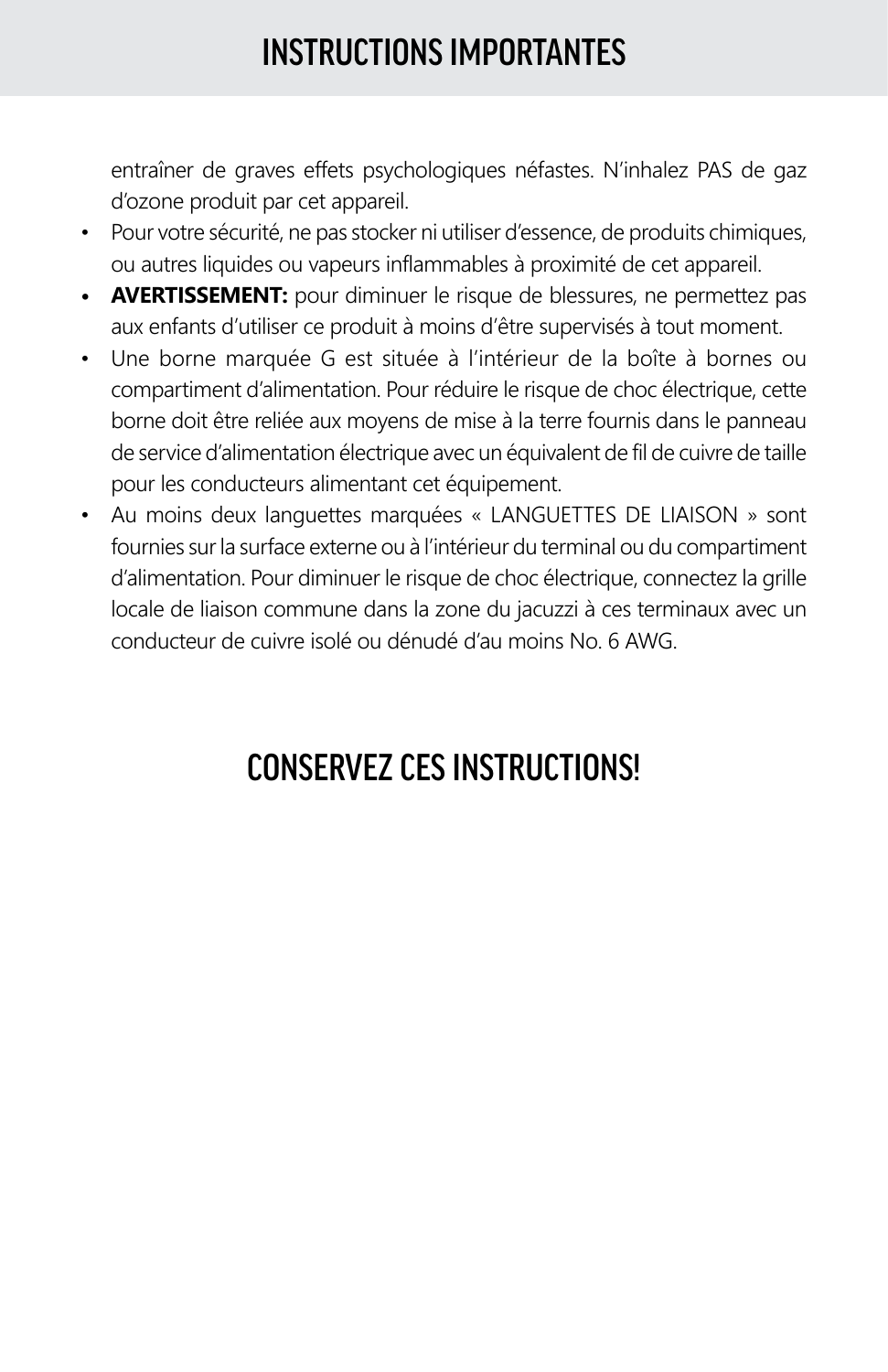# INSTRUCTIONS IMPORTANTES

entraîner de graves effets psychologiques néfastes. N'inhalez PAS de gaz d'ozone produit par cet appareil.

- Pour votre sécurité, ne pas stocker ni utiliser d'essence, de produits chimiques, ou autres liquides ou vapeurs inflammables à proximité de cet appareil.
- **AVERTISSEMENT:** pour diminuer le risque de blessures, ne permettez pas aux enfants d'utiliser ce produit à moins d'être supervisés à tout moment.
- Une borne marquée G est située à l'intérieur de la boîte à bornes ou compartiment d'alimentation. Pour réduire le risque de choc électrique, cette borne doit être reliée aux moyens de mise à la terre fournis dans le panneau de service d'alimentation électrique avec un équivalent de fil de cuivre de taille pour les conducteurs alimentant cet équipement.
- Au moins deux languettes marquées « LANGUETTES DE LIAISON » sont fournies sur la surface externe ou à l'intérieur du terminal ou du compartiment d'alimentation. Pour diminuer le risque de choc électrique, connectez la grille locale de liaison commune dans la zone du jacuzzi à ces terminaux avec un conducteur de cuivre isolé ou dénudé d'au moins No. 6 AWG.

## CONSERVEZ CES INSTRUCTIONS!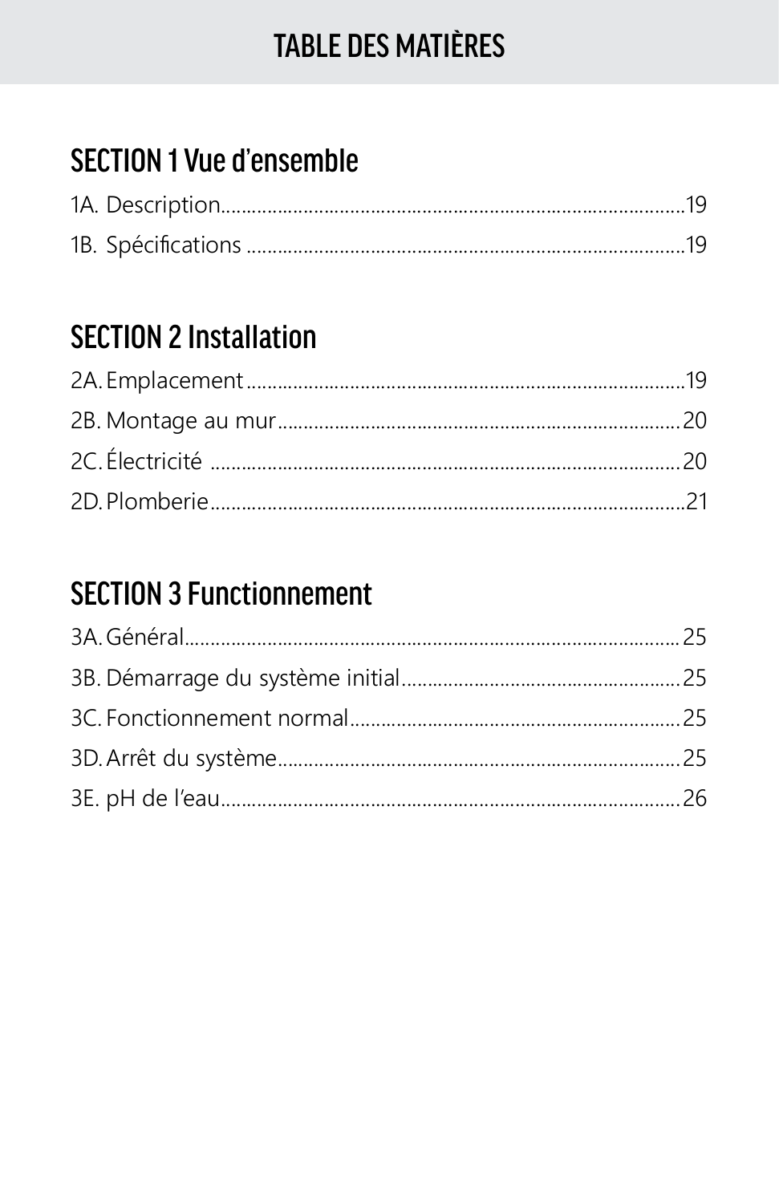# TABLE DES MATIÈRES

## SECTION 1 Vue d'ensemble

1A. Description..........................................................................................19

1B. Spécifications ......................................................................................19

## SECTION 2 Installation

2A. Emplacement........................................................................................19

2B. Montage au mur....................................................................................20

2C. Électricité ..............................................................................................20

2D. Plomberie..............................................................................................21

## SECTION 3 Functionnement

3A. Général..................................................................................................25

3B. Démarrage du système initial..............................................................25

3C. Fonctionnement normal.......................................................................25

3D. Arrêt du système...................................................................................25

3E. pH de l'eau............................................................................................26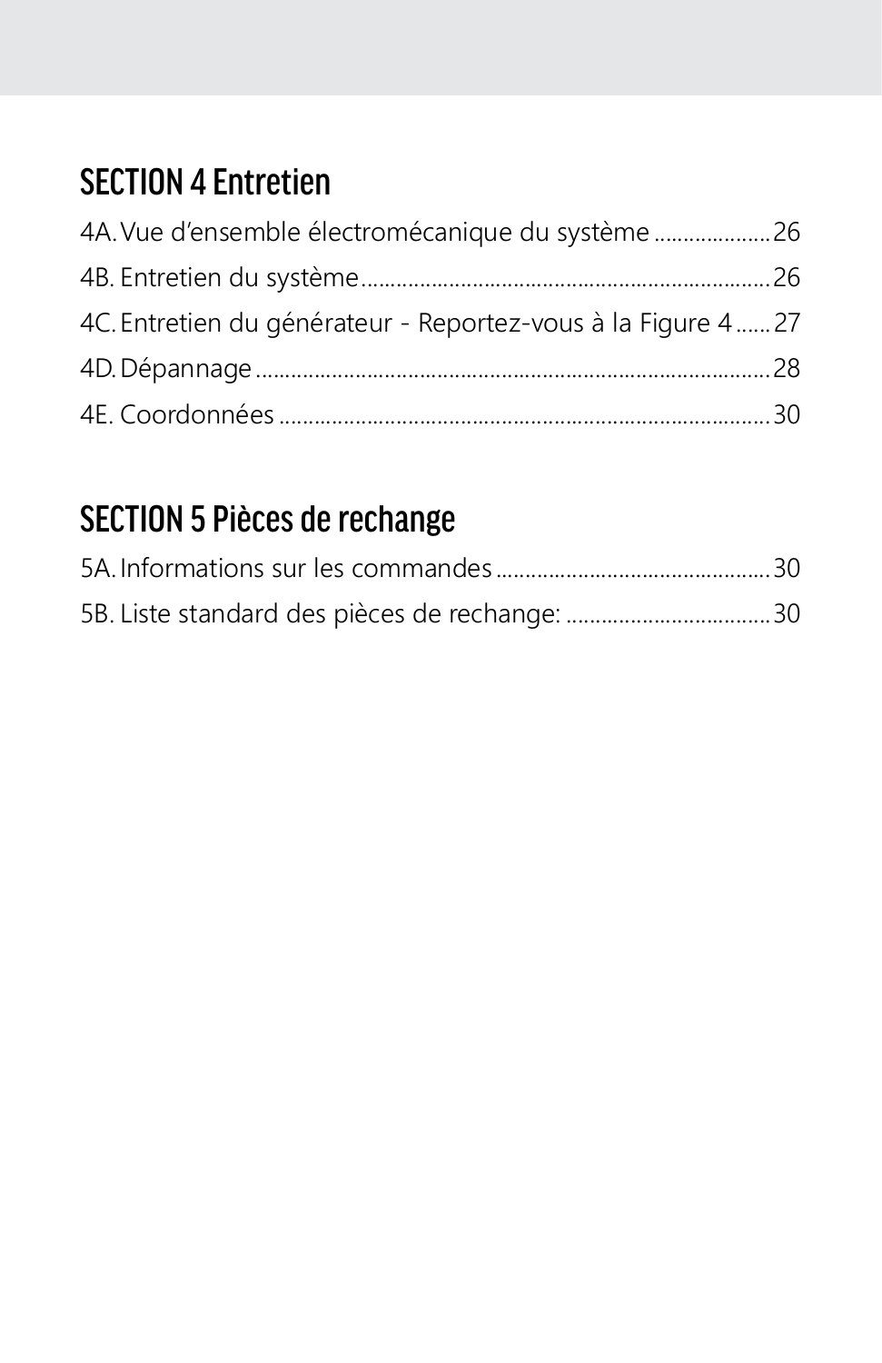## SECTION 4 Entretien

4A. Vue d'ensemble électromécanique du système .................... 26

4B. Entretien du système ...................................................................... 26

4C. Entretien du générateur - Reportez-vous à la Figure 4 ...... 27

4D. Dépannage ........................................................................................ 28

4E. Coordonnées .................................................................................... 30

## SECTION 5 Pièces de rechange

5A. Informations sur les commandes ............................................... 30

5B. Liste standard des pièces de rechange: .................................. 30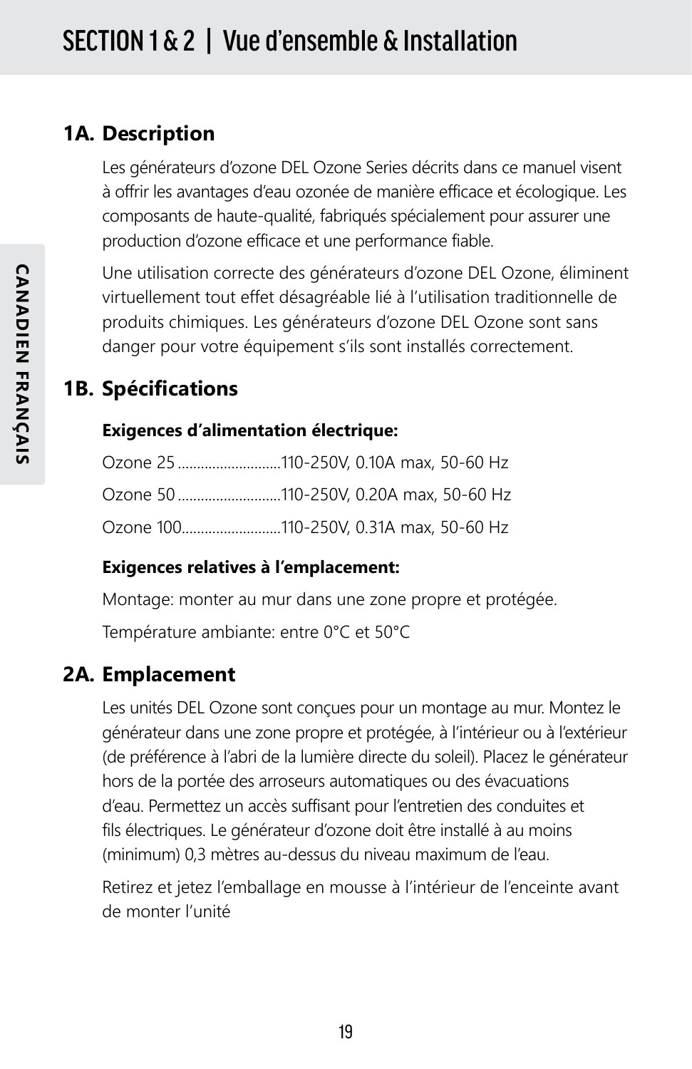# SECTION 1 & 2 | Vue d'ensemble & Installation

## 1A. Description

Les générateurs d'ozone DEL Ozone Series décrits dans ce manuel visent à offrir les avantages d'eau ozonée de manière efficace et écologique. Les composants de haute-qualité, fabriqués spécialement pour assurer une production d'ozone efficace et une performance fiable.

Une utilisation correcte des générateurs d'ozone DEL Ozone, éliminent virtuellement tout effet désagréable lié à l'utilisation traditionnelle de produits chimiques. Les générateurs d'ozone DEL Ozone sont sans danger pour votre équipement s'ils sont installés correctement.

## 1B. Spécifications

**Exigences d'alimentation électrique:**

Ozone 25 ..........................110-250V, 0.10A max, 50-60 Hz

Ozone 50 ..........................110-250V, 0.20A max, 50-60 Hz

Ozone 100..........................110-250V, 0.31A max, 50-60 Hz

**Exigences relatives à l'emplacement:**

Montage: monter au mur dans une zone propre et protégée.

Température ambiante: entre 0°C et 50°C

## 2A. Emplacement

Les unités DEL Ozone sont conçues pour un montage au mur. Montez le générateur dans une zone propre et protégée, à l'intérieur ou à l'extérieur (de préférence à l'abri de la lumière directe du soleil). Placez le générateur hors de la portée des arroseurs automatiques ou des évacuations d'eau. Permettez un accès suffisant pour l'entretien des conduites et fils électriques. Le générateur d'ozone doit être installé à au moins (minimum) 0,3 mètres au-dessus du niveau maximum de l'eau.

Retirez et jetez l'emballage en mousse à l'intérieur de l'enceinte avant de monter l'unité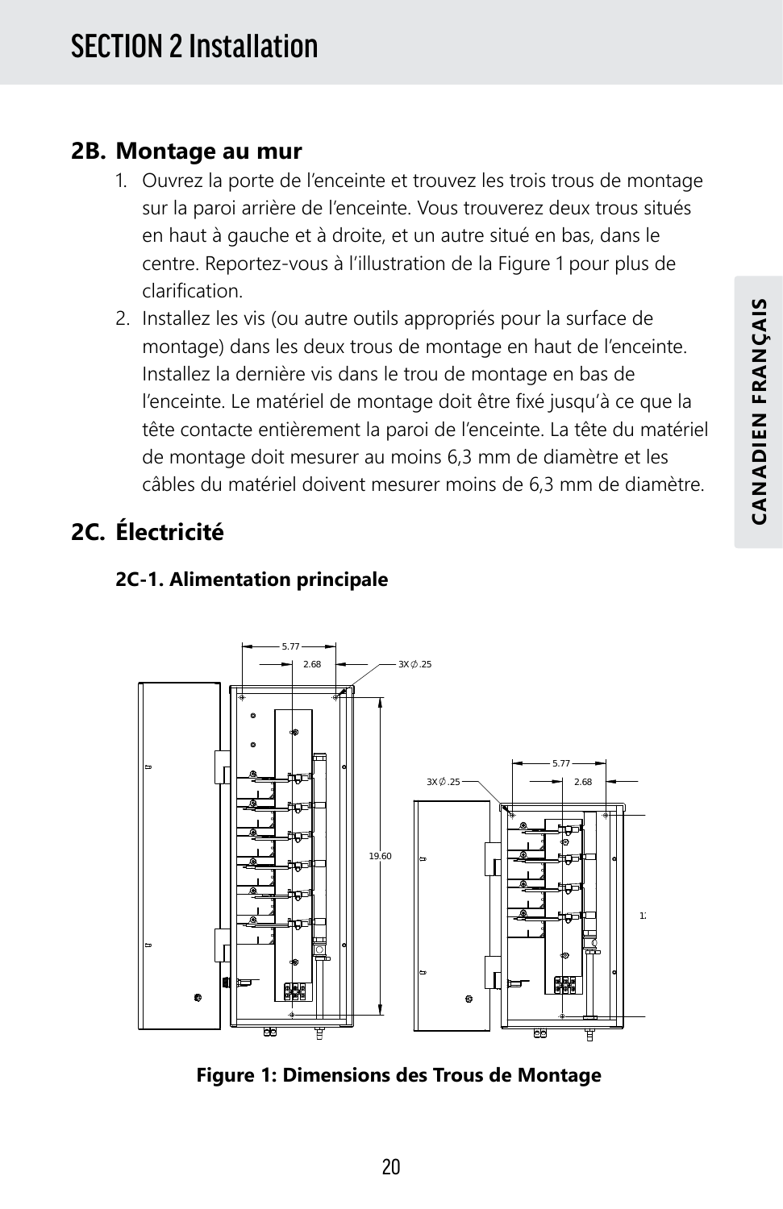# SECTION 2 Installation

## 2B. Montage au mur

1. Ouvrez la porte de l'enceinte et trouvez les trois trous de montage sur la paroi arrière de l'enceinte. Vous trouverez deux trous situés en haut à gauche et à droite, et un autre situé en bas, dans le centre. Reportez-vous à l'illustration de la Figure 1 pour plus de clarification.
2. Installez les vis (ou autre outils appropriés pour la surface de montage) dans les deux trous de montage en haut de l'enceinte. Installez la dernière vis dans le trou de montage en bas de l'enceinte. Le matériel de montage doit être fixé jusqu'à ce que la tête contacte entièrement la paroi de l'enceinte. La tête du matériel de montage doit mesurer au moins 6,3 mm de diamètre et les câbles du matériel doivent mesurer moins de 6,3 mm de diamètre.

## 2C. Électricité

### 2C-1. Alimentation principale

**Figure 1: Dimensions des Trous de Montage**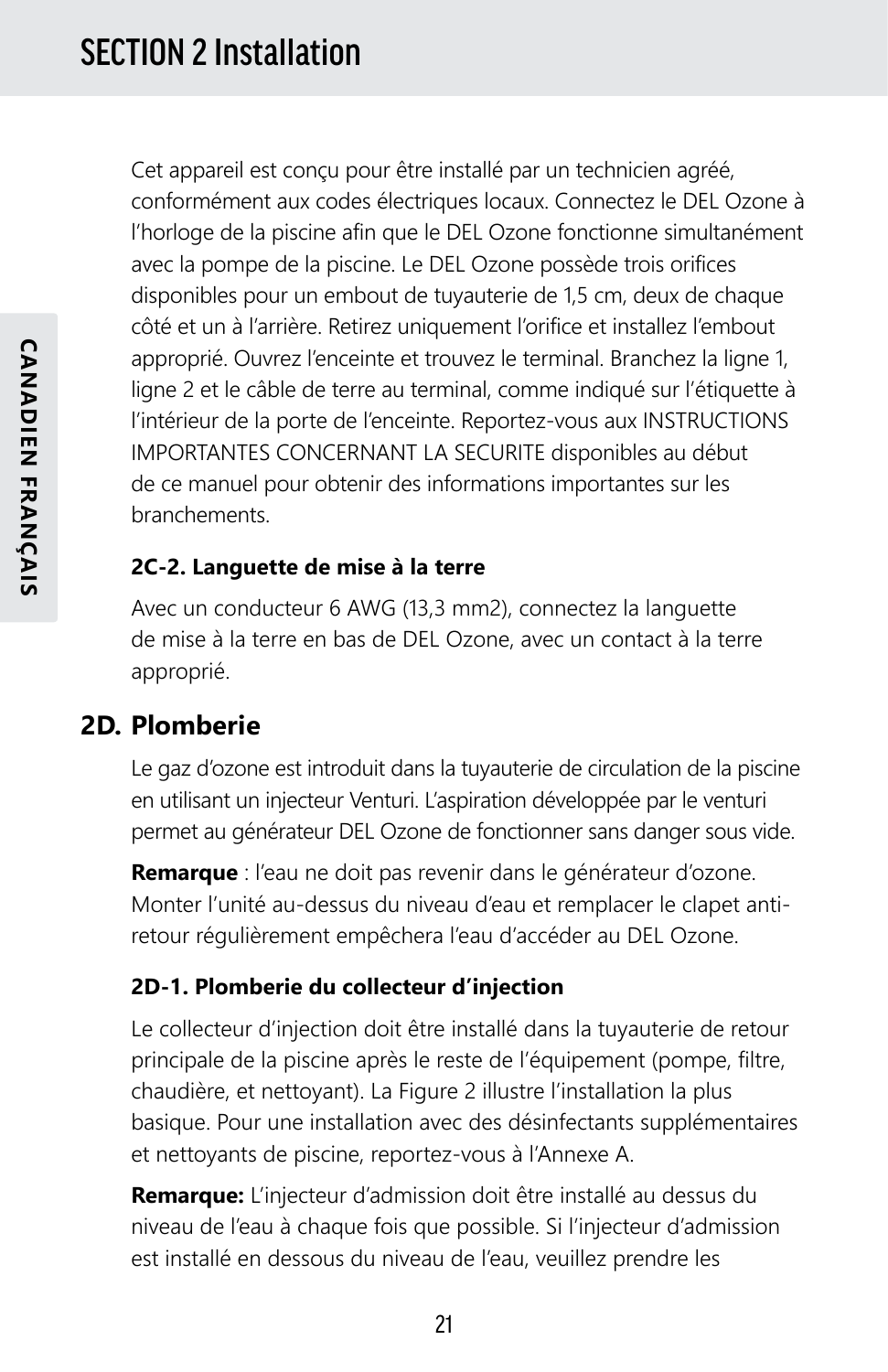Cet appareil est conçu pour être installé par un technicien agréé, conformément aux codes électriques locaux. Connectez le DEL Ozone à l'horloge de la piscine afin que le DEL Ozone fonctionne simultanément avec la pompe de la piscine. Le DEL Ozone possède trois orifices disponibles pour un embout de tuyauterie de 1,5 cm, deux de chaque côté et un à l'arrière. Retirez uniquement l'orifice et installez l'embout approprié. Ouvrez l'enceinte et trouvez le terminal. Branchez la ligne 1, ligne 2 et le câble de terre au terminal, comme indiqué sur l'étiquette à l'intérieur de la porte de l'enceinte. Reportez-vous aux INSTRUCTIONS IMPORTANTES CONCERNANT LA SECURITE disponibles au début de ce manuel pour obtenir des informations importantes sur les branchements.

### 2C-2. Languette de mise à la terre

Avec un conducteur 6 AWG (13,3 mm2), connectez la languette de mise à la terre en bas de DEL Ozone, avec un contact à la terre approprié.

## 2D. Plomberie

Le gaz d'ozone est introduit dans la tuyauterie de circulation de la piscine en utilisant un injecteur Venturi. L'aspiration développée par le venturi permet au générateur DEL Ozone de fonctionner sans danger sous vide.

**Remarque** : l'eau ne doit pas revenir dans le générateur d'ozone. Monter l'unité au-dessus du niveau d'eau et remplacer le clapet anti-retour régulièrement empêchera l'eau d'accéder au DEL Ozone.

### 2D-1. Plomberie du collecteur d'injection

Le collecteur d'injection doit être installé dans la tuyauterie de retour principale de la piscine après le reste de l'équipement (pompe, filtre, chaudière, et nettoyant). La Figure 2 illustre l'installation la plus basique. Pour une installation avec des désinfectants supplémentaires et nettoyants de piscine, reportez-vous à l'Annexe A.

**Remarque:** L'injecteur d'admission doit être installé au dessus du niveau de l'eau à chaque fois que possible. Si l'injecteur d'admission est installé en dessous du niveau de l'eau, veuillez prendre les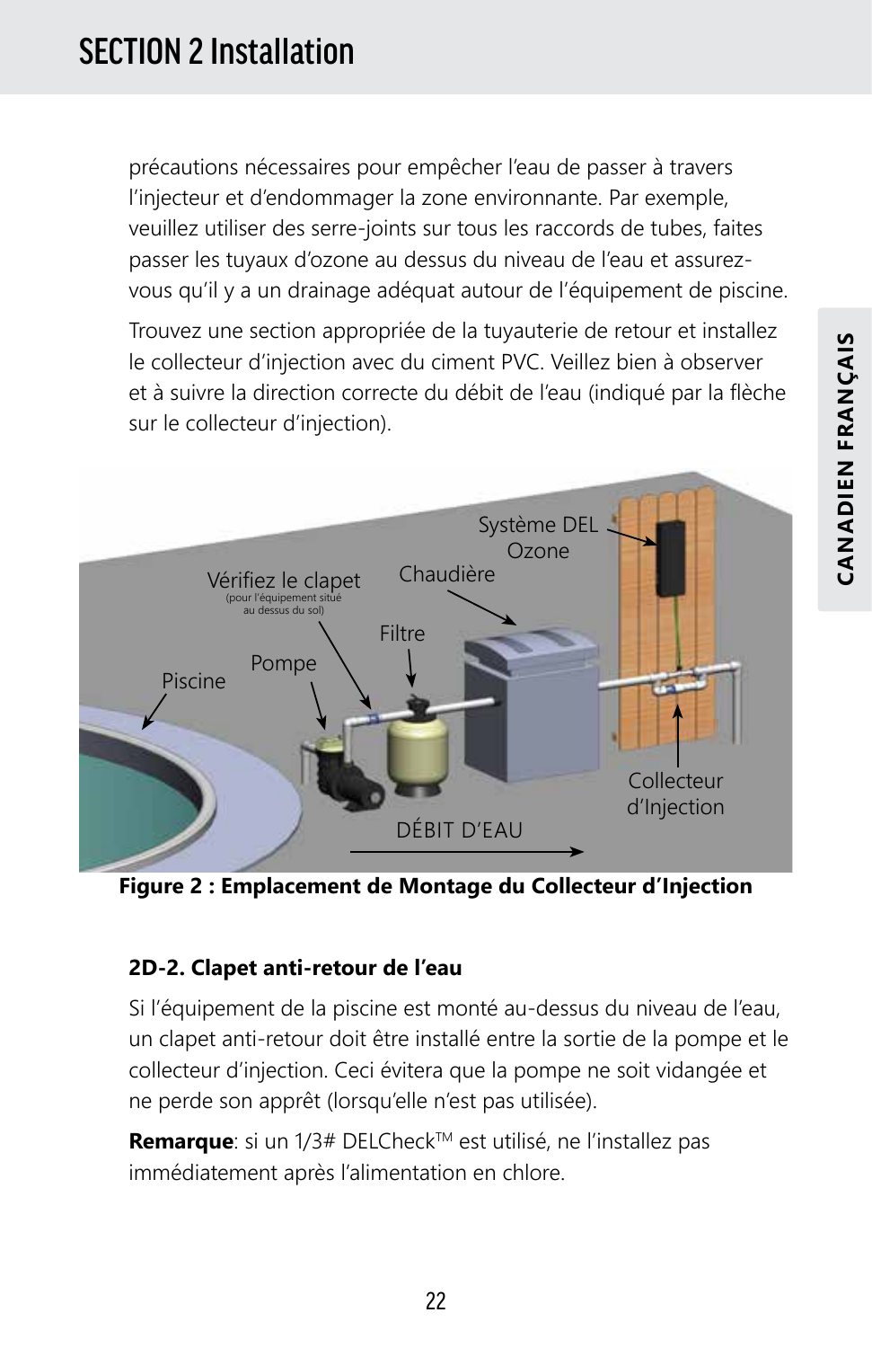précautions nécessaires pour empêcher l'eau de passer à travers l'injecteur et d'endommager la zone environnante. Par exemple, veuillez utiliser des serre-joints sur tous les raccords de tubes, faites passer les tuyaux d'ozone au dessus du niveau de l'eau et assurez-vous qu'il y a un drainage adéquat autour de l'équipement de piscine.

Trouvez une section appropriée de la tuyauterie de retour et installez le collecteur d'injection avec du ciment PVC. Veillez bien à observer et à suivre la direction correcte du débit de l'eau (indiqué par la flèche sur le collecteur d'injection).

**Figure 2 : Emplacement de Montage du Collecteur d'Injection**

### 2D-2. Clapet anti-retour de l'eau

Si l'équipement de la piscine est monté au-dessus du niveau de l'eau, un clapet anti-retour doit être installé entre la sortie de la pompe et le collecteur d'injection. Ceci évitera que la pompe ne soit vidangée et ne perde son apprêt (lorsqu'elle n'est pas utilisée).

**Remarque**: si un 1/3# DELCheck™ est utilisé, ne l'installez pas immédiatement après l'alimentation en chlore.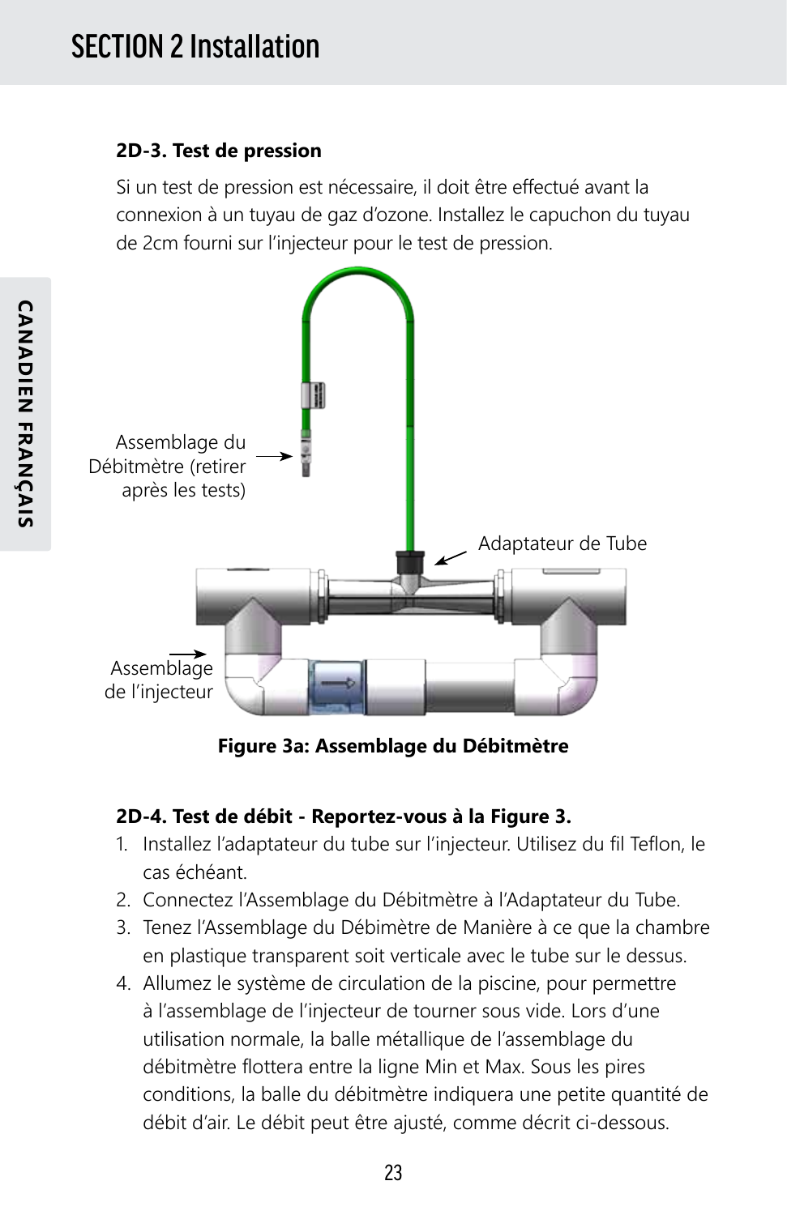## 2D-3. Test de pression

Si un test de pression est nécessaire, il doit être effectué avant la connexion à un tuyau de gaz d'ozone. Installez le capuchon du tuyau de 2cm fourni sur l'injecteur pour le test de pression.

Assemblage du Débitmètre (retirer après les tests)

Adaptateur de Tube

Assemblage de l'injecteur

**Figure 3a: Assemblage du Débitmètre**

## 2D-4. Test de débit - Reportez-vous à la Figure 3.

1. Installez l'adaptateur du tube sur l'injecteur. Utilisez du fil Teflon, le cas échéant.
2. Connectez l'Assemblage du Débitmètre à l'Adaptateur du Tube.
3. Tenez l'Assemblage du Débimètre de Manière à ce que la chambre en plastique transparent soit verticale avec le tube sur le dessus.
4. Allumez le système de circulation de la piscine, pour permettre à l'assemblage de l'injecteur de tourner sous vide. Lors d'une utilisation normale, la balle métallique de l'assemblage du débitmètre flottera entre la ligne Min et Max. Sous les pires conditions, la balle du débitmètre indiquera une petite quantité de débit d'air. Le débit peut être ajusté, comme décrit ci-dessous.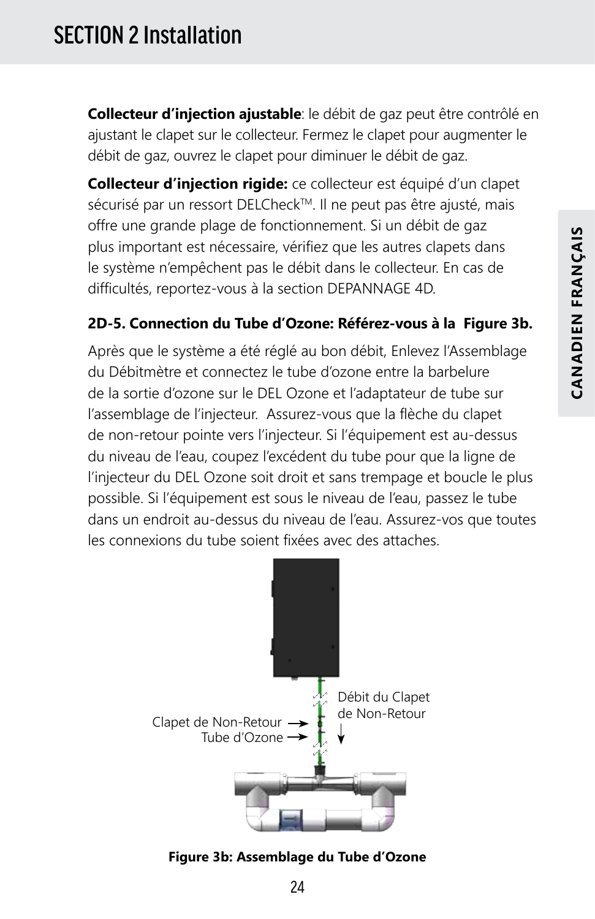# SECTION 2 Installation

**Collecteur d'injection ajustable**: le débit de gaz peut être contrôlé en ajustant le clapet sur le collecteur. Fermez le clapet pour augmenter le débit de gaz, ouvrez le clapet pour diminuer le débit de gaz.

**Collecteur d'injection rigide:** ce collecteur est équipé d'un clapet sécurisé par un ressort DELCheck™. Il ne peut pas être ajusté, mais offre une grande plage de fonctionnement. Si un débit de gaz plus important est nécessaire, vérifiez que les autres clapets dans le système n'empêchent pas le débit dans le collecteur. En cas de difficultés, reportez-vous à la section DEPANNAGE 4D.

**2D-5. Connection du Tube d'Ozone: Référez-vous à la Figure 3b.**

Après que le système a été réglé au bon débit, Enlevez l'Assemblage du Débitmètre et connectez le tube d'ozone entre la barbelure de la sortie d'ozone sur le DEL Ozone et l'adaptateur de tube sur l'assemblage de l'injecteur. Assurez-vous que la flèche du clapet de non-retour pointe vers l'injecteur. Si l'équipement est au-dessus du niveau de l'eau, coupez l'excédent du tube pour que la ligne de l'injecteur du DEL Ozone soit droit et sans trempage et boucle le plus possible. Si l'équipement est sous le niveau de l'eau, passez le tube dans un endroit au-dessus du niveau de l'eau. Assurez-vos que toutes les connexions du tube soient fixées avec des attaches.

Débit du Clapet de Non-Retour

Clapet de Non-Retour

Tube d'Ozone

**Figure 3b: Assemblage du Tube d'Ozone**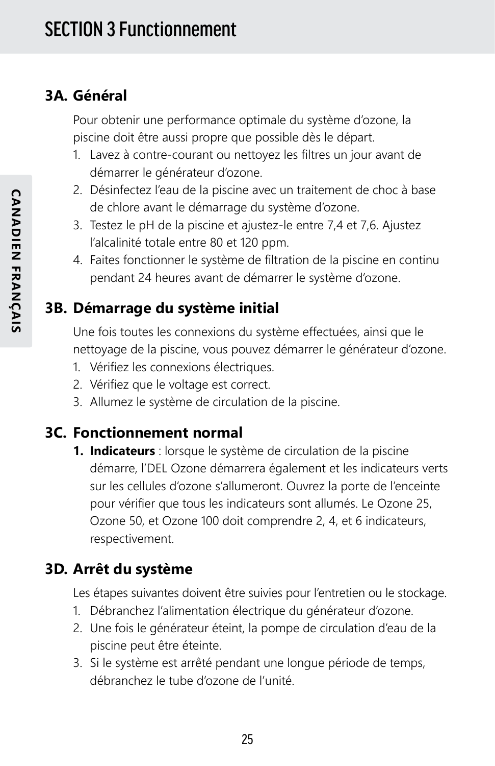# SECTION 3 Functionnement

## 3A. Général

Pour obtenir une performance optimale du système d'ozone, la piscine doit être aussi propre que possible dès le départ.

1. Lavez à contre-courant ou nettoyez les filtres un jour avant de démarrer le générateur d'ozone.
2. Désinfectez l'eau de la piscine avec un traitement de choc à base de chlore avant le démarrage du système d'ozone.
3. Testez le pH de la piscine et ajustez-le entre 7,4 et 7,6. Ajustez l'alcalinité totale entre 80 et 120 ppm.
4. Faites fonctionner le système de filtration de la piscine en continu pendant 24 heures avant de démarrer le système d'ozone.

## 3B. Démarrage du système initial

Une fois toutes les connexions du système effectuées, ainsi que le nettoyage de la piscine, vous pouvez démarrer le générateur d'ozone.

1. Vérifiez les connexions électriques.
2. Vérifiez que le voltage est correct.
3. Allumez le système de circulation de la piscine.

## 3C. Fonctionnement normal

1. **Indicateurs** : lorsque le système de circulation de la piscine démarre, l'DEL Ozone démarrera également et les indicateurs verts sur les cellules d'ozone s'allumeront. Ouvrez la porte de l'enceinte pour vérifier que tous les indicateurs sont allumés. Le Ozone 25, Ozone 50, et Ozone 100 doit comprendre 2, 4, et 6 indicateurs, respectivement.

## 3D. Arrêt du système

Les étapes suivantes doivent être suivies pour l'entretien ou le stockage.

1. Débranchez l'alimentation électrique du générateur d'ozone.
2. Une fois le générateur éteint, la pompe de circulation d'eau de la piscine peut être éteinte.
3. Si le système est arrêté pendant une longue période de temps, débranchez le tube d'ozone de l'unité.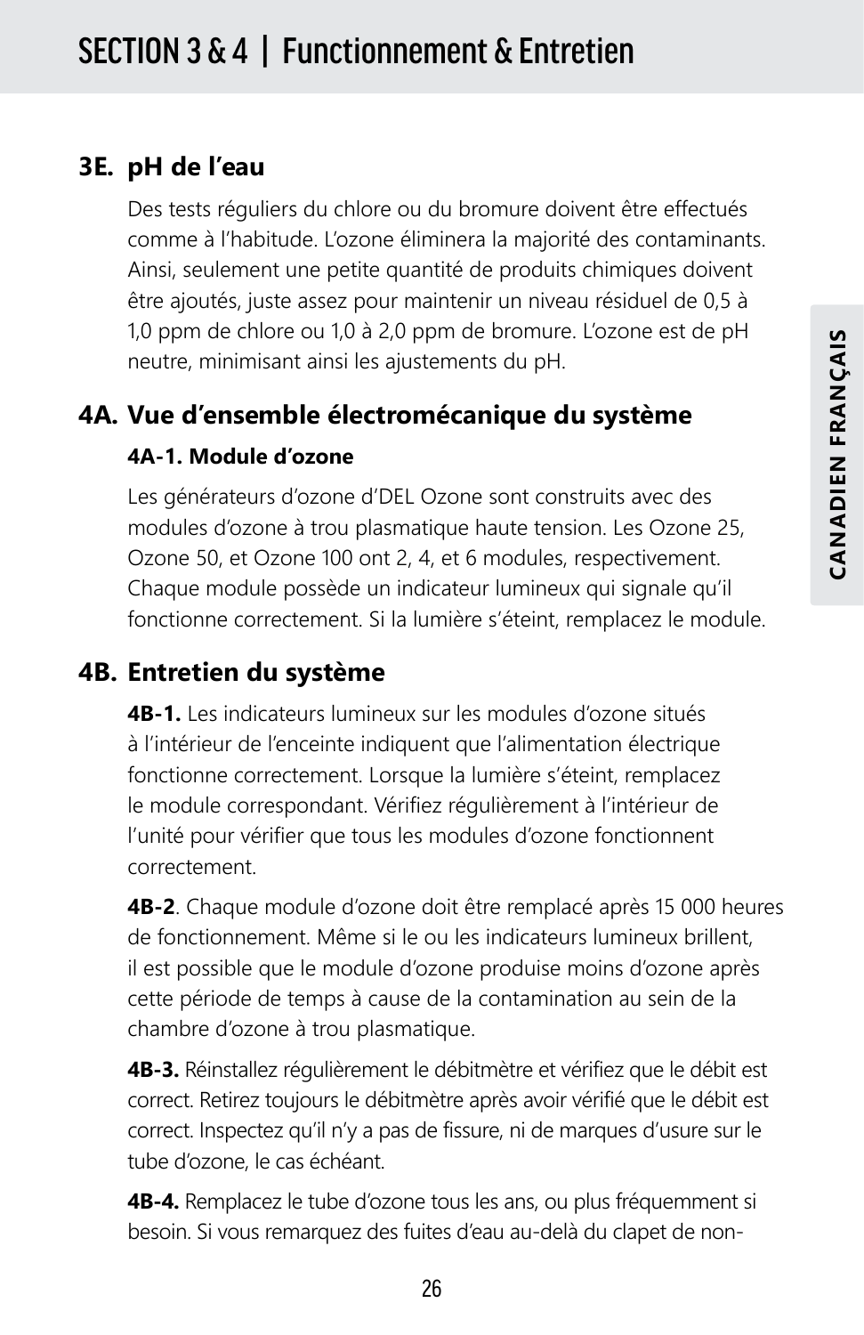## SECTION 3 & 4 | Functionnement & Entretien

### 3E. pH de l'eau

Des tests réguliers du chlore ou du bromure doivent être effectués comme à l'habitude. L'ozone éliminera la majorité des contaminants. Ainsi, seulement une petite quantité de produits chimiques doivent être ajoutés, juste assez pour maintenir un niveau résiduel de 0,5 à 1,0 ppm de chlore ou 1,0 à 2,0 ppm de bromure. L'ozone est de pH neutre, minimisant ainsi les ajustements du pH.

### 4A. Vue d'ensemble électromécanique du système

#### 4A-1. Module d'ozone

Les générateurs d'ozone d'DEL Ozone sont construits avec des modules d'ozone à trou plasmatique haute tension. Les Ozone 25, Ozone 50, et Ozone 100 ont 2, 4, et 6 modules, respectivement. Chaque module possède un indicateur lumineux qui signale qu'il fonctionne correctement. Si la lumière s'éteint, remplacez le module.

### 4B. Entretien du système

**4B-1.** Les indicateurs lumineux sur les modules d'ozone situés à l'intérieur de l'enceinte indiquent que l'alimentation électrique fonctionne correctement. Lorsque la lumière s'éteint, remplacez le module correspondant. Vérifiez régulièrement à l'intérieur de l'unité pour vérifier que tous les modules d'ozone fonctionnent correctement.

**4B-2**. Chaque module d'ozone doit être remplacé après 15 000 heures de fonctionnement. Même si le ou les indicateurs lumineux brillent, il est possible que le module d'ozone produise moins d'ozone après cette période de temps à cause de la contamination au sein de la chambre d'ozone à trou plasmatique.

**4B-3.** Réinstallez régulièrement le débitmètre et vérifiez que le débit est correct. Retirez toujours le débitmètre après avoir vérifié que le débit est correct. Inspectez qu'il n'y a pas de fissure, ni de marques d'usure sur le tube d'ozone, le cas échéant.

**4B-4.** Remplacez le tube d'ozone tous les ans, ou plus fréquemment si besoin. Si vous remarquez des fuites d'eau au-delà du clapet de non-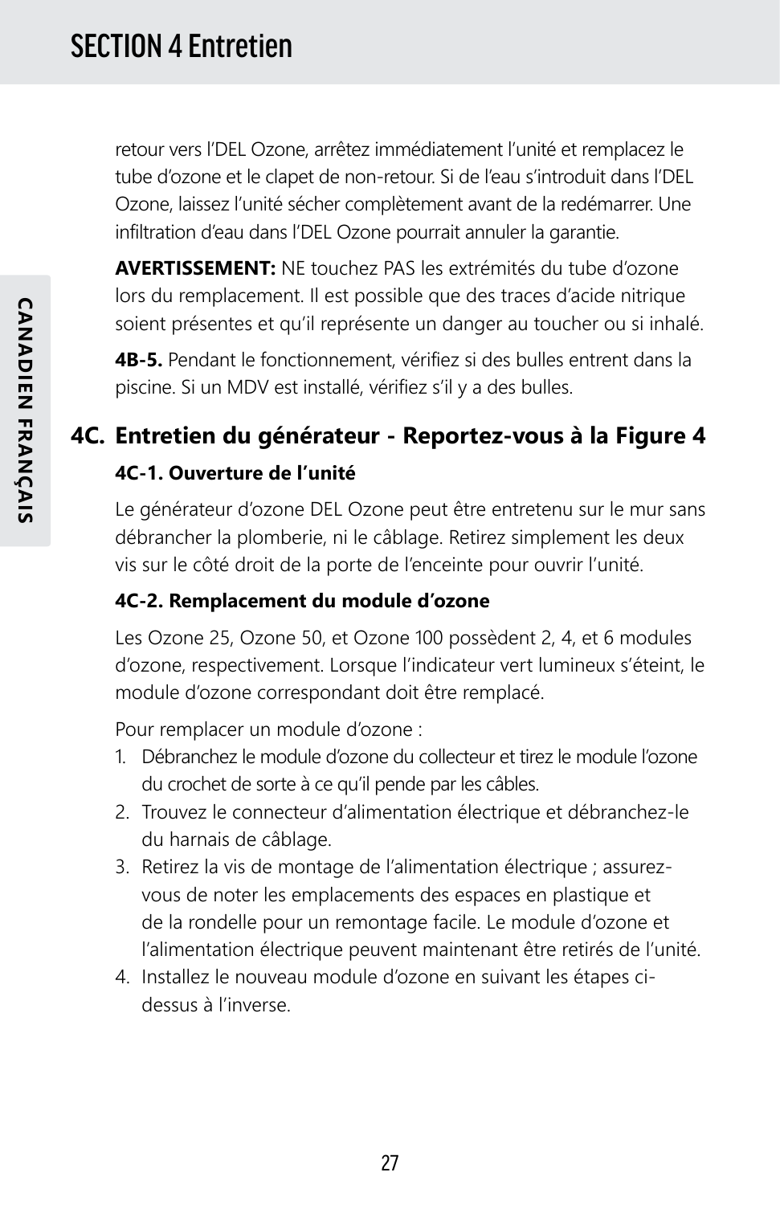retour vers l'DEL Ozone, arrêtez immédiatement l'unité et remplacez le tube d'ozone et le clapet de non-retour. Si de l'eau s'introduit dans l'DEL Ozone, laissez l'unité sécher complètement avant de la redémarrer. Une infiltration d'eau dans l'DEL Ozone pourrait annuler la garantie.

**AVERTISSEMENT:** NE touchez PAS les extrémités du tube d'ozone lors du remplacement. Il est possible que des traces d'acide nitrique soient présentes et qu'il représente un danger au toucher ou si inhalé.

**4B-5.** Pendant le fonctionnement, vérifiez si des bulles entrent dans la piscine. Si un MDV est installé, vérifiez s'il y a des bulles.

## 4C. Entretien du générateur - Reportez-vous à la Figure 4

### 4C-1. Ouverture de l'unité

Le générateur d'ozone DEL Ozone peut être entretenu sur le mur sans débrancher la plomberie, ni le câblage. Retirez simplement les deux vis sur le côté droit de la porte de l'enceinte pour ouvrir l'unité.

### 4C-2. Remplacement du module d'ozone

Les Ozone 25, Ozone 50, et Ozone 100 possèdent 2, 4, et 6 modules d'ozone, respectivement. Lorsque l'indicateur vert lumineux s'éteint, le module d'ozone correspondant doit être remplacé.

Pour remplacer un module d'ozone :

1. Débranchez le module d'ozone du collecteur et tirez le module l'ozone du crochet de sorte à ce qu'il pende par les câbles.
2. Trouvez le connecteur d'alimentation électrique et débranchez-le du harnais de câblage.
3. Retirez la vis de montage de l'alimentation électrique ; assurez-vous de noter les emplacements des espaces en plastique et de la rondelle pour un remontage facile. Le module d'ozone et l'alimentation électrique peuvent maintenant être retirés de l'unité.
4. Installez le nouveau module d'ozone en suivant les étapes ci-dessus à l'inverse.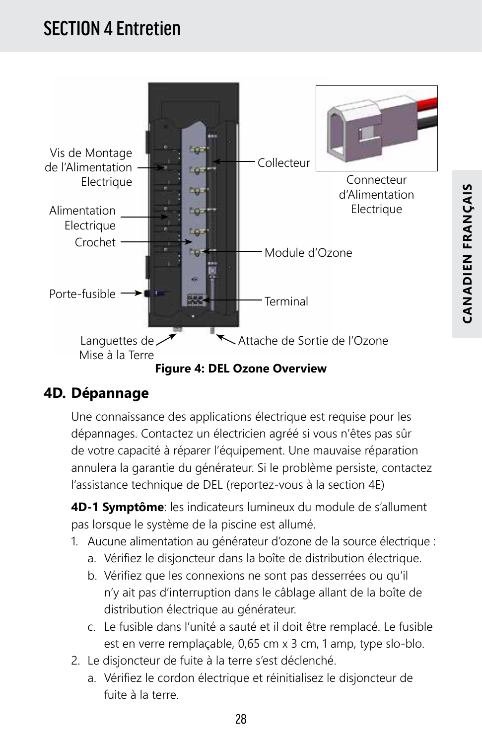# SECTION 4 Entretien

Vis de Montage de l'Alimentation Electrique

Alimentation Electrique

Crochet

Porte-fusible

Languettes de Mise à la Terre

Collecteur

Connecteur d'Alimentation Electrique

Module d'Ozone

Terminal

Attache de Sortie de l'Ozone

**Figure 4: DEL Ozone Overview**

## 4D. Dépannage

Une connaissance des applications électrique est requise pour les dépannages. Contactez un électricien agréé si vous n'êtes pas sûr de votre capacité à réparer l'équipement. Une mauvaise réparation annulera la garantie du générateur. Si le problème persiste, contactez l'assistance technique de DEL (reportez-vous à la section 4E)

**4D-1 Symptôme**: les indicateurs lumineux du module de s'allument pas lorsque le système de la piscine est allumé.

1. Aucune alimentation au générateur d'ozone de la source électrique :
   a. Vérifiez le disjoncteur dans la boîte de distribution électrique.
   b. Vérifiez que les connexions ne sont pas desserrées ou qu'il n'y ait pas d'interruption dans le câblage allant de la boîte de distribution électrique au générateur.
   c. Le fusible dans l'unité a sauté et il doit être remplacé. Le fusible est en verre remplaçable, 0,65 cm x 3 cm, 1 amp, type slo-blo.
2. Le disjoncteur de fuite à la terre s'est déclenché.
   a. Vérifiez le cordon électrique et réinitialisez le disjoncteur de fuite à la terre.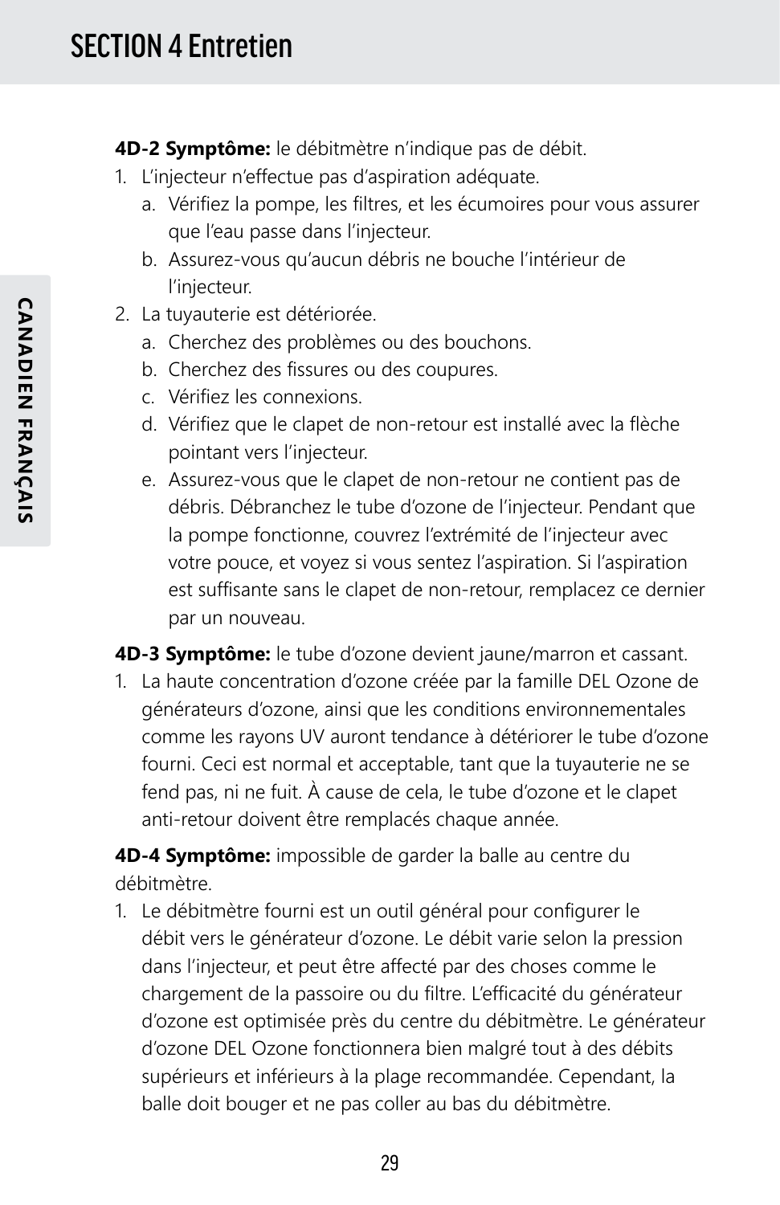**4D-2 Symptôme:** le débitmètre n'indique pas de débit.

1. L'injecteur n'effectue pas d'aspiration adéquate.
   a. Vérifiez la pompe, les filtres, et les écumoires pour vous assurer que l'eau passe dans l'injecteur.
   b. Assurez-vous qu'aucun débris ne bouche l'intérieur de l'injecteur.
2. La tuyauterie est détériorée.
   a. Cherchez des problèmes ou des bouchons.
   b. Cherchez des fissures ou des coupures.
   c. Vérifiez les connexions.
   d. Vérifiez que le clapet de non-retour est installé avec la flèche pointant vers l'injecteur.
   e. Assurez-vous que le clapet de non-retour ne contient pas de débris. Débranchez le tube d'ozone de l'injecteur. Pendant que la pompe fonctionne, couvrez l'extrémité de l'injecteur avec votre pouce, et voyez si vous sentez l'aspiration. Si l'aspiration est suffisante sans le clapet de non-retour, remplacez ce dernier par un nouveau.

**4D-3 Symptôme:** le tube d'ozone devient jaune/marron et cassant.

1. La haute concentration d'ozone créée par la famille DEL Ozone de générateurs d'ozone, ainsi que les conditions environnementales comme les rayons UV auront tendance à détériorer le tube d'ozone fourni. Ceci est normal et acceptable, tant que la tuyauterie ne se fend pas, ni ne fuit. À cause de cela, le tube d'ozone et le clapet anti-retour doivent être remplacés chaque année.

**4D-4 Symptôme:** impossible de garder la balle au centre du débitmètre.

1. Le débitmètre fourni est un outil général pour configurer le débit vers le générateur d'ozone. Le débit varie selon la pression dans l'injecteur, et peut être affecté par des choses comme le chargement de la passoire ou du filtre. L'efficacité du générateur d'ozone est optimisée près du centre du débitmètre. Le générateur d'ozone DEL Ozone fonctionnera bien malgré tout à des débits supérieurs et inférieurs à la plage recommandée. Cependant, la balle doit bouger et ne pas coller au bas du débitmètre.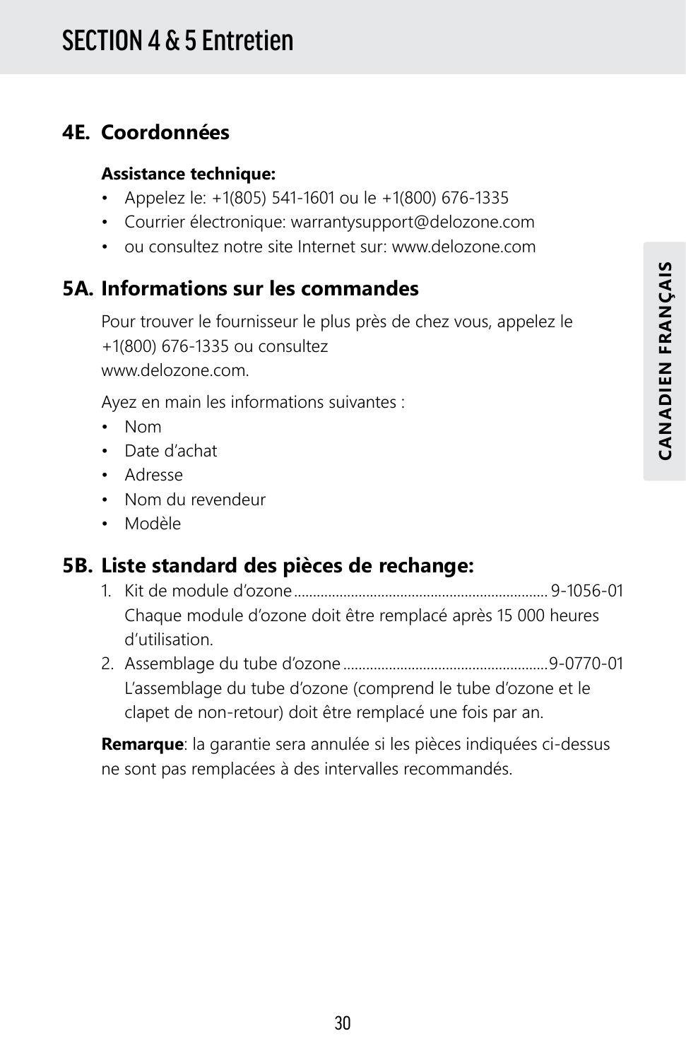# SECTION 4 & 5 Entretien

## 4E. Coordonnées

**Assistance technique:**

- Appelez le: +1(805) 541-1601 ou le +1(800) 676-1335
- Courrier électronique: warrantysupport@delozone.com
- ou consultez notre site Internet sur: www.delozone.com

## 5A. Informations sur les commandes

Pour trouver le fournisseur le plus près de chez vous, appelez le +1(800) 676-1335 ou consultez www.delozone.com.

Ayez en main les informations suivantes :

- Nom
- Date d'achat
- Adresse
- Nom du revendeur
- Modèle

## 5B. Liste standard des pièces de rechange:

1. Kit de module d'ozone.................................................................. 9-1056-01
   Chaque module d'ozone doit être remplacé après 15 000 heures d'utilisation.
2. Assemblage du tube d'ozone.....................................................9-0770-01
   L'assemblage du tube d'ozone (comprend le tube d'ozone et le clapet de non-retour) doit être remplacé une fois par an.

**Remarque**: la garantie sera annulée si les pièces indiquées ci-dessus ne sont pas remplacées à des intervalles recommandés.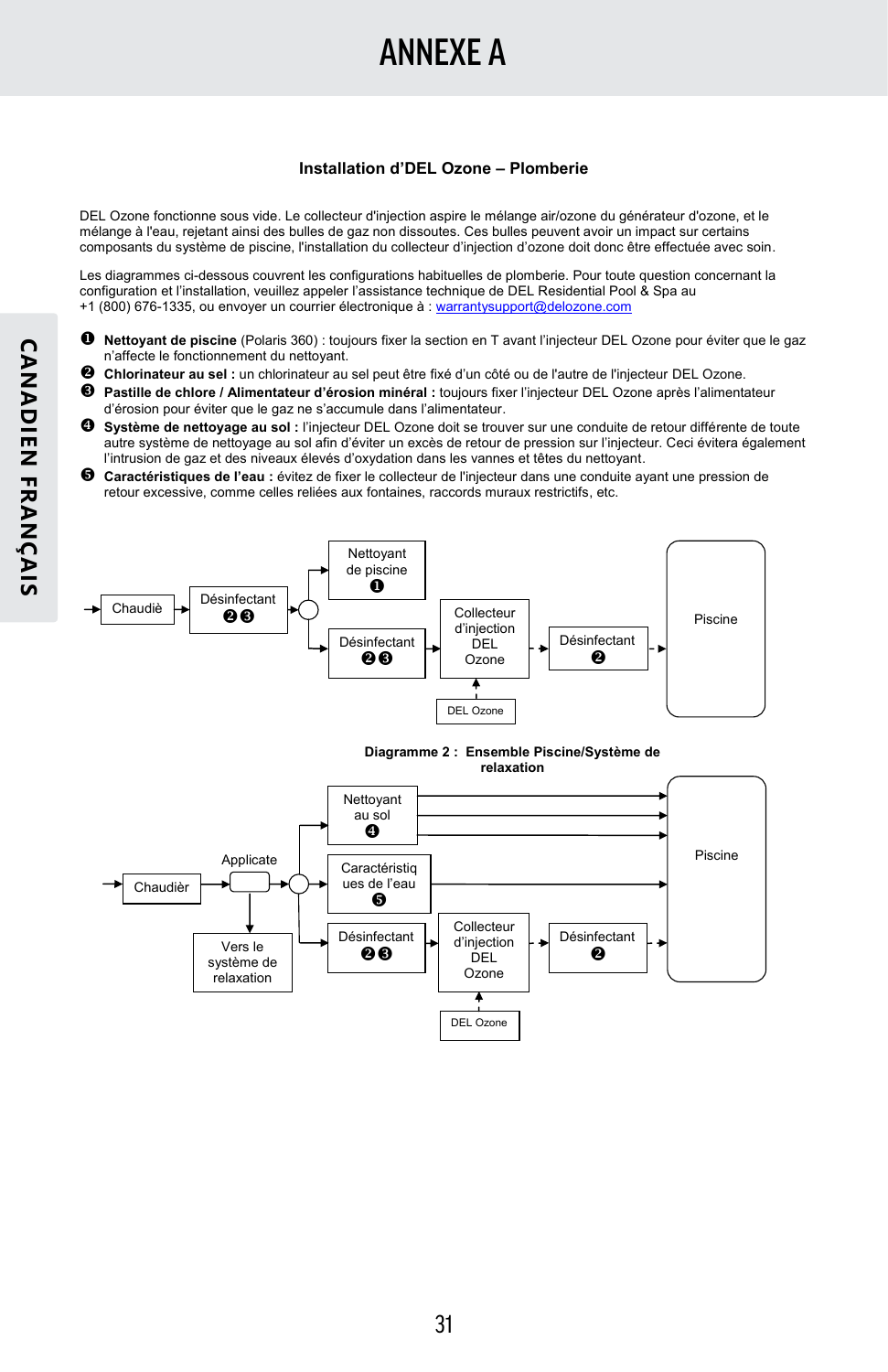# ANNEXE A

**Installation d'DEL Ozone – Plomberie**

DEL Ozone fonctionne sous vide. Le collecteur d'injection aspire le mélange air/ozone du générateur d'ozone, et le mélange à l'eau, rejetant ainsi des bulles de gaz non dissoutes. Ces bulles peuvent avoir un impact sur certains composants du système de piscine, l'installation du collecteur d'injection d'ozone doit donc être effectuée avec soin.

Les diagrammes ci-dessous couvrent les configurations habituelles de plomberie. Pour toute question concernant la configuration et l'installation, veuillez appeler l'assistance technique de DEL Residential Pool & Spa au +1 (800) 676-1335, ou envoyer un courrier électronique à : warrantysupport@delozone.com

❶ **Nettoyant de piscine** (Polaris 360) : toujours fixer la section en T avant l'injecteur DEL Ozone pour éviter que le gaz n'affecte le fonctionnement du nettoyant.
❷ **Chlorinateur au sel :** un chlorinateur au sel peut être fixé d'un côté ou de l'autre de l'injecteur DEL Ozone.
❸ **Pastille de chlore / Alimentateur d'érosion minéral :** toujours fixer l'injecteur DEL Ozone après l'alimentateur d'érosion pour éviter que le gaz ne s'accumule dans l'alimentateur.
❹ **Système de nettoyage au sol :** l'injecteur DEL Ozone doit se trouver sur une conduite de retour différente de toute autre système de nettoyage au sol afin d'éviter un excès de retour de pression sur l'injecteur. Ceci évitera également l'intrusion de gaz et des niveaux élevés d'oxydation dans les vannes et têtes du nettoyant.
❺ **Caractéristiques de l'eau :** évitez de fixer le collecteur de l'injecteur dans une conduite ayant une pression de retour excessive, comme celles reliées aux fontaines, raccords muraux restrictifs, etc.

Chaudiè → Désinfectant ❷❸ → [Nettoyant de piscine ❶] / [Désinfectant ❷❸ → Collecteur d'injection DEL Ozone (← DEL Ozone) → Désinfectant ❷] → Piscine

**Diagramme 2 : Ensemble Piscine/Système de relaxation**

Chaudièr → Applicate (→ Vers le système de relaxation) → [Nettoyant au sol ❹] / [Caractéristiques de l'eau ❺] / [Désinfectant ❷❸ → Collecteur d'injection DEL Ozone (← DEL Ozone) → Désinfectant ❷] → Piscine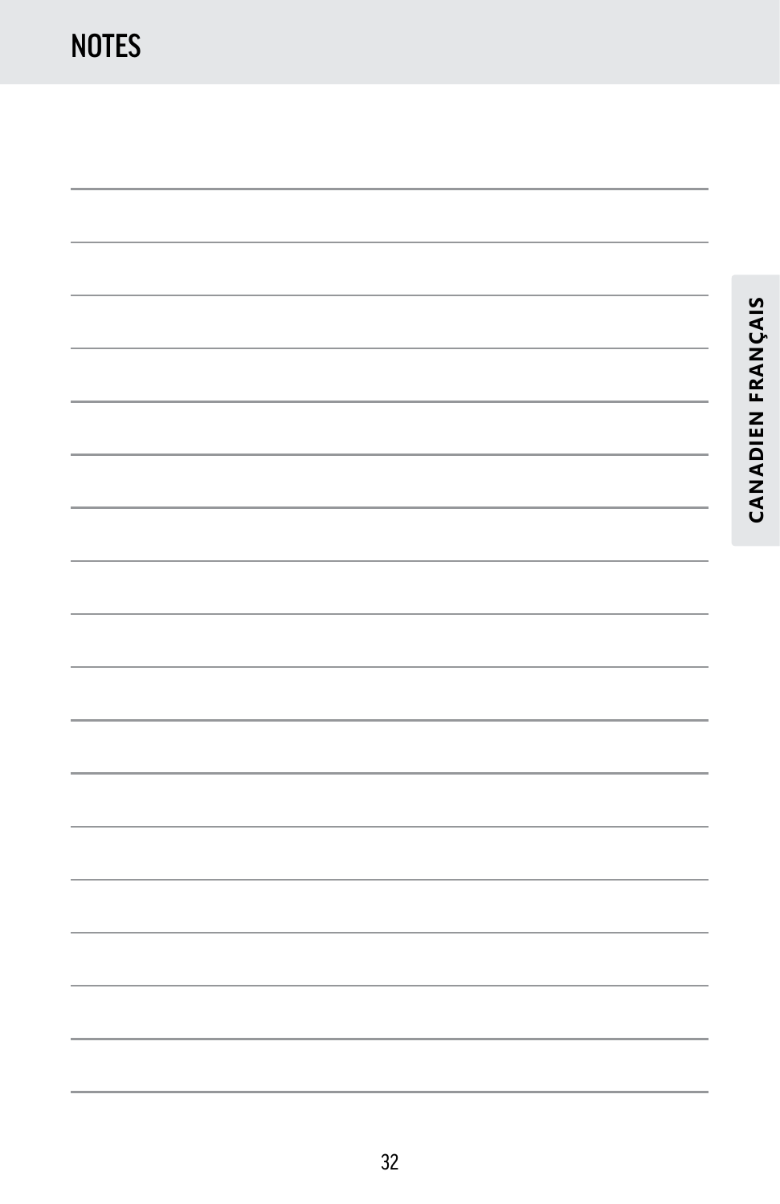# NOTES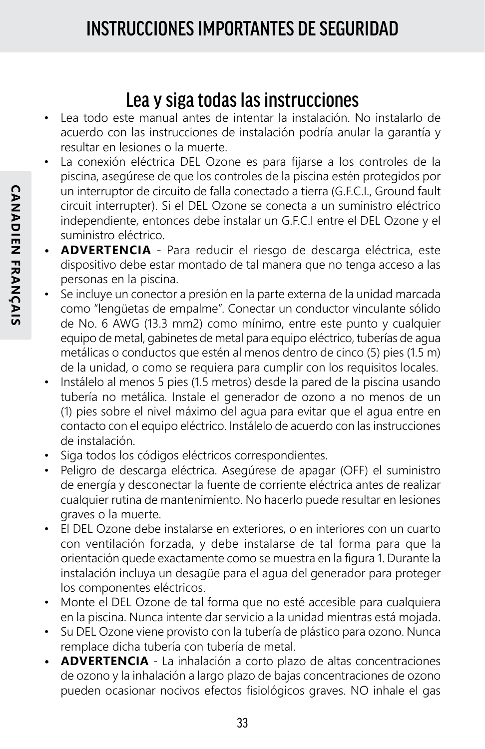# INSTRUCCIONES IMPORTANTES DE SEGURIDAD

## Lea y siga todas las instrucciones

- Lea todo este manual antes de intentar la instalación. No instalarlo de acuerdo con las instrucciones de instalación podría anular la garantía y resultar en lesiones o la muerte.
- La conexión eléctrica DEL Ozone es para fijarse a los controles de la piscina, asegúrese de que los controles de la piscina estén protegidos por un interruptor de circuito de falla conectado a tierra (G.F.C.I., Ground fault circuit interrupter). Si el DEL Ozone se conecta a un suministro eléctrico independiente, entonces debe instalar un G.F.C.I entre el DEL Ozone y el suministro eléctrico.
- **ADVERTENCIA** - Para reducir el riesgo de descarga eléctrica, este dispositivo debe estar montado de tal manera que no tenga acceso a las personas en la piscina.
- Se incluye un conector a presión en la parte externa de la unidad marcada como "lengüetas de empalme". Conectar un conductor vinculante sólido de No. 6 AWG (13.3 mm2) como mínimo, entre este punto y cualquier equipo de metal, gabinetes de metal para equipo eléctrico, tuberías de agua metálicas o conductos que estén al menos dentro de cinco (5) pies (1.5 m) de la unidad, o como se requiera para cumplir con los requisitos locales.
- Instálelo al menos 5 pies (1.5 metros) desde la pared de la piscina usando tubería no metálica. Instale el generador de ozono a no menos de un (1) pies sobre el nivel máximo del agua para evitar que el agua entre en contacto con el equipo eléctrico. Instálelo de acuerdo con las instrucciones de instalación.
- Siga todos los códigos eléctricos correspondientes.
- Peligro de descarga eléctrica. Asegúrese de apagar (OFF) el suministro de energía y desconectar la fuente de corriente eléctrica antes de realizar cualquier rutina de mantenimiento. No hacerlo puede resultar en lesiones graves o la muerte.
- El DEL Ozone debe instalarse en exteriores, o en interiores con un cuarto con ventilación forzada, y debe instalarse de tal forma para que la orientación quede exactamente como se muestra en la figura 1. Durante la instalación incluya un desagüe para el agua del generador para proteger los componentes eléctricos.
- Monte el DEL Ozone de tal forma que no esté accesible para cualquiera en la piscina. Nunca intente dar servicio a la unidad mientras está mojada.
- Su DEL Ozone viene provisto con la tubería de plástico para ozono. Nunca remplace dicha tubería con tubería de metal.
- **ADVERTENCIA** - La inhalación a corto plazo de altas concentraciones de ozono y la inhalación a largo plazo de bajas concentraciones de ozono pueden ocasionar nocivos efectos fisiológicos graves. NO inhale el gas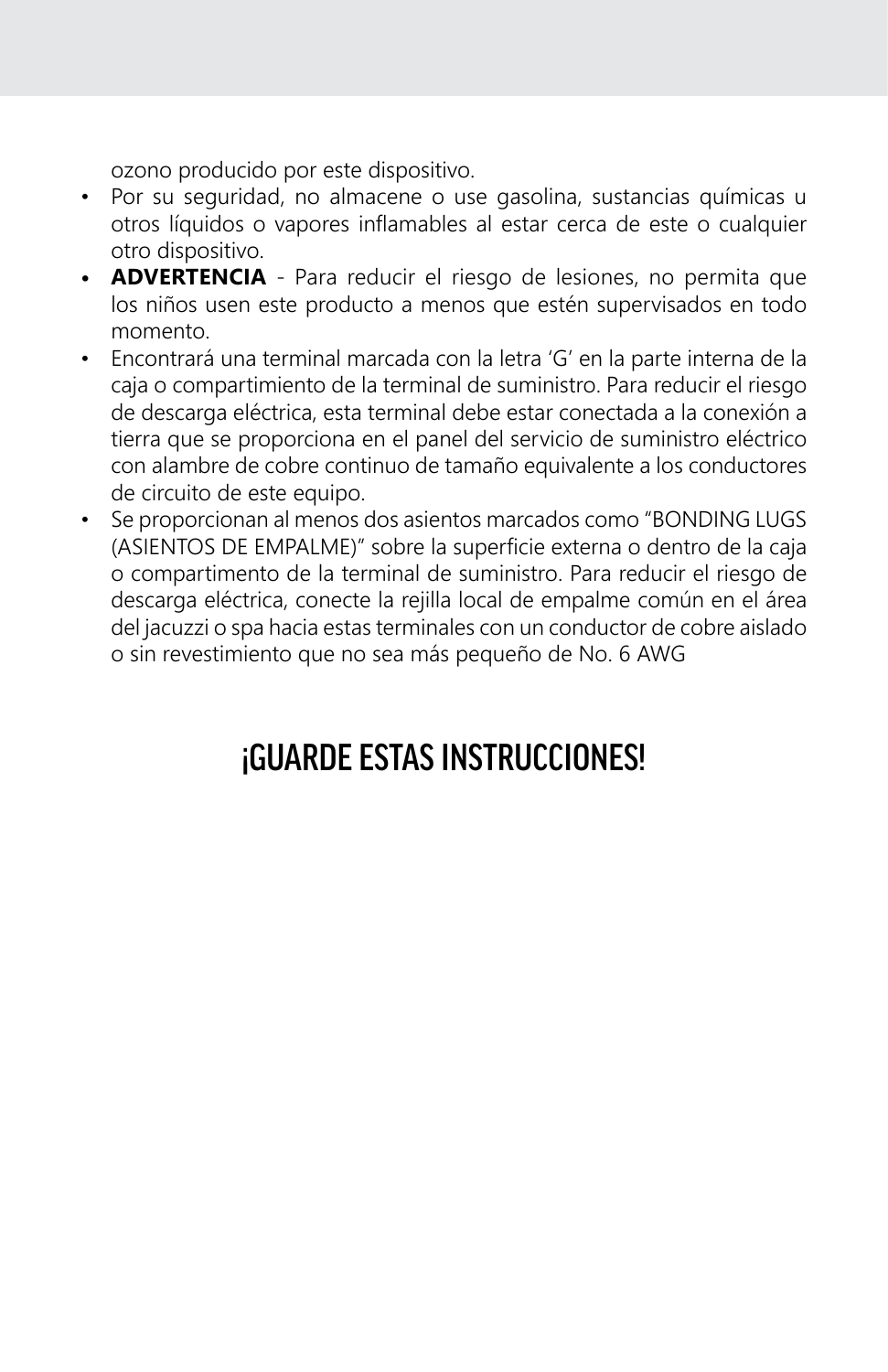ozono producido por este dispositivo.

- Por su seguridad, no almacene o use gasolina, sustancias químicas u otros líquidos o vapores inflamables al estar cerca de este o cualquier otro dispositivo.
- **ADVERTENCIA** - Para reducir el riesgo de lesiones, no permita que los niños usen este producto a menos que estén supervisados en todo momento.
- Encontrará una terminal marcada con la letra 'G' en la parte interna de la caja o compartimiento de la terminal de suministro. Para reducir el riesgo de descarga eléctrica, esta terminal debe estar conectada a la conexión a tierra que se proporciona en el panel del servicio de suministro eléctrico con alambre de cobre continuo de tamaño equivalente a los conductores de circuito de este equipo.
- Se proporcionan al menos dos asientos marcados como "BONDING LUGS (ASIENTOS DE EMPALME)" sobre la superficie externa o dentro de la caja o compartimento de la terminal de suministro. Para reducir el riesgo de descarga eléctrica, conecte la rejilla local de empalme común en el área del jacuzzi o spa hacia estas terminales con un conductor de cobre aislado o sin revestimiento que no sea más pequeño de No. 6 AWG

## ¡GUARDE ESTAS INSTRUCCIONES!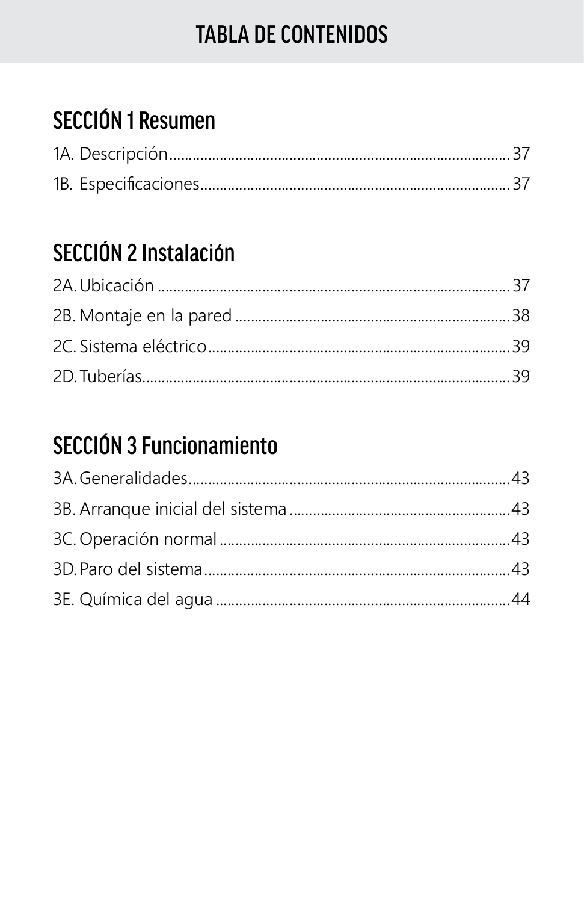# TABLA DE CONTENIDOS

## SECCIÓN 1 Resumen

1A. Descripción........................................................................................ 37

1B. Especificaciones................................................................................ 37

## SECCIÓN 2 Instalación

2A. Ubicación .......................................................................................... 37

2B. Montaje en la pared ......................................................................... 38

2C. Sistema eléctrico.............................................................................. 39

2D. Tuberías............................................................................................. 39

## SECCIÓN 3 Funcionamiento

3A. Generalidades.................................................................................. 43

3B. Arranque inicial del sistema ........................................................ 43

3C. Operación normal .......................................................................... 43

3D. Paro del sistema.............................................................................. 43

3E. Química del agua ........................................................................... 44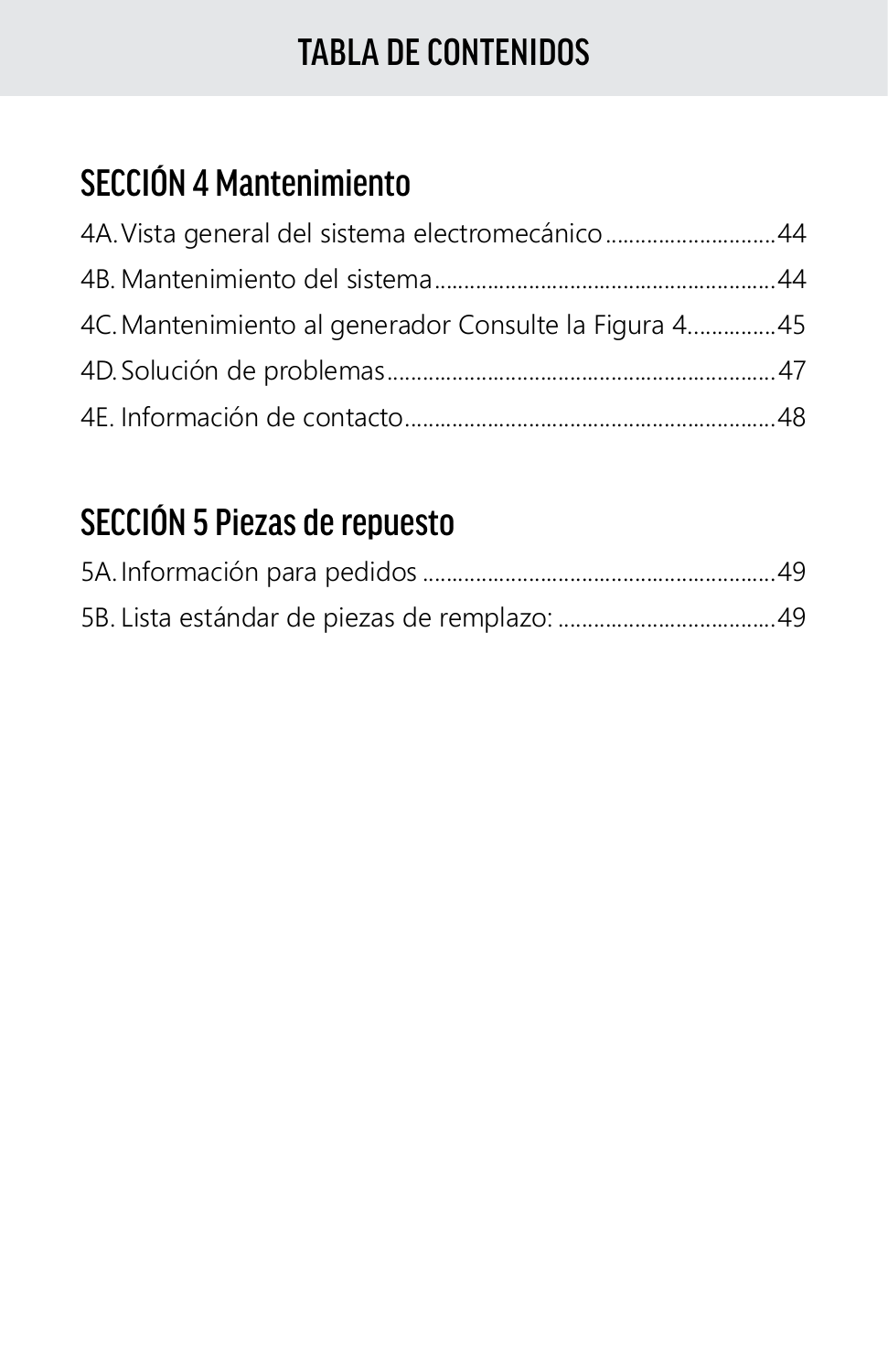# TABLA DE CONTENIDOS

## SECCIÓN 4 Mantenimiento

4A. Vista general del sistema electromecánico............................44

4B. Mantenimiento del sistema.........................................................44

4C. Mantenimiento al generador Consulte la Figura 4..............45

4D. Solución de problemas.................................................................47

4E. Información de contacto.............................................................48

## SECCIÓN 5 Piezas de repuesto

5A. Información para pedidos ..........................................................49

5B. Lista estándar de piezas de remplazo: ...................................49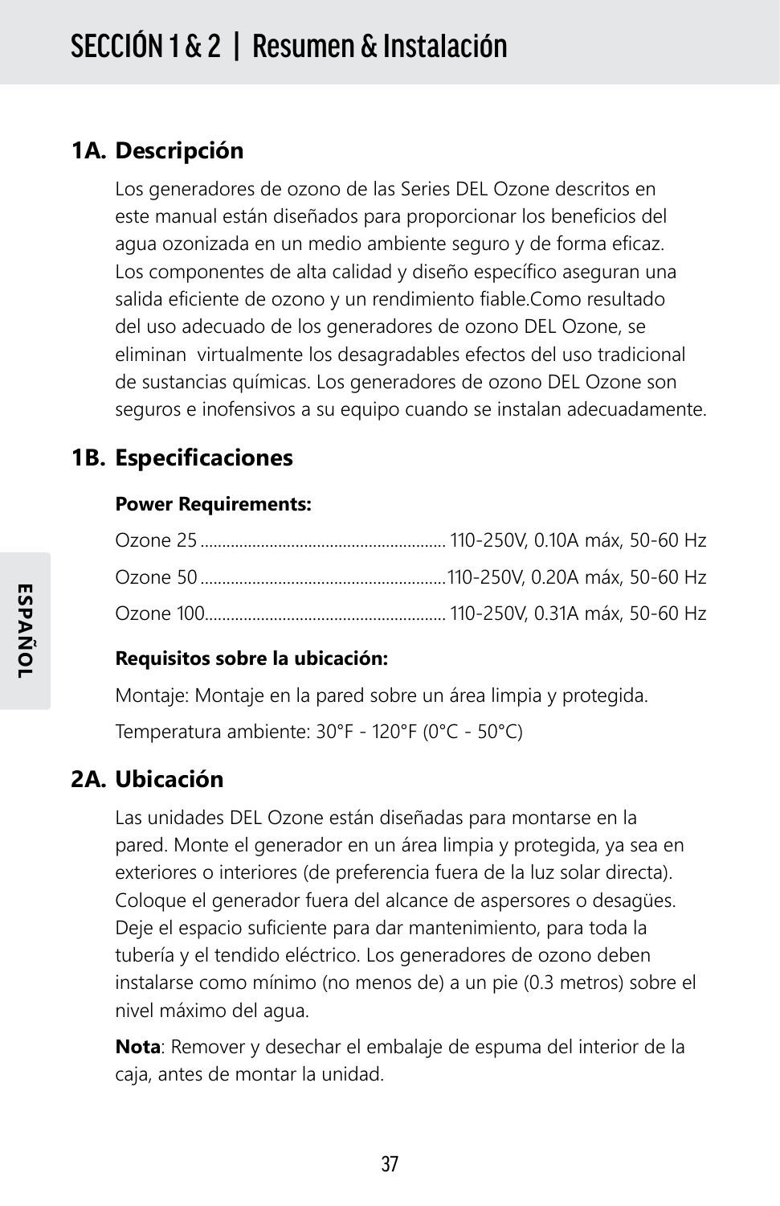# SECCIÓN 1 & 2 | Resumen & Instalación

## 1A. Descripción

Los generadores de ozono de las Series DEL Ozone descritos en este manual están diseñados para proporcionar los beneficios del agua ozonizada en un medio ambiente seguro y de forma eficaz. Los componentes de alta calidad y diseño específico aseguran una salida eficiente de ozono y un rendimiento fiable.Como resultado del uso adecuado de los generadores de ozono DEL Ozone, se eliminan virtualmente los desagradables efectos del uso tradicional de sustancias químicas. Los generadores de ozono DEL Ozone son seguros e inofensivos a su equipo cuando se instalan adecuadamente.

## 1B. Especificaciones

**Power Requirements:**

Ozone 25 ........................................................ 110-250V, 0.10A máx, 50-60 Hz

Ozone 50 ........................................................110-250V, 0.20A máx, 50-60 Hz

Ozone 100....................................................... 110-250V, 0.31A máx, 50-60 Hz

**Requisitos sobre la ubicación:**

Montaje: Montaje en la pared sobre un área limpia y protegida.

Temperatura ambiente: 30°F - 120°F (0°C - 50°C)

## 2A. Ubicación

Las unidades DEL Ozone están diseñadas para montarse en la pared. Monte el generador en un área limpia y protegida, ya sea en exteriores o interiores (de preferencia fuera de la luz solar directa). Coloque el generador fuera del alcance de aspersores o desagües. Deje el espacio suficiente para dar mantenimiento, para toda la tubería y el tendido eléctrico. Los generadores de ozono deben instalarse como mínimo (no menos de) a un pie (0.3 metros) sobre el nivel máximo del agua.

**Nota**: Remover y desechar el embalaje de espuma del interior de la caja, antes de montar la unidad.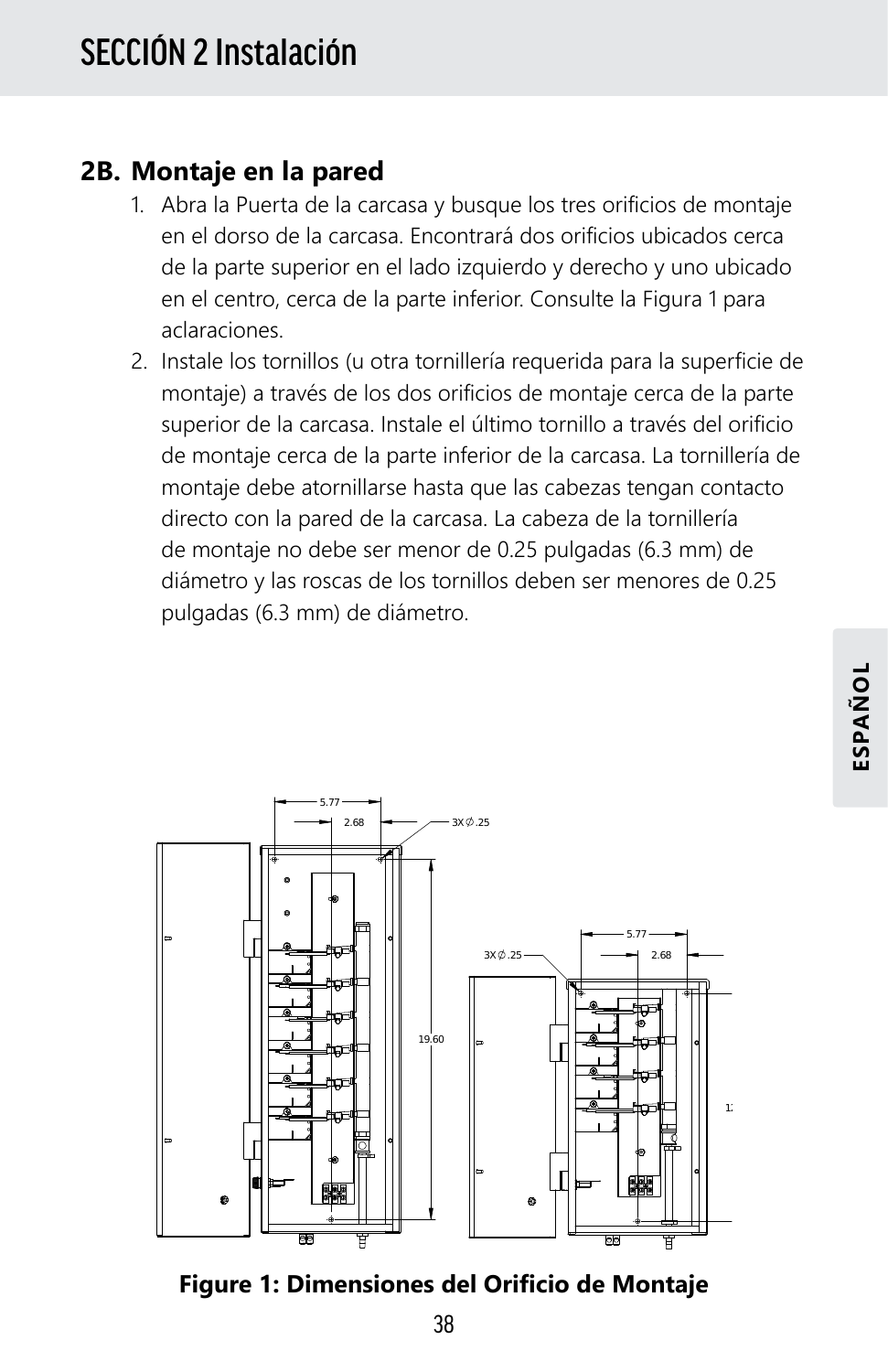## 2B. Montaje en la pared

1. Abra la Puerta de la carcasa y busque los tres orificios de montaje en el dorso de la carcasa. Encontrará dos orificios ubicados cerca de la parte superior en el lado izquierdo y derecho y uno ubicado en el centro, cerca de la parte inferior. Consulte la Figura 1 para aclaraciones.
2. Instale los tornillos (u otra tornillería requerida para la superficie de montaje) a través de los dos orificios de montaje cerca de la parte superior de la carcasa. Instale el último tornillo a través del orificio de montaje cerca de la parte inferior de la carcasa. La tornillería de montaje debe atornillarse hasta que las cabezas tengan contacto directo con la pared de la carcasa. La cabeza de la tornillería de montaje no debe ser menor de 0.25 pulgadas (6.3 mm) de diámetro y las roscas de los tornillos deben ser menores de 0.25 pulgadas (6.3 mm) de diámetro.

**Figure 1: Dimensiones del Orificio de Montaje**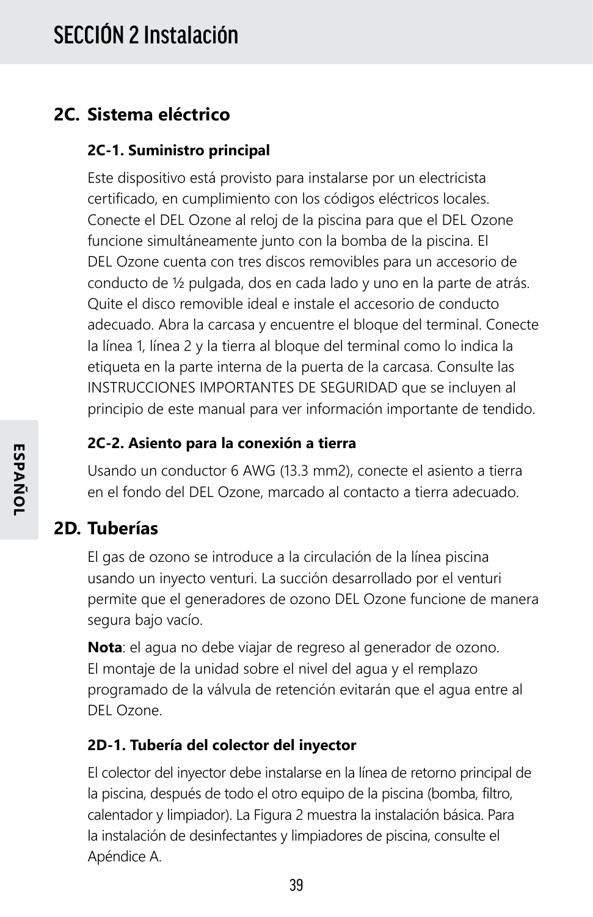# SECCIÓN 2 Instalación

## 2C. Sistema eléctrico

### 2C-1. Suministro principal

Este dispositivo está provisto para instalarse por un electricista certificado, en cumplimiento con los códigos eléctricos locales. Conecte el DEL Ozone al reloj de la piscina para que el DEL Ozone funcione simultáneamente junto con la bomba de la piscina. El DEL Ozone cuenta con tres discos removibles para un accesorio de conducto de ½ pulgada, dos en cada lado y uno en la parte de atrás. Quite el disco removible ideal e instale el accesorio de conducto adecuado. Abra la carcasa y encuentre el bloque del terminal. Conecte la línea 1, línea 2 y la tierra al bloque del terminal como lo indica la etiqueta en la parte interna de la puerta de la carcasa. Consulte las INSTRUCCIONES IMPORTANTES DE SEGURIDAD que se incluyen al principio de este manual para ver información importante de tendido.

### 2C-2. Asiento para la conexión a tierra

Usando un conductor 6 AWG (13.3 mm2), conecte el asiento a tierra en el fondo del DEL Ozone, marcado al contacto a tierra adecuado.

## 2D. Tuberías

El gas de ozono se introduce a la circulación de la línea piscina usando un inyecto venturi. La succión desarrollado por el venturi permite que el generadores de ozono DEL Ozone funcione de manera segura bajo vacío.

**Nota**: el agua no debe viajar de regreso al generador de ozono. El montaje de la unidad sobre el nivel del agua y el remplazo programado de la válvula de retención evitarán que el agua entre al DEL Ozone.

### 2D-1. Tubería del colector del inyector

El colector del inyector debe instalarse en la línea de retorno principal de la piscina, después de todo el otro equipo de la piscina (bomba, filtro, calentador y limpiador). La Figura 2 muestra la instalación básica. Para la instalación de desinfectantes y limpiadores de piscina, consulte el Apéndice A.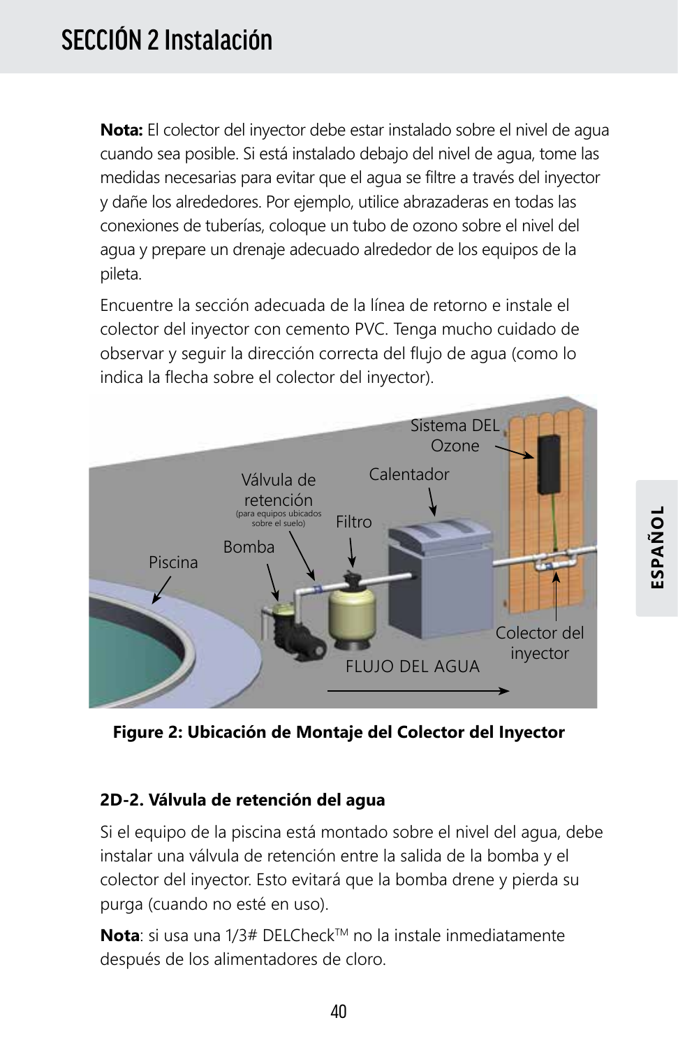**Nota:** El colector del inyector debe estar instalado sobre el nivel de agua cuando sea posible. Si está instalado debajo del nivel de agua, tome las medidas necesarias para evitar que el agua se filtre a través del inyector y dañe los alrededores. Por ejemplo, utilice abrazaderas en todas las conexiones de tuberías, coloque un tubo de ozono sobre el nivel del agua y prepare un drenaje adecuado alrededor de los equipos de la pileta.

Encuentre la sección adecuada de la línea de retorno e instale el colector del inyector con cemento PVC. Tenga mucho cuidado de observar y seguir la dirección correcta del flujo de agua (como lo indica la flecha sobre el colector del inyector).

**Figure 2: Ubicación de Montaje del Colector del Inyector**

### 2D-2. Válvula de retención del agua

Si el equipo de la piscina está montado sobre el nivel del agua, debe instalar una válvula de retención entre la salida de la bomba y el colector del inyector. Esto evitará que la bomba drene y pierda su purga (cuando no esté en uso).

**Nota**: si usa una 1/3# DELCheck™ no la instale inmediatamente después de los alimentadores de cloro.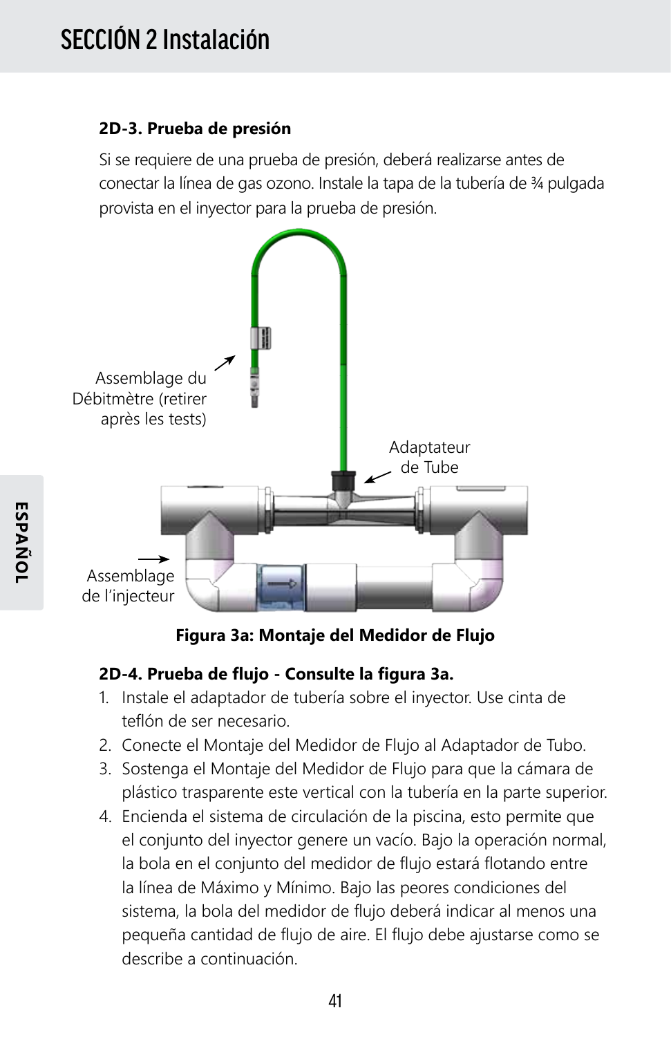# SECCIÓN 2 Instalación

### 2D-3. Prueba de presión

Si se requiere de una prueba de presión, deberá realizarse antes de conectar la línea de gas ozono. Instale la tapa de la tubería de ¾ pulgada provista en el inyector para la prueba de presión.

Assemblage du Débitmètre (retirer après les tests)

Adaptateur de Tube

Assemblage de l'injecteur

**Figura 3a: Montaje del Medidor de Flujo**

### 2D-4. Prueba de flujo - Consulte la figura 3a.

1. Instale el adaptador de tubería sobre el inyector. Use cinta de teflón de ser necesario.
2. Conecte el Montaje del Medidor de Flujo al Adaptador de Tubo.
3. Sostenga el Montaje del Medidor de Flujo para que la cámara de plástico trasparente este vertical con la tubería en la parte superior.
4. Encienda el sistema de circulación de la piscina, esto permite que el conjunto del inyector genere un vacío. Bajo la operación normal, la bola en el conjunto del medidor de flujo estará flotando entre la línea de Máximo y Mínimo. Bajo las peores condiciones del sistema, la bola del medidor de flujo deberá indicar al menos una pequeña cantidad de flujo de aire. El flujo debe ajustarse como se describe a continuación.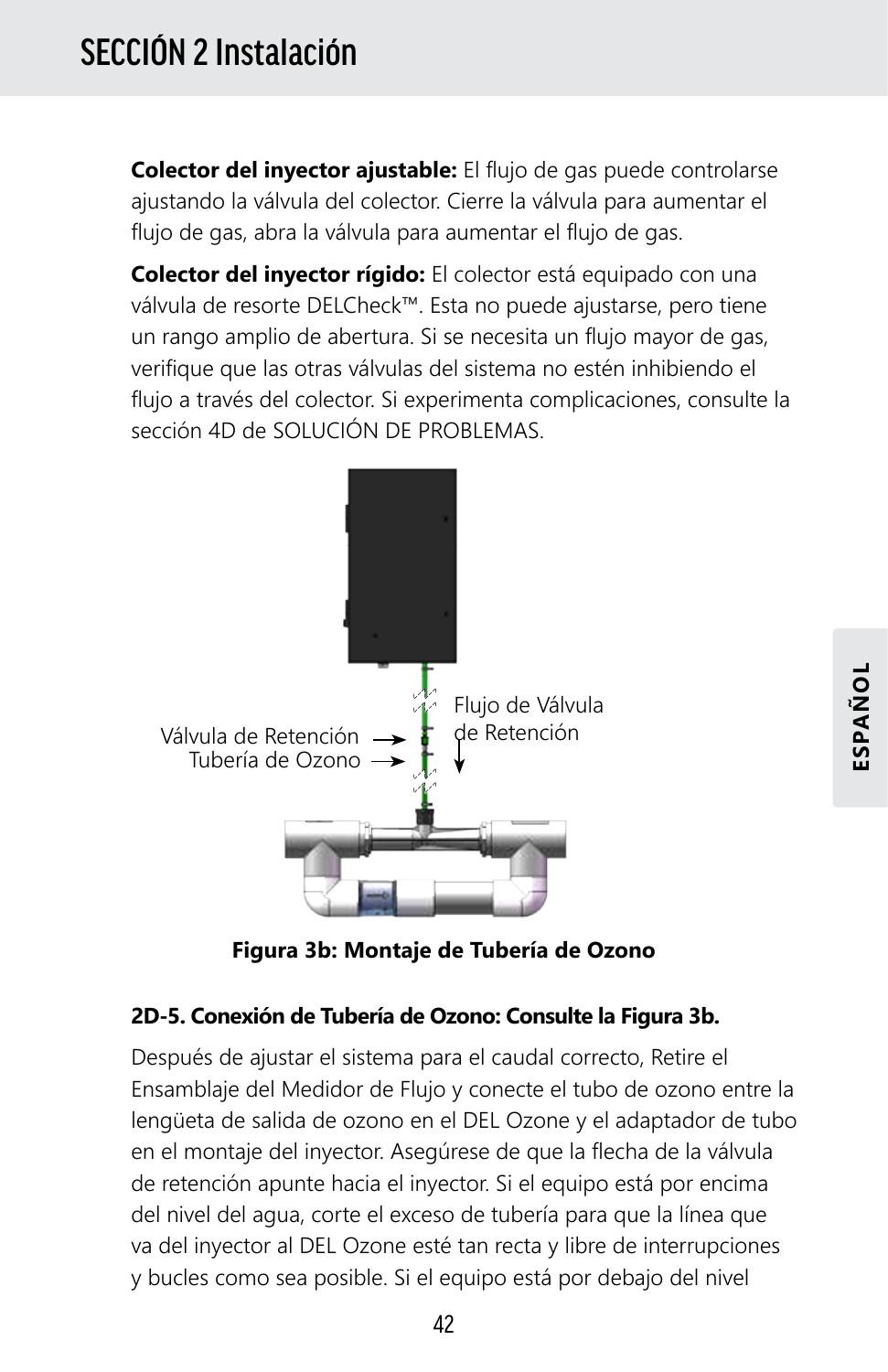**Colector del inyector ajustable:** El flujo de gas puede controlarse ajustando la válvula del colector. Cierre la válvula para aumentar el flujo de gas, abra la válvula para aumentar el flujo de gas.

**Colector del inyector rígido:** El colector está equipado con una válvula de resorte DELCheck™. Esta no puede ajustarse, pero tiene un rango amplio de abertura. Si se necesita un flujo mayor de gas, verifique que las otras válvulas del sistema no estén inhibiendo el flujo a través del colector. Si experimenta complicaciones, consulte la sección 4D de SOLUCIÓN DE PROBLEMAS.

Válvula de Retención

Tubería de Ozono

Flujo de Válvula de Retención

**Figura 3b: Montaje de Tubería de Ozono**

**2D-5. Conexión de Tubería de Ozono: Consulte la Figura 3b.**

Después de ajustar el sistema para el caudal correcto, Retire el Ensamblaje del Medidor de Flujo y conecte el tubo de ozono entre la lengüeta de salida de ozono en el DEL Ozone y el adaptador de tubo en el montaje del inyector. Asegúrese de que la flecha de la válvula de retención apunte hacia el inyector. Si el equipo está por encima del nivel del agua, corte el exceso de tubería para que la línea que va del inyector al DEL Ozone esté tan recta y libre de interrupciones y bucles como sea posible. Si el equipo está por debajo del nivel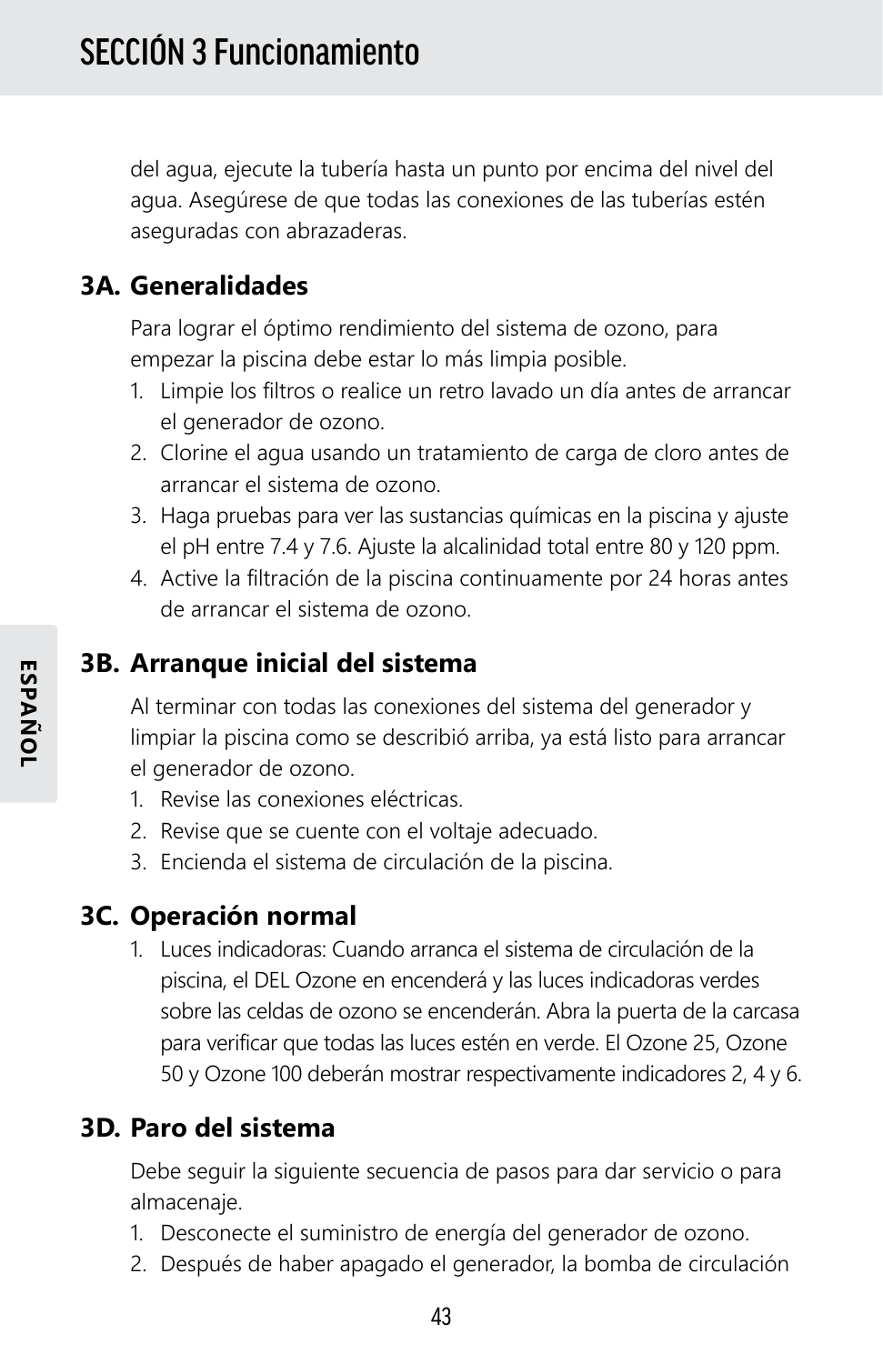del agua, ejecute la tubería hasta un punto por encima del nivel del agua. Asegúrese de que todas las conexiones de las tuberías estén aseguradas con abrazaderas.

## 3A. Generalidades

Para lograr el óptimo rendimiento del sistema de ozono, para empezar la piscina debe estar lo más limpia posible.

1. Limpie los filtros o realice un retro lavado un día antes de arrancar el generador de ozono.
2. Clorine el agua usando un tratamiento de carga de cloro antes de arrancar el sistema de ozono.
3. Haga pruebas para ver las sustancias químicas en la piscina y ajuste el pH entre 7.4 y 7.6. Ajuste la alcalinidad total entre 80 y 120 ppm.
4. Active la filtración de la piscina continuamente por 24 horas antes de arrancar el sistema de ozono.

## 3B. Arranque inicial del sistema

Al terminar con todas las conexiones del sistema del generador y limpiar la piscina como se describió arriba, ya está listo para arrancar el generador de ozono.

1. Revise las conexiones eléctricas.
2. Revise que se cuente con el voltaje adecuado.
3. Encienda el sistema de circulación de la piscina.

## 3C. Operación normal

1. Luces indicadoras: Cuando arranca el sistema de circulación de la piscina, el DEL Ozone en encenderá y las luces indicadoras verdes sobre las celdas de ozono se encenderán. Abra la puerta de la carcasa para verificar que todas las luces estén en verde. El Ozone 25, Ozone 50 y Ozone 100 deberán mostrar respectivamente indicadores 2, 4 y 6.

## 3D. Paro del sistema

Debe seguir la siguiente secuencia de pasos para dar servicio o para almacenaje.

1. Desconecte el suministro de energía del generador de ozono.
2. Después de haber apagado el generador, la bomba de circulación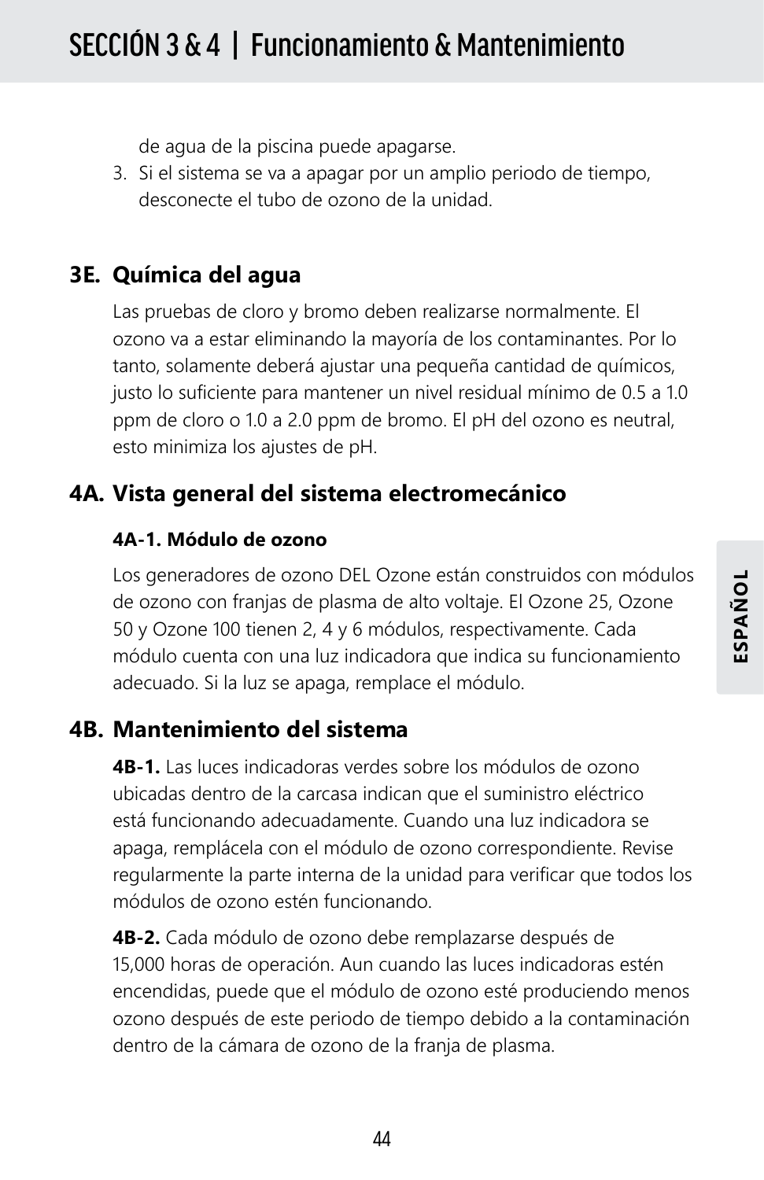de agua de la piscina puede apagarse.

3. Si el sistema se va a apagar por un amplio periodo de tiempo, desconecte el tubo de ozono de la unidad.

## 3E. Química del agua

Las pruebas de cloro y bromo deben realizarse normalmente. El ozono va a estar eliminando la mayoría de los contaminantes. Por lo tanto, solamente deberá ajustar una pequeña cantidad de químicos, justo lo suficiente para mantener un nivel residual mínimo de 0.5 a 1.0 ppm de cloro o 1.0 a 2.0 ppm de bromo. El pH del ozono es neutral, esto minimiza los ajustes de pH.

## 4A. Vista general del sistema electromecánico

### 4A-1. Módulo de ozono

Los generadores de ozono DEL Ozone están construidos con módulos de ozono con franjas de plasma de alto voltaje. El Ozone 25, Ozone 50 y Ozone 100 tienen 2, 4 y 6 módulos, respectivamente. Cada módulo cuenta con una luz indicadora que indica su funcionamiento adecuado. Si la luz se apaga, remplace el módulo.

## 4B. Mantenimiento del sistema

**4B-1.** Las luces indicadoras verdes sobre los módulos de ozono ubicadas dentro de la carcasa indican que el suministro eléctrico está funcionando adecuadamente. Cuando una luz indicadora se apaga, remplácela con el módulo de ozono correspondiente. Revise regularmente la parte interna de la unidad para verificar que todos los módulos de ozono estén funcionando.

**4B-2.** Cada módulo de ozono debe remplazarse después de 15,000 horas de operación. Aun cuando las luces indicadoras estén encendidas, puede que el módulo de ozono esté produciendo menos ozono después de este periodo de tiempo debido a la contaminación dentro de la cámara de ozono de la franja de plasma.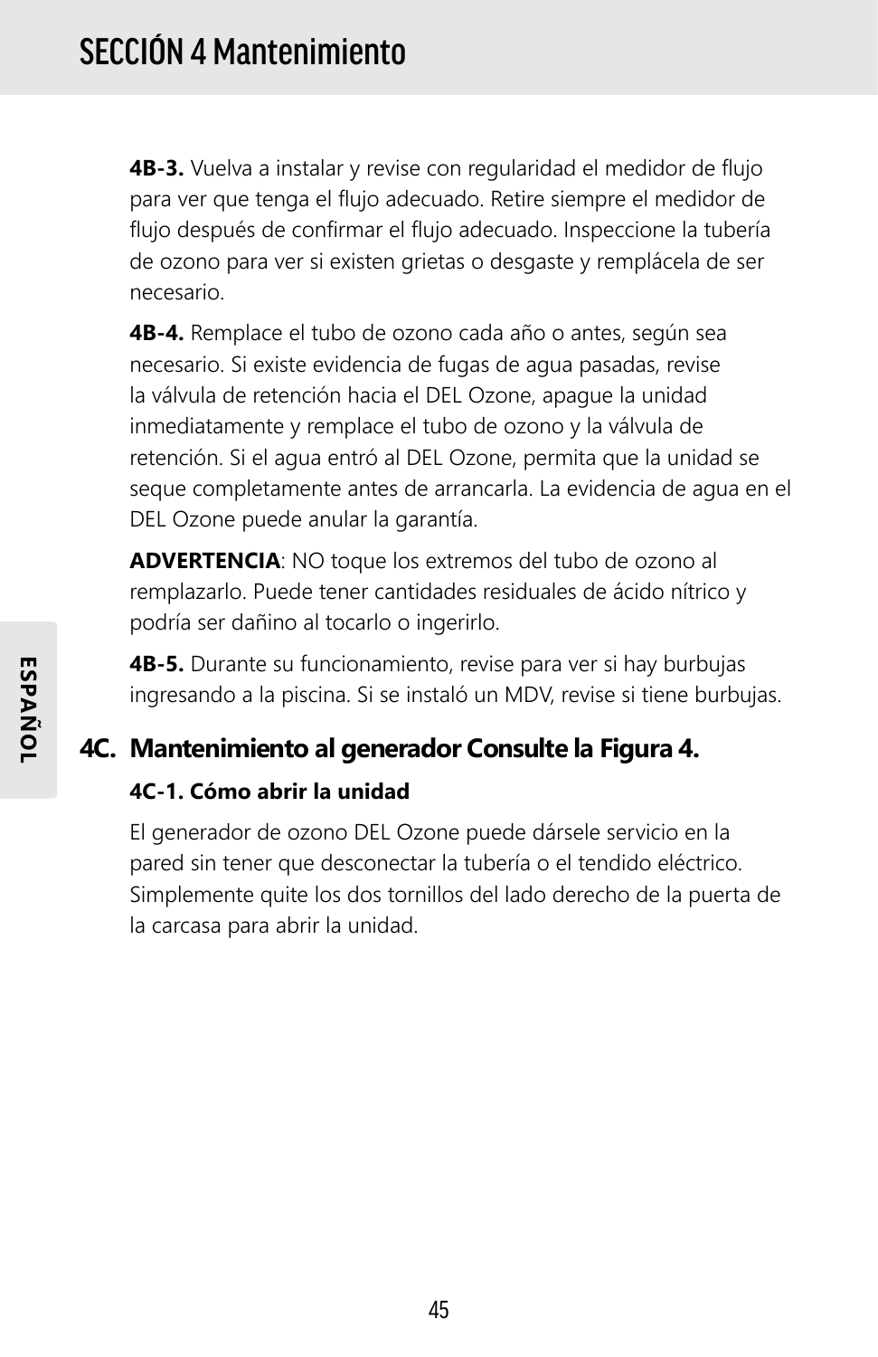# SECCIÓN 4 Mantenimiento

**4B-3.** Vuelva a instalar y revise con regularidad el medidor de flujo para ver que tenga el flujo adecuado. Retire siempre el medidor de flujo después de confirmar el flujo adecuado. Inspeccione la tubería de ozono para ver si existen grietas o desgaste y remplácela de ser necesario.

**4B-4.** Remplace el tubo de ozono cada año o antes, según sea necesario. Si existe evidencia de fugas de agua pasadas, revise la válvula de retención hacia el DEL Ozone, apague la unidad inmediatamente y remplace el tubo de ozono y la válvula de retención. Si el agua entró al DEL Ozone, permita que la unidad se seque completamente antes de arrancarla. La evidencia de agua en el DEL Ozone puede anular la garantía.

**ADVERTENCIA**: NO toque los extremos del tubo de ozono al remplazarlo. Puede tener cantidades residuales de ácido nítrico y podría ser dañino al tocarlo o ingerirlo.

**4B-5.** Durante su funcionamiento, revise para ver si hay burbujas ingresando a la piscina. Si se instaló un MDV, revise si tiene burbujas.

## 4C. Mantenimiento al generador Consulte la Figura 4.

**4C-1. Cómo abrir la unidad**

El generador de ozono DEL Ozone puede dársele servicio en la pared sin tener que desconectar la tubería o el tendido eléctrico. Simplemente quite los dos tornillos del lado derecho de la puerta de la carcasa para abrir la unidad.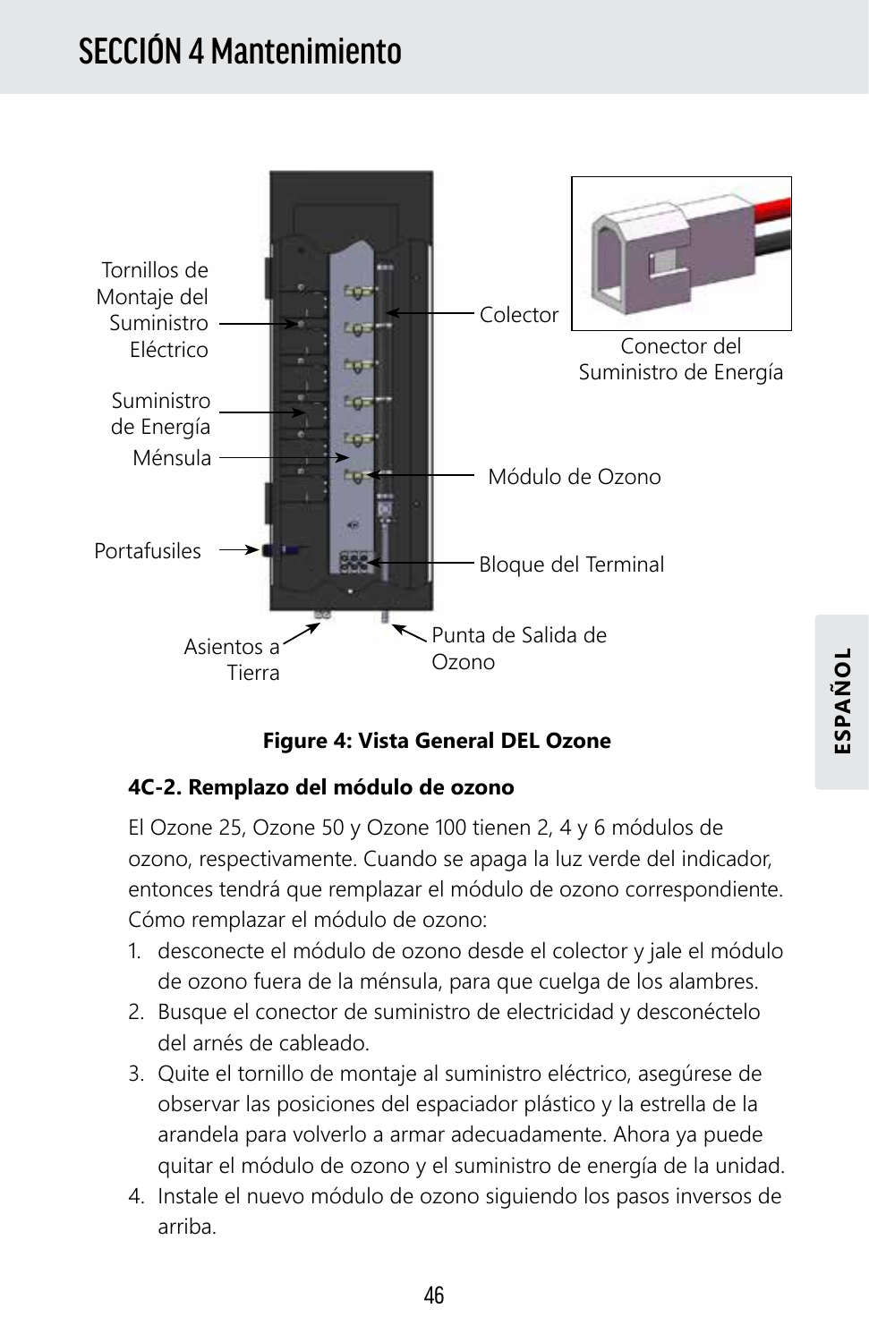# SECCIÓN 4 Mantenimiento

Tornillos de Montaje del Suministro Eléctrico

Suministro de Energía

Ménsula

Portafusiles

Asientos a Tierra

Colector

Conector del Suministro de Energía

Módulo de Ozono

Bloque del Terminal

Punta de Salida de Ozono

**Figure 4: Vista General DEL Ozone**

### 4C-2. Remplazo del módulo de ozono

El Ozone 25, Ozone 50 y Ozone 100 tienen 2, 4 y 6 módulos de ozono, respectivamente. Cuando se apaga la luz verde del indicador, entonces tendrá que remplazar el módulo de ozono correspondiente. Cómo remplazar el módulo de ozono:

1. desconecte el módulo de ozono desde el colector y jale el módulo de ozono fuera de la ménsula, para que cuelga de los alambres.
2. Busque el conector de suministro de electricidad y desconéctelo del arnés de cableado.
3. Quite el tornillo de montaje al suministro eléctrico, asegúrese de observar las posiciones del espaciador plástico y la estrella de la arandela para volverlo a armar adecuadamente. Ahora ya puede quitar el módulo de ozono y el suministro de energía de la unidad.
4. Instale el nuevo módulo de ozono siguiendo los pasos inversos de arriba.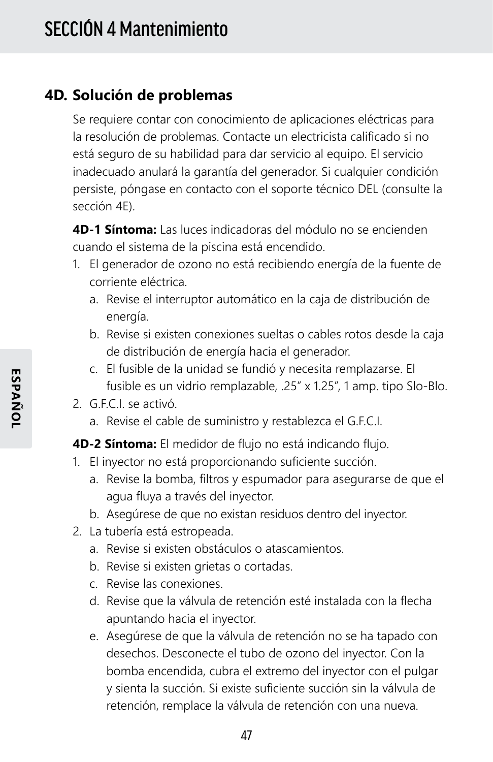# SECCIÓN 4 Mantenimiento

## 4D. Solución de problemas

Se requiere contar con conocimiento de aplicaciones eléctricas para la resolución de problemas. Contacte un electricista calificado si no está seguro de su habilidad para dar servicio al equipo. El servicio inadecuado anulará la garantía del generador. Si cualquier condición persiste, póngase en contacto con el soporte técnico DEL (consulte la sección 4E).

**4D-1 Síntoma:** Las luces indicadoras del módulo no se encienden cuando el sistema de la piscina está encendido.

1. El generador de ozono no está recibiendo energía de la fuente de corriente eléctrica.
   a. Revise el interruptor automático en la caja de distribución de energía.
   b. Revise si existen conexiones sueltas o cables rotos desde la caja de distribución de energía hacia el generador.
   c. El fusible de la unidad se fundió y necesita remplazarse. El fusible es un vidrio remplazable, .25" x 1.25", 1 amp. tipo Slo-Blo.
2. G.F.C.I. se activó.
   a. Revise el cable de suministro y restablezca el G.F.C.I.

**4D-2 Síntoma:** El medidor de flujo no está indicando flujo.

1. El inyector no está proporcionando suficiente succión.
   a. Revise la bomba, filtros y espumador para asegurarse de que el agua fluya a través del inyector.
   b. Asegúrese de que no existan residuos dentro del inyector.
2. La tubería está estropeada.
   a. Revise si existen obstáculos o atascamientos.
   b. Revise si existen grietas o cortadas.
   c. Revise las conexiones.
   d. Revise que la válvula de retención esté instalada con la flecha apuntando hacia el inyector.
   e. Asegúrese de que la válvula de retención no se ha tapado con desechos. Desconecte el tubo de ozono del inyector. Con la bomba encendida, cubra el extremo del inyector con el pulgar y sienta la succión. Si existe suficiente succión sin la válvula de retención, remplace la válvula de retención con una nueva.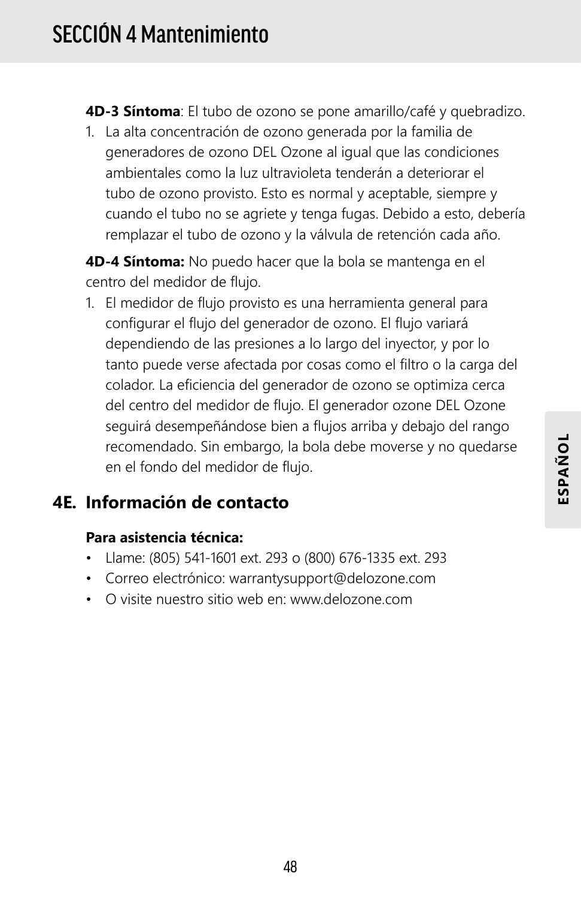**4D-3 Síntoma**: El tubo de ozono se pone amarillo/café y quebradizo.

1. La alta concentración de ozono generada por la familia de generadores de ozono DEL Ozone al igual que las condiciones ambientales como la luz ultravioleta tenderán a deteriorar el tubo de ozono provisto. Esto es normal y aceptable, siempre y cuando el tubo no se agriete y tenga fugas. Debido a esto, debería remplazar el tubo de ozono y la válvula de retención cada año.

**4D-4 Síntoma:** No puedo hacer que la bola se mantenga en el centro del medidor de flujo.

1. El medidor de flujo provisto es una herramienta general para configurar el flujo del generador de ozono. El flujo variará dependiendo de las presiones a lo largo del inyector, y por lo tanto puede verse afectada por cosas como el filtro o la carga del colador. La eficiencia del generador de ozono se optimiza cerca del centro del medidor de flujo. El generador ozone DEL Ozone seguirá desempeñándose bien a flujos arriba y debajo del rango recomendado. Sin embargo, la bola debe moverse y no quedarse en el fondo del medidor de flujo.

## 4E. Información de contacto

**Para asistencia técnica:**

- Llame: (805) 541-1601 ext. 293 o (800) 676-1335 ext. 293
- Correo electrónico: warrantysupport@delozone.com
- O visite nuestro sitio web en: www.delozone.com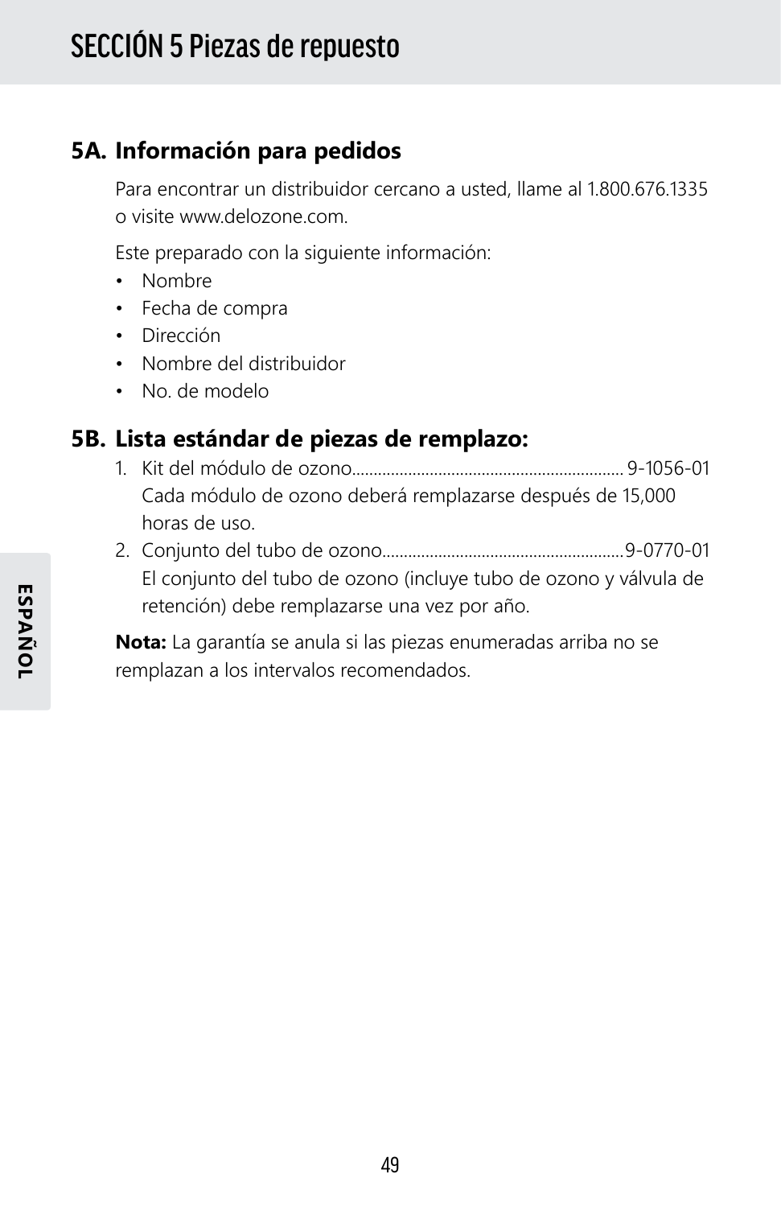# SECCIÓN 5 Piezas de repuesto

## 5A. Información para pedidos

Para encontrar un distribuidor cercano a usted, llame al 1.800.676.1335 o visite www.delozone.com.

Este preparado con la siguiente información:

- Nombre
- Fecha de compra
- Dirección
- Nombre del distribuidor
- No. de modelo

## 5B. Lista estándar de piezas de remplazo:

1. Kit del módulo de ozono............................................................... 9-1056-01
   Cada módulo de ozono deberá remplazarse después de 15,000 horas de uso.
2. Conjunto del tubo de ozono........................................................9-0770-01
   El conjunto del tubo de ozono (incluye tubo de ozono y válvula de retención) debe remplazarse una vez por año.

**Nota:** La garantía se anula si las piezas enumeradas arriba no se remplazan a los intervalos recomendados.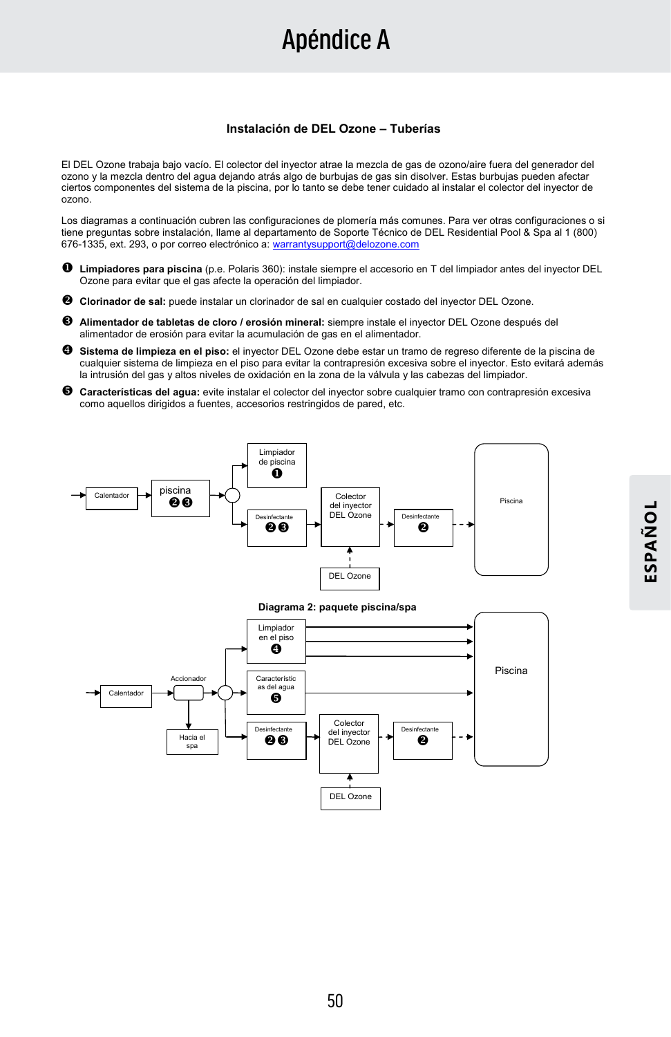# Apéndice A

### Instalación de DEL Ozone – Tuberías

El DEL Ozone trabaja bajo vacío. El colector del inyector atrae la mezcla de gas de ozono/aire fuera del generador del ozono y la mezcla dentro del agua dejando atrás algo de burbujas de gas sin disolver. Estas burbujas pueden afectar ciertos componentes del sistema de la piscina, por lo tanto se debe tener cuidado al instalar el colector del inyector de ozono.

Los diagramas a continuación cubren las configuraciones de plomería más comunes. Para ver otras configuraciones o si tiene preguntas sobre instalación, llame al departamento de Soporte Técnico de DEL Residential Pool & Spa al 1 (800) 676-1335, ext. 293, o por correo electrónico a: warrantysupport@delozone.com

❶ **Limpiadores para piscina** (p.e. Polaris 360): instale siempre el accesorio en T del limpiador antes del inyector DEL Ozone para evitar que el gas afecte la operación del limpiador.

❷ **Clorinador de sal:** puede instalar un clorinador de sal en cualquier costado del inyector DEL Ozone.

❸ **Alimentador de tabletas de cloro / erosión mineral:** siempre instale el inyector DEL Ozone después del alimentador de erosión para evitar la acumulación de gas en el alimentador.

❹ **Sistema de limpieza en el piso:** el inyector DEL Ozone debe estar un tramo de regreso diferente de la piscina de cualquier sistema de limpieza en el piso para evitar la contrapresión excesiva sobre el inyector. Esto evitará además la intrusión del gas y altos niveles de oxidación en la zona de la válvula y las cabezas del limpiador.

❺ **Características del agua:** evite instalar el colector del inyector sobre cualquier tramo con contrapresión excesiva como aquellos dirigidos a fuentes, accesorios restringidos de pared, etc.

Calentador → piscina ❷❸ → Limpiador de piscina ❶ / Desinfectante ❷❸ → Colector del inyector DEL Ozone (← DEL Ozone) → Desinfectante ❷ → Piscina

**Diagrama 2: paquete piscina/spa**

Calentador → Accionador (→ Hacia el spa) → Limpiador en el piso ❹ / Característic as del agua ❺ / Desinfectante ❷❸ → Colector del inyector DEL Ozone (← DEL Ozone) → Desinfectante ❷ → Piscina

ESPAÑOL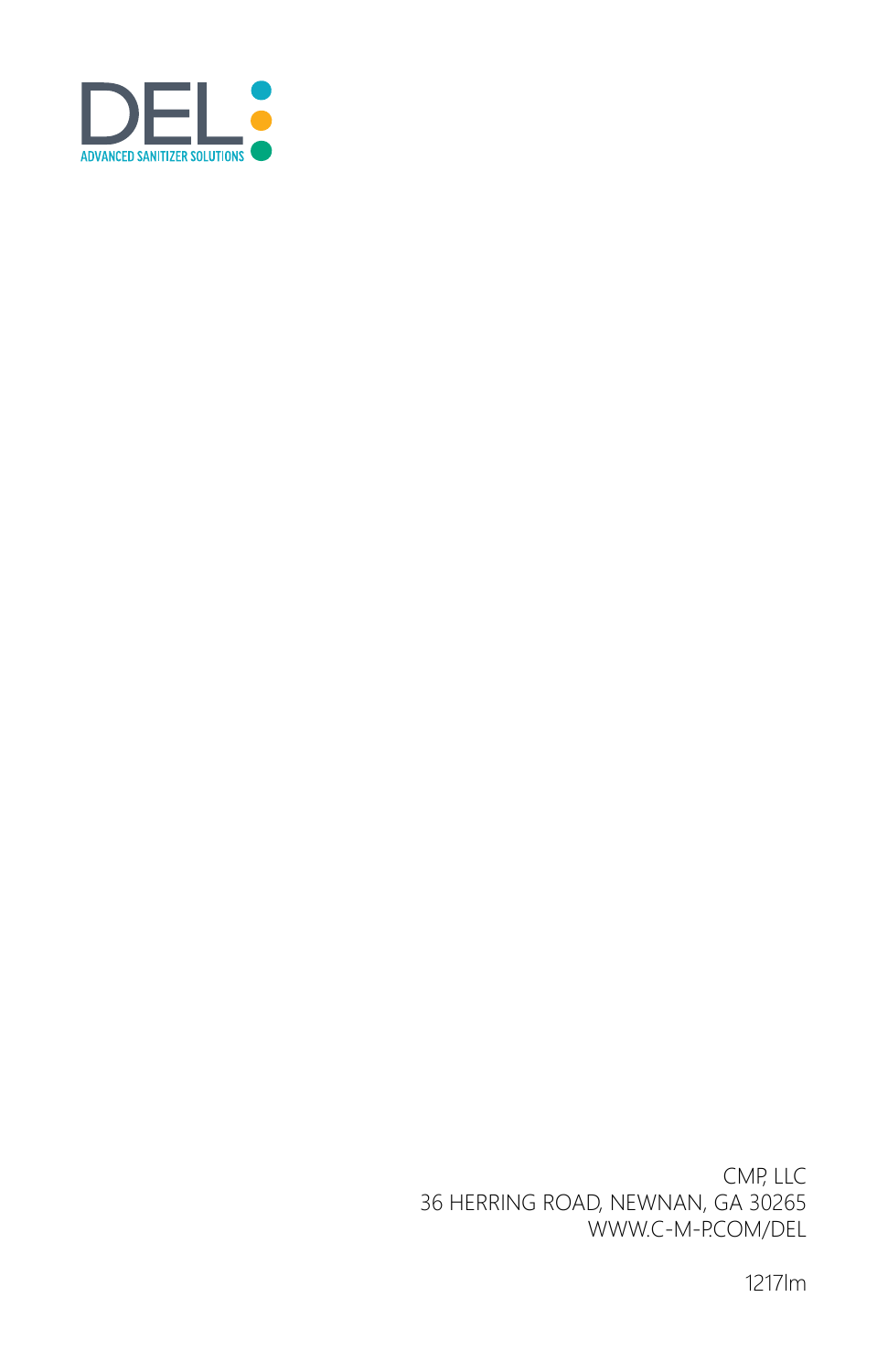DEL

ADVANCED SANITIZER SOLUTIONS

CMP, LLC
36 HERRING ROAD, NEWNAN, GA 30265
WWW.C-M-P.COM/DEL

1217lm